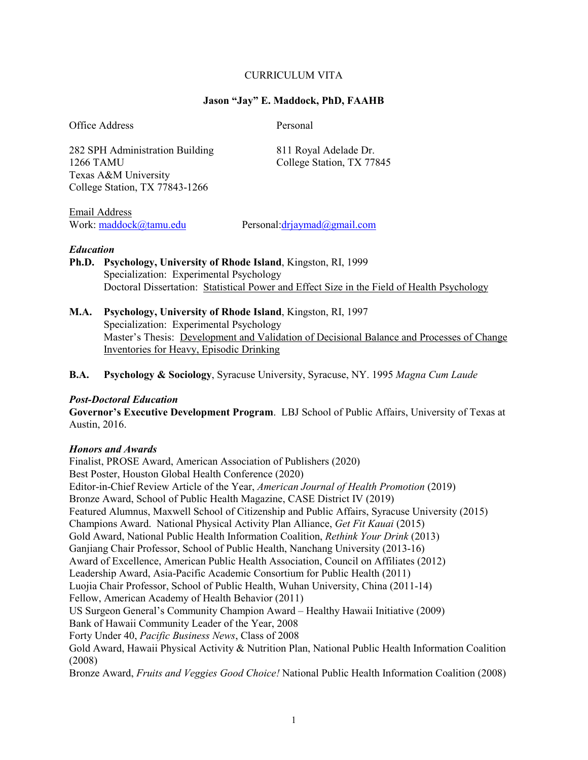CURRICULUM VITA

**Jason "Jay" E. Maddock, PhD, FAAHB**

Office Address

282 SPH Administration Building
1266 TAMU
Texas A&M University
College Station, TX 77843-1266

Personal

811 Royal Adelade Dr.
College Station, TX 77845

Email Address
Work: maddock@tamu.edu
Personal: drjaymad@gmail.com

### *Education*

**Ph.D. Psychology, University of Rhode Island**, Kingston, RI, 1999
Specialization: Experimental Psychology
Doctoral Dissertation: Statistical Power and Effect Size in the Field of Health Psychology

**M.A. Psychology, University of Rhode Island**, Kingston, RI, 1997
Specialization: Experimental Psychology
Master's Thesis: Development and Validation of Decisional Balance and Processes of Change Inventories for Heavy, Episodic Drinking

**B.A. Psychology & Sociology**, Syracuse University, Syracuse, NY. 1995 *Magna Cum Laude*

### *Post-Doctoral Education*

**Governor's Executive Development Program**. LBJ School of Public Affairs, University of Texas at Austin, 2016.

### *Honors and Awards*

Finalist, PROSE Award, American Association of Publishers (2020)
Best Poster, Houston Global Health Conference (2020)
Editor-in-Chief Review Article of the Year, *American Journal of Health Promotion* (2019)
Bronze Award, School of Public Health Magazine, CASE District IV (2019)
Featured Alumnus, Maxwell School of Citizenship and Public Affairs, Syracuse University (2015)
Champions Award. National Physical Activity Plan Alliance, *Get Fit Kauai* (2015)
Gold Award, National Public Health Information Coalition, *Rethink Your Drink* (2013)
Ganjiang Chair Professor, School of Public Health, Nanchang University (2013-16)
Award of Excellence, American Public Health Association, Council on Affiliates (2012)
Leadership Award, Asia-Pacific Academic Consortium for Public Health (2011)
Luojia Chair Professor, School of Public Health, Wuhan University, China (2011-14)
Fellow, American Academy of Health Behavior (2011)
US Surgeon General's Community Champion Award – Healthy Hawaii Initiative (2009)
Bank of Hawaii Community Leader of the Year, 2008
Forty Under 40, *Pacific Business News*, Class of 2008
Gold Award, Hawaii Physical Activity & Nutrition Plan, National Public Health Information Coalition (2008)
Bronze Award, *Fruits and Veggies Good Choice!* National Public Health Information Coalition (2008)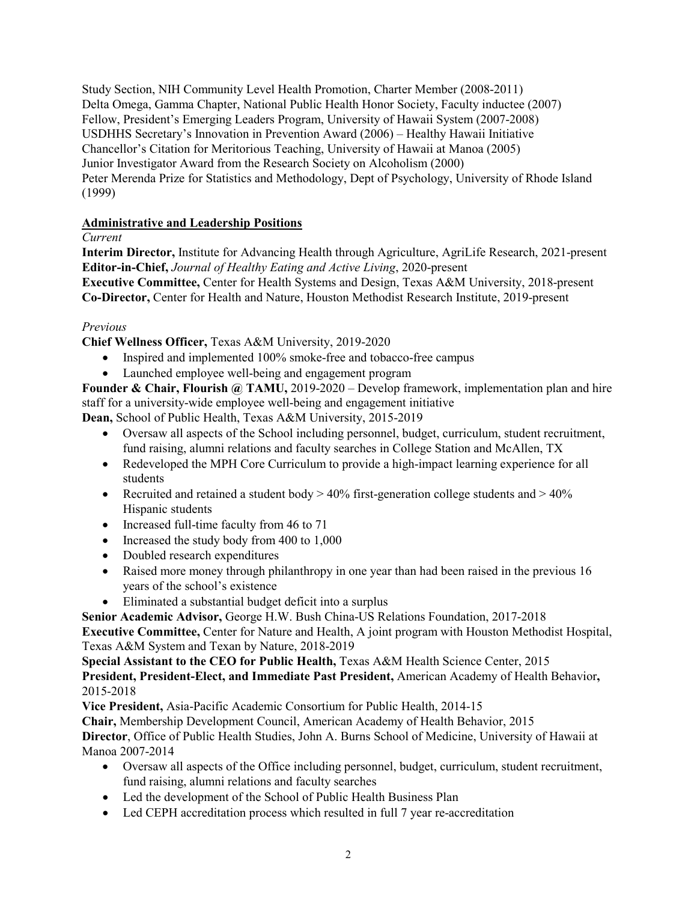Study Section, NIH Community Level Health Promotion, Charter Member (2008-2011)
Delta Omega, Gamma Chapter, National Public Health Honor Society, Faculty inductee (2007)
Fellow, President's Emerging Leaders Program, University of Hawaii System (2007-2008)
USDHHS Secretary's Innovation in Prevention Award (2006) – Healthy Hawaii Initiative
Chancellor's Citation for Meritorious Teaching, University of Hawaii at Manoa (2005)
Junior Investigator Award from the Research Society on Alcoholism (2000)
Peter Merenda Prize for Statistics and Methodology, Dept of Psychology, University of Rhode Island (1999)

## Administrative and Leadership Positions

*Current*

**Interim Director,** Institute for Advancing Health through Agriculture, AgriLife Research, 2021-present
**Editor-in-Chief,** *Journal of Healthy Eating and Active Living*, 2020-present
**Executive Committee,** Center for Health Systems and Design, Texas A&M University, 2018-present
**Co-Director,** Center for Health and Nature, Houston Methodist Research Institute, 2019-present

*Previous*

**Chief Wellness Officer,** Texas A&M University, 2019-2020

- Inspired and implemented 100% smoke-free and tobacco-free campus
- Launched employee well-being and engagement program

**Founder & Chair, Flourish @ TAMU,** 2019-2020 – Develop framework, implementation plan and hire staff for a university-wide employee well-being and engagement initiative

**Dean,** School of Public Health, Texas A&M University, 2015-2019

- Oversaw all aspects of the School including personnel, budget, curriculum, student recruitment, fund raising, alumni relations and faculty searches in College Station and McAllen, TX
- Redeveloped the MPH Core Curriculum to provide a high-impact learning experience for all students
- Recruited and retained a student body > 40% first-generation college students and > 40% Hispanic students
- Increased full-time faculty from 46 to 71
- Increased the study body from 400 to 1,000
- Doubled research expenditures
- Raised more money through philanthropy in one year than had been raised in the previous 16 years of the school's existence
- Eliminated a substantial budget deficit into a surplus

**Senior Academic Advisor,** George H.W. Bush China-US Relations Foundation, 2017-2018
**Executive Committee,** Center for Nature and Health, A joint program with Houston Methodist Hospital, Texas A&M System and Texan by Nature, 2018-2019
**Special Assistant to the CEO for Public Health,** Texas A&M Health Science Center, 2015
**President, President-Elect, and Immediate Past President,** American Academy of Health Behavior**,** 2015-2018
**Vice President,** Asia-Pacific Academic Consortium for Public Health, 2014-15
**Chair,** Membership Development Council, American Academy of Health Behavior, 2015
**Director**, Office of Public Health Studies, John A. Burns School of Medicine, University of Hawaii at Manoa 2007-2014

- Oversaw all aspects of the Office including personnel, budget, curriculum, student recruitment, fund raising, alumni relations and faculty searches
- Led the development of the School of Public Health Business Plan
- Led CEPH accreditation process which resulted in full 7 year re-accreditation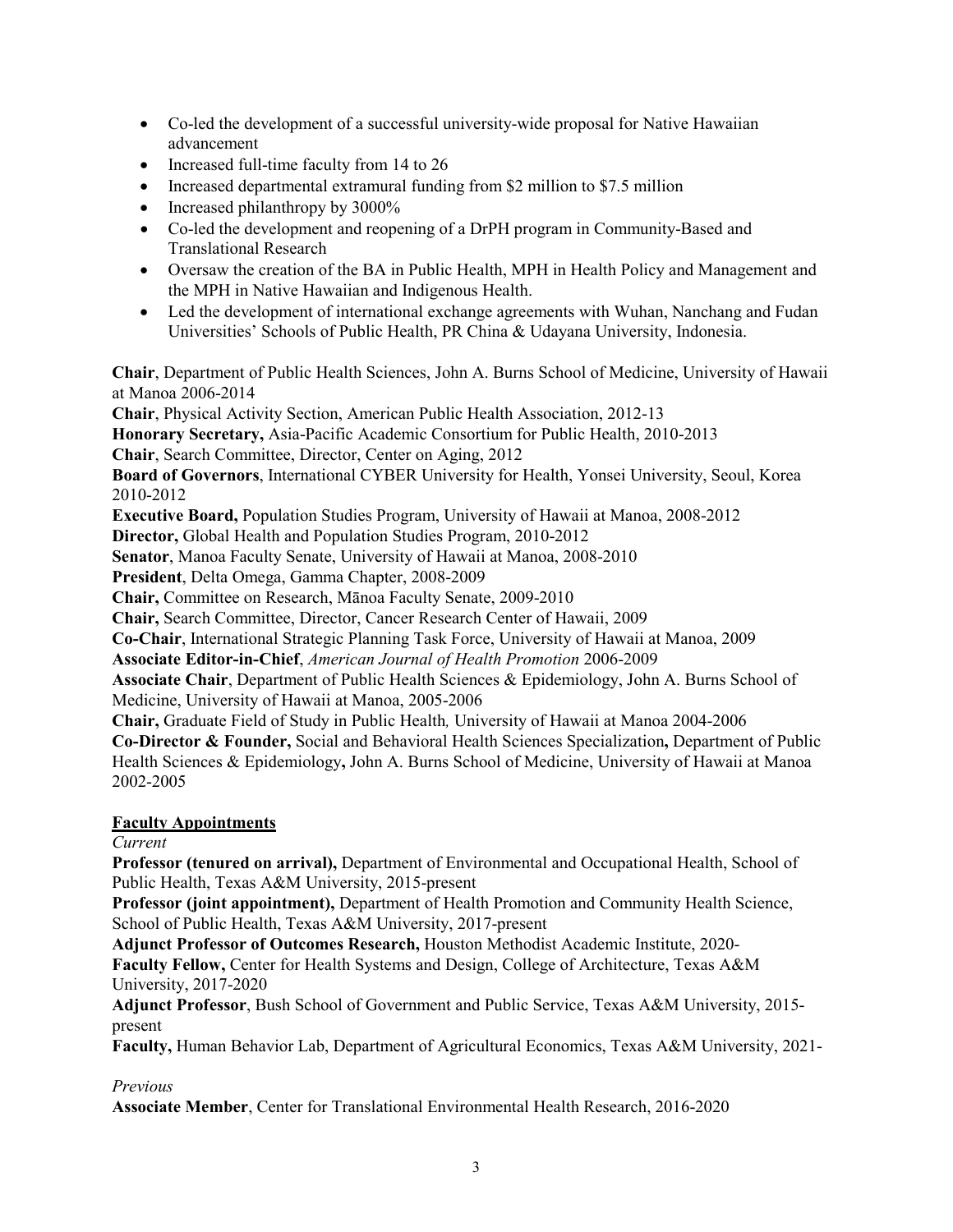- Co-led the development of a successful university-wide proposal for Native Hawaiian advancement
- Increased full-time faculty from 14 to 26
- Increased departmental extramural funding from $2 million to $7.5 million
- Increased philanthropy by 3000%
- Co-led the development and reopening of a DrPH program in Community-Based and Translational Research
- Oversaw the creation of the BA in Public Health, MPH in Health Policy and Management and the MPH in Native Hawaiian and Indigenous Health.
- Led the development of international exchange agreements with Wuhan, Nanchang and Fudan Universities' Schools of Public Health, PR China & Udayana University, Indonesia.

**Chair**, Department of Public Health Sciences, John A. Burns School of Medicine, University of Hawaii at Manoa 2006-2014
**Chair**, Physical Activity Section, American Public Health Association, 2012-13
**Honorary Secretary,** Asia-Pacific Academic Consortium for Public Health, 2010-2013
**Chair**, Search Committee, Director, Center on Aging, 2012
**Board of Governors**, International CYBER University for Health, Yonsei University, Seoul, Korea 2010-2012
**Executive Board,** Population Studies Program, University of Hawaii at Manoa, 2008-2012
**Director,** Global Health and Population Studies Program, 2010-2012
**Senator**, Manoa Faculty Senate, University of Hawaii at Manoa, 2008-2010
**President**, Delta Omega, Gamma Chapter, 2008-2009
**Chair,** Committee on Research, Mānoa Faculty Senate, 2009-2010
**Chair,** Search Committee, Director, Cancer Research Center of Hawaii, 2009
**Co-Chair**, International Strategic Planning Task Force, University of Hawaii at Manoa, 2009
**Associate Editor-in-Chief**, *American Journal of Health Promotion* 2006-2009
**Associate Chair**, Department of Public Health Sciences & Epidemiology, John A. Burns School of Medicine, University of Hawaii at Manoa, 2005-2006
**Chair,** Graduate Field of Study in Public Health*,* University of Hawaii at Manoa 2004-2006
**Co-Director & Founder,** Social and Behavioral Health Sciences Specialization**,** Department of Public Health Sciences & Epidemiology**,** John A. Burns School of Medicine, University of Hawaii at Manoa 2002-2005

**Faculty Appointments**

*Current*

**Professor (tenured on arrival),** Department of Environmental and Occupational Health, School of Public Health, Texas A&M University, 2015-present
**Professor (joint appointment),** Department of Health Promotion and Community Health Science, School of Public Health, Texas A&M University, 2017-present
**Adjunct Professor of Outcomes Research,** Houston Methodist Academic Institute, 2020-
**Faculty Fellow,** Center for Health Systems and Design, College of Architecture, Texas A&M University, 2017-2020
**Adjunct Professor**, Bush School of Government and Public Service, Texas A&M University, 2015-present
**Faculty,** Human Behavior Lab, Department of Agricultural Economics, Texas A&M University, 2021-

*Previous*

**Associate Member**, Center for Translational Environmental Health Research, 2016-2020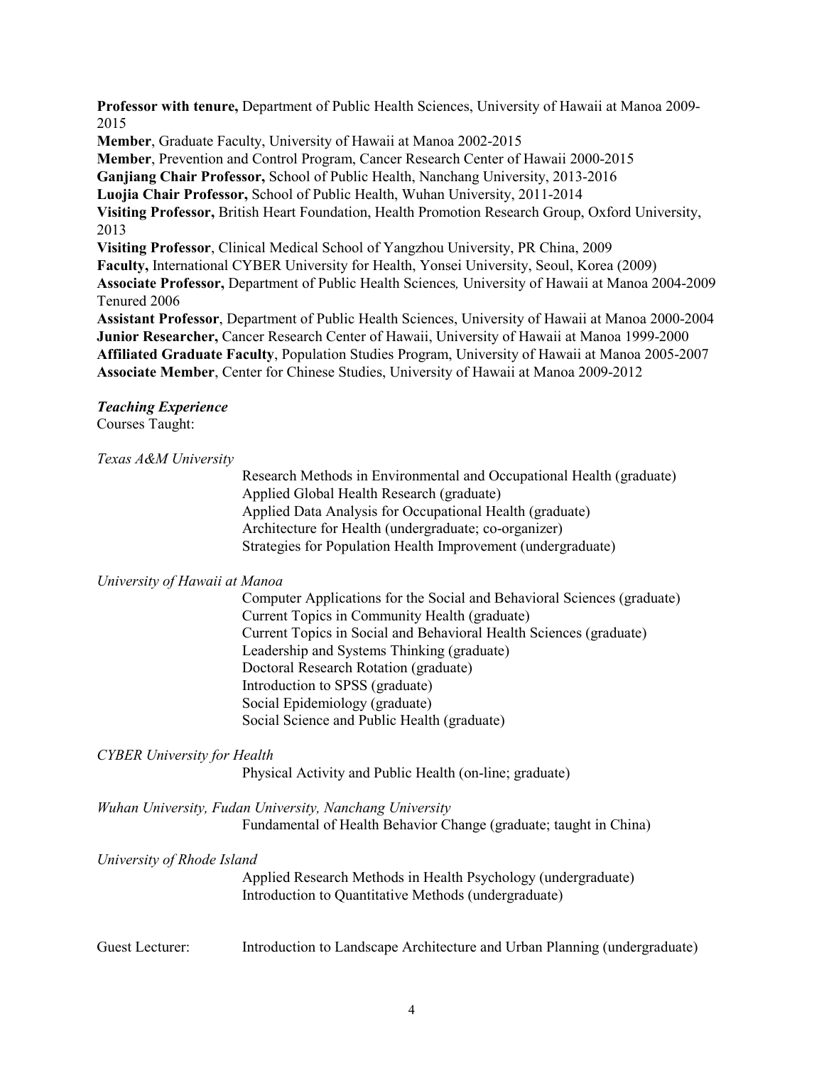**Professor with tenure,** Department of Public Health Sciences, University of Hawaii at Manoa 2009-2015

**Member**, Graduate Faculty, University of Hawaii at Manoa 2002-2015

**Member**, Prevention and Control Program, Cancer Research Center of Hawaii 2000-2015

**Ganjiang Chair Professor,** School of Public Health, Nanchang University, 2013-2016

**Luojia Chair Professor,** School of Public Health, Wuhan University, 2011-2014

**Visiting Professor,** British Heart Foundation, Health Promotion Research Group, Oxford University, 2013

**Visiting Professor**, Clinical Medical School of Yangzhou University, PR China, 2009

**Faculty,** International CYBER University for Health, Yonsei University, Seoul, Korea (2009)

**Associate Professor,** Department of Public Health Sciences*,* University of Hawaii at Manoa 2004-2009 Tenured 2006

**Assistant Professor**, Department of Public Health Sciences, University of Hawaii at Manoa 2000-2004

**Junior Researcher,** Cancer Research Center of Hawaii, University of Hawaii at Manoa 1999-2000

**Affiliated Graduate Faculty**, Population Studies Program, University of Hawaii at Manoa 2005-2007

**Associate Member**, Center for Chinese Studies, University of Hawaii at Manoa 2009-2012

***Teaching Experience***

Courses Taught:

*Texas A&M University*

- Research Methods in Environmental and Occupational Health (graduate)
- Applied Global Health Research (graduate)
- Applied Data Analysis for Occupational Health (graduate)
- Architecture for Health (undergraduate; co-organizer)
- Strategies for Population Health Improvement (undergraduate)

*University of Hawaii at Manoa*

- Computer Applications for the Social and Behavioral Sciences (graduate)
- Current Topics in Community Health (graduate)
- Current Topics in Social and Behavioral Health Sciences (graduate)
- Leadership and Systems Thinking (graduate)
- Doctoral Research Rotation (graduate)
- Introduction to SPSS (graduate)
- Social Epidemiology (graduate)
- Social Science and Public Health (graduate)

*CYBER University for Health*

- Physical Activity and Public Health (on-line; graduate)

*Wuhan University, Fudan University, Nanchang University*

- Fundamental of Health Behavior Change (graduate; taught in China)

*University of Rhode Island*

- Applied Research Methods in Health Psychology (undergraduate)
- Introduction to Quantitative Methods (undergraduate)

Guest Lecturer: Introduction to Landscape Architecture and Urban Planning (undergraduate)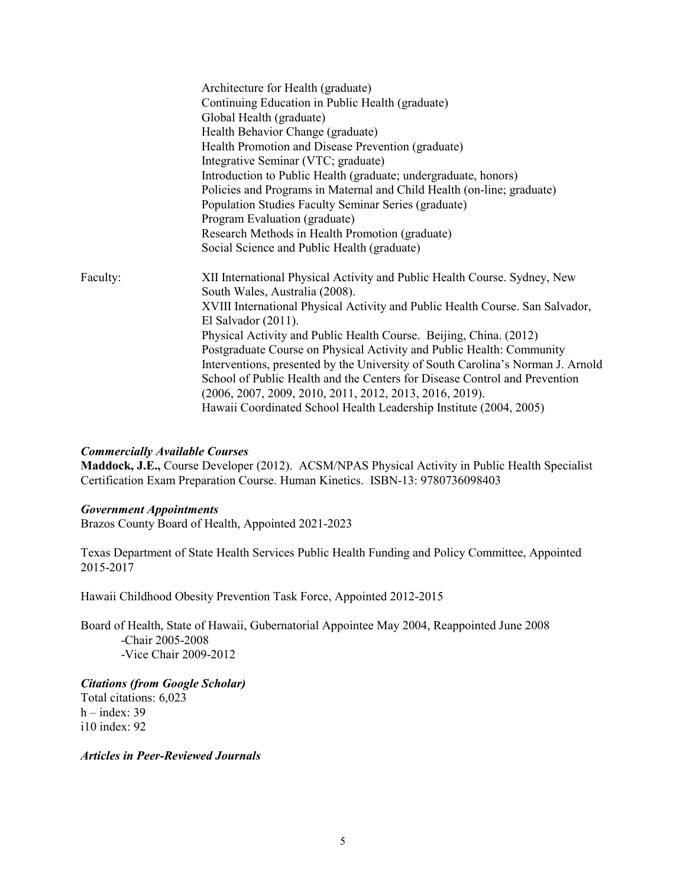Architecture for Health (graduate)
Continuing Education in Public Health (graduate)
Global Health (graduate)
Health Behavior Change (graduate)
Health Promotion and Disease Prevention (graduate)
Integrative Seminar (VTC; graduate)
Introduction to Public Health (graduate; undergraduate, honors)
Policies and Programs in Maternal and Child Health (on-line; graduate)
Population Studies Faculty Seminar Series (graduate)
Program Evaluation (graduate)
Research Methods in Health Promotion (graduate)
Social Science and Public Health (graduate)

Faculty:
XII International Physical Activity and Public Health Course. Sydney, New South Wales, Australia (2008).
XVIII International Physical Activity and Public Health Course. San Salvador, El Salvador (2011).
Physical Activity and Public Health Course. Beijing, China. (2012)
Postgraduate Course on Physical Activity and Public Health: Community Interventions, presented by the University of South Carolina's Norman J. Arnold School of Public Health and the Centers for Disease Control and Prevention (2006, 2007, 2009, 2010, 2011, 2012, 2013, 2016, 2019).
Hawaii Coordinated School Health Leadership Institute (2004, 2005)

***Commercially Available Courses***

**Maddock, J.E.,** Course Developer (2012). ACSM/NPAS Physical Activity in Public Health Specialist Certification Exam Preparation Course. Human Kinetics. ISBN-13: 9780736098403

***Government Appointments***

Brazos County Board of Health, Appointed 2021-2023

Texas Department of State Health Services Public Health Funding and Policy Committee, Appointed 2015-2017

Hawaii Childhood Obesity Prevention Task Force, Appointed 2012-2015

Board of Health, State of Hawaii, Gubernatorial Appointee May 2004, Reappointed June 2008
-Chair 2005-2008
-Vice Chair 2009-2012

***Citations (from Google Scholar)***

Total citations: 6,023
h – index: 39
i10 index: 92

***Articles in Peer-Reviewed Journals***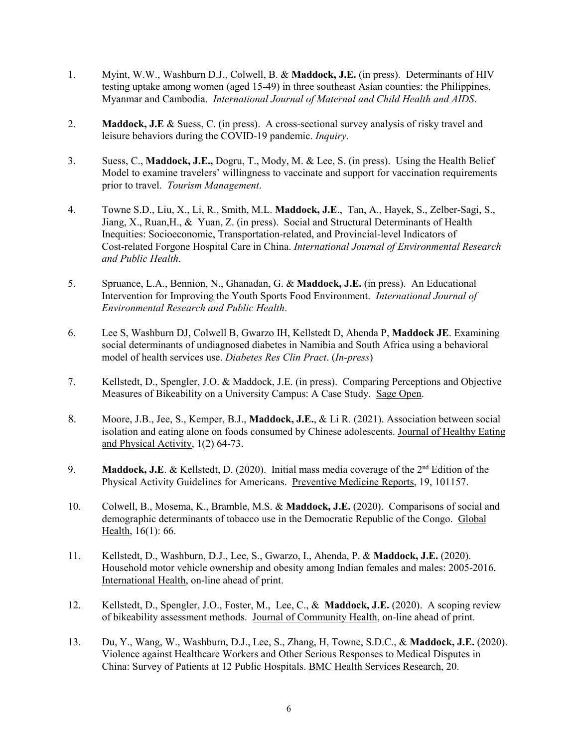1. Myint, W.W., Washburn D.J., Colwell, B. & **Maddock, J.E.** (in press). Determinants of HIV testing uptake among women (aged 15-49) in three southeast Asian counties: the Philippines, Myanmar and Cambodia. *International Journal of Maternal and Child Health and AIDS*.

2. **Maddock, J.E** & Suess, C. (in press). A cross-sectional survey analysis of risky travel and leisure behaviors during the COVID-19 pandemic. *Inquiry*.

3. Suess, C., **Maddock, J.E.,** Dogru, T., Mody, M. & Lee, S. (in press). Using the Health Belief Model to examine travelers' willingness to vaccinate and support for vaccination requirements prior to travel. *Tourism Management*.

4. Towne S.D., Liu, X., Li, R., Smith, M.L. **Maddock, J.E**., Tan, A., Hayek, S., Zelber-Sagi, S., Jiang, X., Ruan,H., & Yuan, Z. (in press). Social and Structural Determinants of Health Inequities: Socioeconomic, Transportation-related, and Provincial-level Indicators of Cost-related Forgone Hospital Care in China. *International Journal of Environmental Research and Public Health*.

5. Spruance, L.A., Bennion, N., Ghanadan, G. & **Maddock, J.E.** (in press). An Educational Intervention for Improving the Youth Sports Food Environment. *International Journal of Environmental Research and Public Health*.

6. Lee S, Washburn DJ, Colwell B, Gwarzo IH, Kellstedt D, Ahenda P, **Maddock JE**. Examining social determinants of undiagnosed diabetes in Namibia and South Africa using a behavioral model of health services use. *Diabetes Res Clin Pract*. (*In-press*)

7. Kellstedt, D., Spengler, J.O. & Maddock, J.E. (in press). Comparing Perceptions and Objective Measures of Bikeability on a University Campus: A Case Study. Sage Open.

8. Moore, J.B., Jee, S., Kemper, B.J., **Maddock, J.E.**, & Li R. (2021). Association between social isolation and eating alone on foods consumed by Chinese adolescents. Journal of Healthy Eating and Physical Activity, 1(2) 64-73.

9. **Maddock, J.E**. & Kellstedt, D. (2020). Initial mass media coverage of the 2nd Edition of the Physical Activity Guidelines for Americans. Preventive Medicine Reports, 19, 101157.

10. Colwell, B., Mosema, K., Bramble, M.S. & **Maddock, J.E.** (2020). Comparisons of social and demographic determinants of tobacco use in the Democratic Republic of the Congo. Global Health, 16(1): 66.

11. Kellstedt, D., Washburn, D.J., Lee, S., Gwarzo, I., Ahenda, P. & **Maddock, J.E.** (2020). Household motor vehicle ownership and obesity among Indian females and males: 2005-2016. International Health, on-line ahead of print.

12. Kellstedt, D., Spengler, J.O., Foster, M., Lee, C., & **Maddock, J.E.** (2020). A scoping review of bikeability assessment methods. Journal of Community Health, on-line ahead of print.

13. Du, Y., Wang, W., Washburn, D.J., Lee, S., Zhang, H, Towne, S.D.C., & **Maddock, J.E.** (2020). Violence against Healthcare Workers and Other Serious Responses to Medical Disputes in China: Survey of Patients at 12 Public Hospitals. BMC Health Services Research, 20.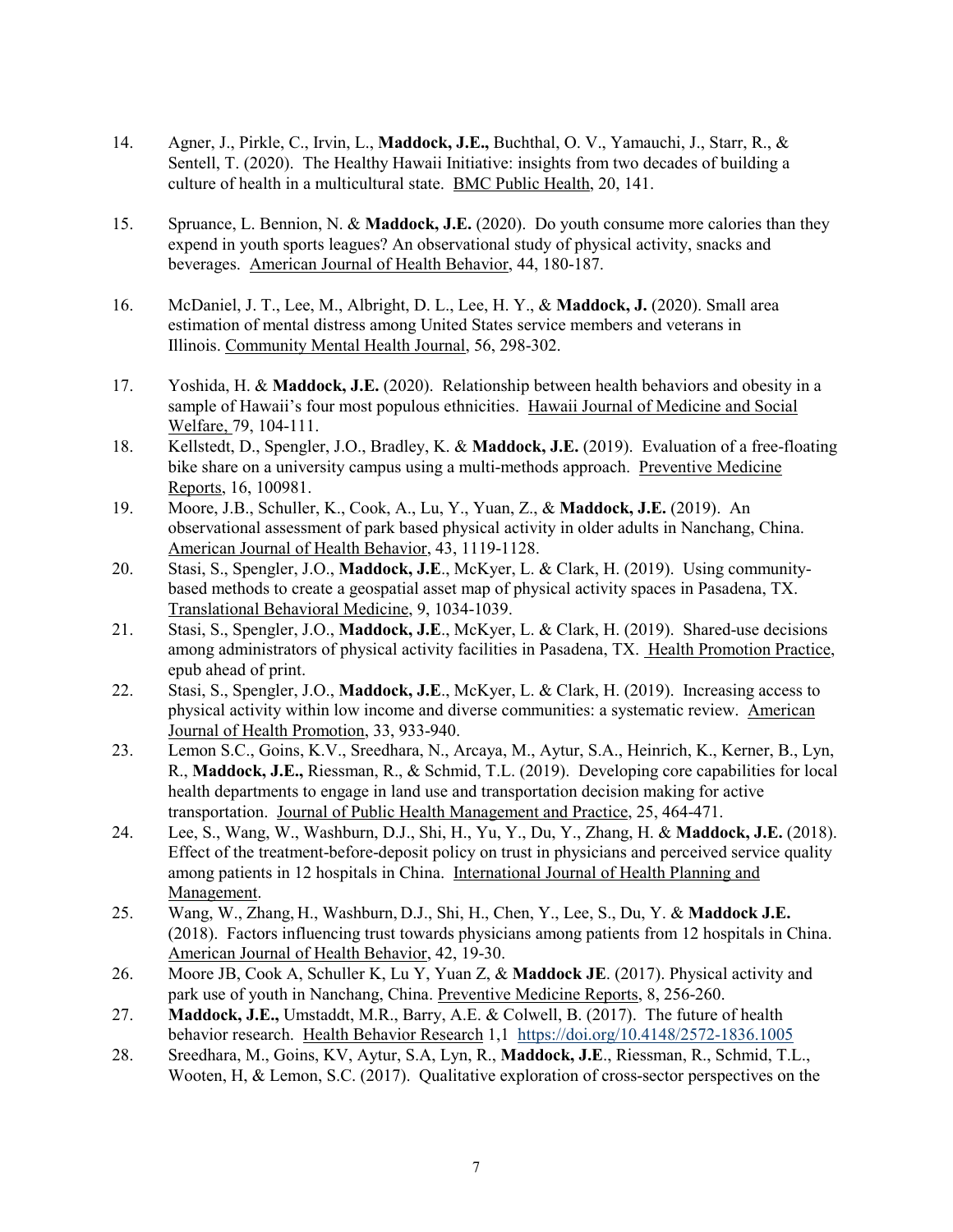14. Agner, J., Pirkle, C., Irvin, L., **Maddock, J.E.,** Buchthal, O. V., Yamauchi, J., Starr, R., & Sentell, T. (2020). The Healthy Hawaii Initiative: insights from two decades of building a culture of health in a multicultural state. BMC Public Health, 20, 141.

15. Spruance, L. Bennion, N. & **Maddock, J.E.** (2020). Do youth consume more calories than they expend in youth sports leagues? An observational study of physical activity, snacks and beverages. American Journal of Health Behavior, 44, 180-187.

16. McDaniel, J. T., Lee, M., Albright, D. L., Lee, H. Y., & **Maddock, J.** (2020). Small area estimation of mental distress among United States service members and veterans in Illinois. Community Mental Health Journal, 56, 298-302.

17. Yoshida, H. & **Maddock, J.E.** (2020). Relationship between health behaviors and obesity in a sample of Hawaii's four most populous ethnicities. Hawaii Journal of Medicine and Social Welfare, 79, 104-111.
18. Kellstedt, D., Spengler, J.O., Bradley, K. & **Maddock, J.E.** (2019). Evaluation of a free-floating bike share on a university campus using a multi-methods approach. Preventive Medicine Reports, 16, 100981.
19. Moore, J.B., Schuller, K., Cook, A., Lu, Y., Yuan, Z., & **Maddock, J.E.** (2019). An observational assessment of park based physical activity in older adults in Nanchang, China. American Journal of Health Behavior, 43, 1119-1128.
20. Stasi, S., Spengler, J.O., **Maddock, J.E**., McKyer, L. & Clark, H. (2019). Using community-based methods to create a geospatial asset map of physical activity spaces in Pasadena, TX. Translational Behavioral Medicine, 9, 1034-1039.
21. Stasi, S., Spengler, J.O., **Maddock, J.E**., McKyer, L. & Clark, H. (2019). Shared-use decisions among administrators of physical activity facilities in Pasadena, TX. Health Promotion Practice, epub ahead of print.
22. Stasi, S., Spengler, J.O., **Maddock, J.E**., McKyer, L. & Clark, H. (2019). Increasing access to physical activity within low income and diverse communities: a systematic review. American Journal of Health Promotion, 33, 933-940.
23. Lemon S.C., Goins, K.V., Sreedhara, N., Arcaya, M., Aytur, S.A., Heinrich, K., Kerner, B., Lyn, R., **Maddock, J.E.,** Riessman, R., & Schmid, T.L. (2019). Developing core capabilities for local health departments to engage in land use and transportation decision making for active transportation. Journal of Public Health Management and Practice, 25, 464-471.
24. Lee, S., Wang, W., Washburn, D.J., Shi, H., Yu, Y., Du, Y., Zhang, H. & **Maddock, J.E.** (2018). Effect of the treatment-before-deposit policy on trust in physicians and perceived service quality among patients in 12 hospitals in China. International Journal of Health Planning and Management.
25. Wang, W., Zhang, H., Washburn, D.J., Shi, H., Chen, Y., Lee, S., Du, Y. & **Maddock J.E.** (2018). Factors influencing trust towards physicians among patients from 12 hospitals in China. American Journal of Health Behavior, 42, 19-30.
26. Moore JB, Cook A, Schuller K, Lu Y, Yuan Z, & **Maddock JE**. (2017). Physical activity and park use of youth in Nanchang, China. Preventive Medicine Reports, 8, 256-260.
27. **Maddock, J.E.,** Umstaddt, M.R., Barry, A.E. & Colwell, B. (2017). The future of health behavior research. Health Behavior Research 1,1 https://doi.org/10.4148/2572-1836.1005
28. Sreedhara, M., Goins, KV, Aytur, S.A, Lyn, R., **Maddock, J.E**., Riessman, R., Schmid, T.L., Wooten, H, & Lemon, S.C. (2017). Qualitative exploration of cross-sector perspectives on the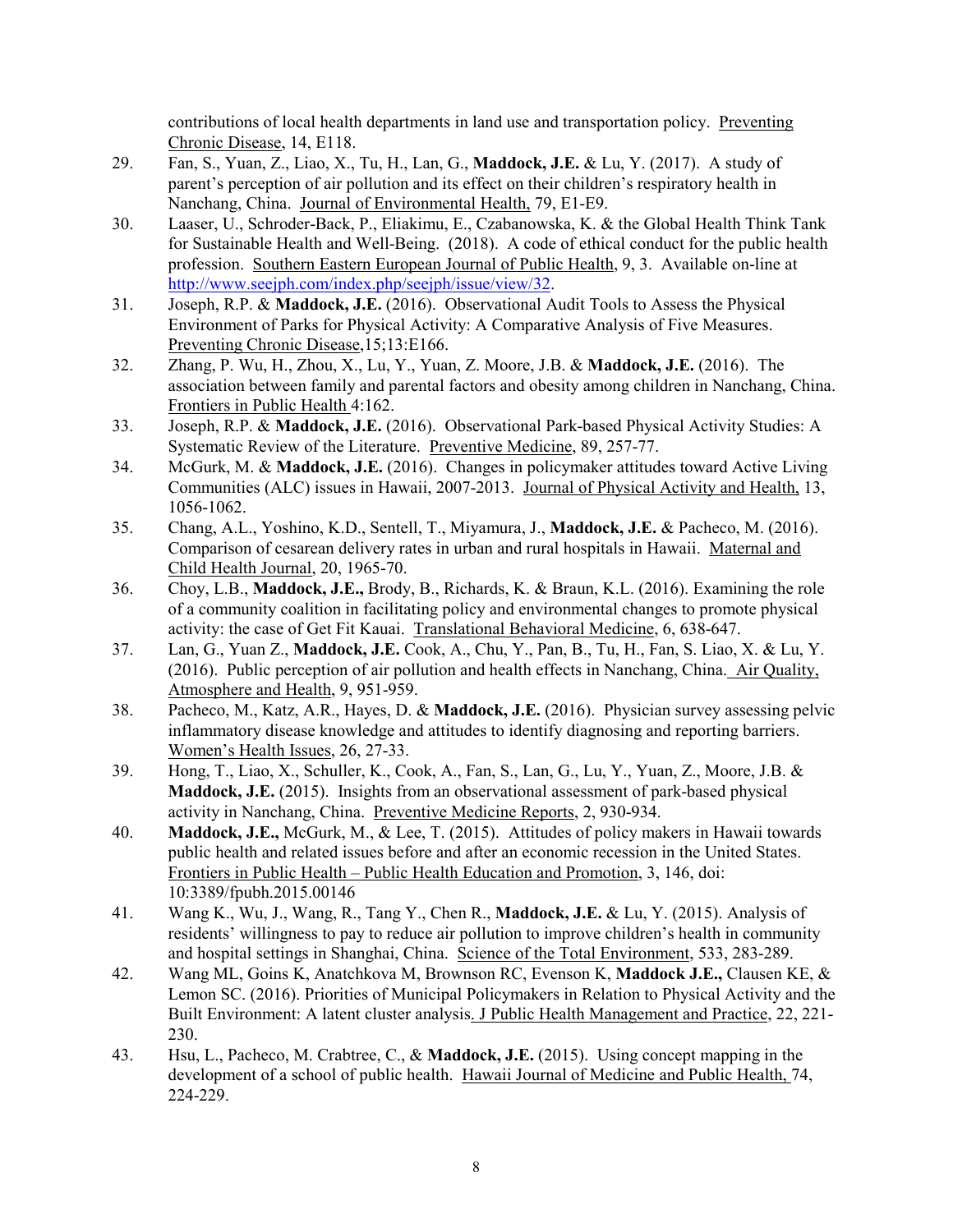contributions of local health departments in land use and transportation policy. Preventing Chronic Disease, 14, E118.

29. Fan, S., Yuan, Z., Liao, X., Tu, H., Lan, G., **Maddock, J.E.** & Lu, Y. (2017). A study of parent's perception of air pollution and its effect on their children's respiratory health in Nanchang, China. Journal of Environmental Health, 79, E1-E9.

30. Laaser, U., Schroder-Back, P., Eliakimu, E., Czabanowska, K. & the Global Health Think Tank for Sustainable Health and Well-Being. (2018). A code of ethical conduct for the public health profession. Southern Eastern European Journal of Public Health, 9, 3. Available on-line at http://www.seejph.com/index.php/seejph/issue/view/32.

31. Joseph, R.P. & **Maddock, J.E.** (2016). Observational Audit Tools to Assess the Physical Environment of Parks for Physical Activity: A Comparative Analysis of Five Measures. Preventing Chronic Disease,15;13:E166.

32. Zhang, P. Wu, H., Zhou, X., Lu, Y., Yuan, Z. Moore, J.B. & **Maddock, J.E.** (2016). The association between family and parental factors and obesity among children in Nanchang, China. Frontiers in Public Health 4:162.

33. Joseph, R.P. & **Maddock, J.E.** (2016). Observational Park-based Physical Activity Studies: A Systematic Review of the Literature. Preventive Medicine, 89, 257-77.

34. McGurk, M. & **Maddock, J.E.** (2016). Changes in policymaker attitudes toward Active Living Communities (ALC) issues in Hawaii, 2007-2013. Journal of Physical Activity and Health, 13, 1056-1062.

35. Chang, A.L., Yoshino, K.D., Sentell, T., Miyamura, J., **Maddock, J.E.** & Pacheco, M. (2016). Comparison of cesarean delivery rates in urban and rural hospitals in Hawaii. Maternal and Child Health Journal, 20, 1965-70.

36. Choy, L.B., **Maddock, J.E.,** Brody, B., Richards, K. & Braun, K.L. (2016). Examining the role of a community coalition in facilitating policy and environmental changes to promote physical activity: the case of Get Fit Kauai. Translational Behavioral Medicine, 6, 638-647.

37. Lan, G., Yuan Z., **Maddock, J.E.** Cook, A., Chu, Y., Pan, B., Tu, H., Fan, S. Liao, X. & Lu, Y. (2016). Public perception of air pollution and health effects in Nanchang, China. Air Quality, Atmosphere and Health, 9, 951-959.

38. Pacheco, M., Katz, A.R., Hayes, D. & **Maddock, J.E.** (2016). Physician survey assessing pelvic inflammatory disease knowledge and attitudes to identify diagnosing and reporting barriers. Women's Health Issues, 26, 27-33.

39. Hong, T., Liao, X., Schuller, K., Cook, A., Fan, S., Lan, G., Lu, Y., Yuan, Z., Moore, J.B. & **Maddock, J.E.** (2015). Insights from an observational assessment of park-based physical activity in Nanchang, China. Preventive Medicine Reports, 2, 930-934.

40. **Maddock, J.E.,** McGurk, M., & Lee, T. (2015). Attitudes of policy makers in Hawaii towards public health and related issues before and after an economic recession in the United States. Frontiers in Public Health – Public Health Education and Promotion, 3, 146, doi: 10:3389/fpubh.2015.00146

41. Wang K., Wu, J., Wang, R., Tang Y., Chen R., **Maddock, J.E.** & Lu, Y. (2015). Analysis of residents' willingness to pay to reduce air pollution to improve children's health in community and hospital settings in Shanghai, China. Science of the Total Environment, 533, 283-289.

42. Wang ML, Goins K, Anatchkova M, Brownson RC, Evenson K, **Maddock J.E.,** Clausen KE, & Lemon SC. (2016). Priorities of Municipal Policymakers in Relation to Physical Activity and the Built Environment: A latent cluster analysis. J Public Health Management and Practice, 22, 221-230.

43. Hsu, L., Pacheco, M. Crabtree, C., & **Maddock, J.E.** (2015). Using concept mapping in the development of a school of public health. Hawaii Journal of Medicine and Public Health, 74, 224-229.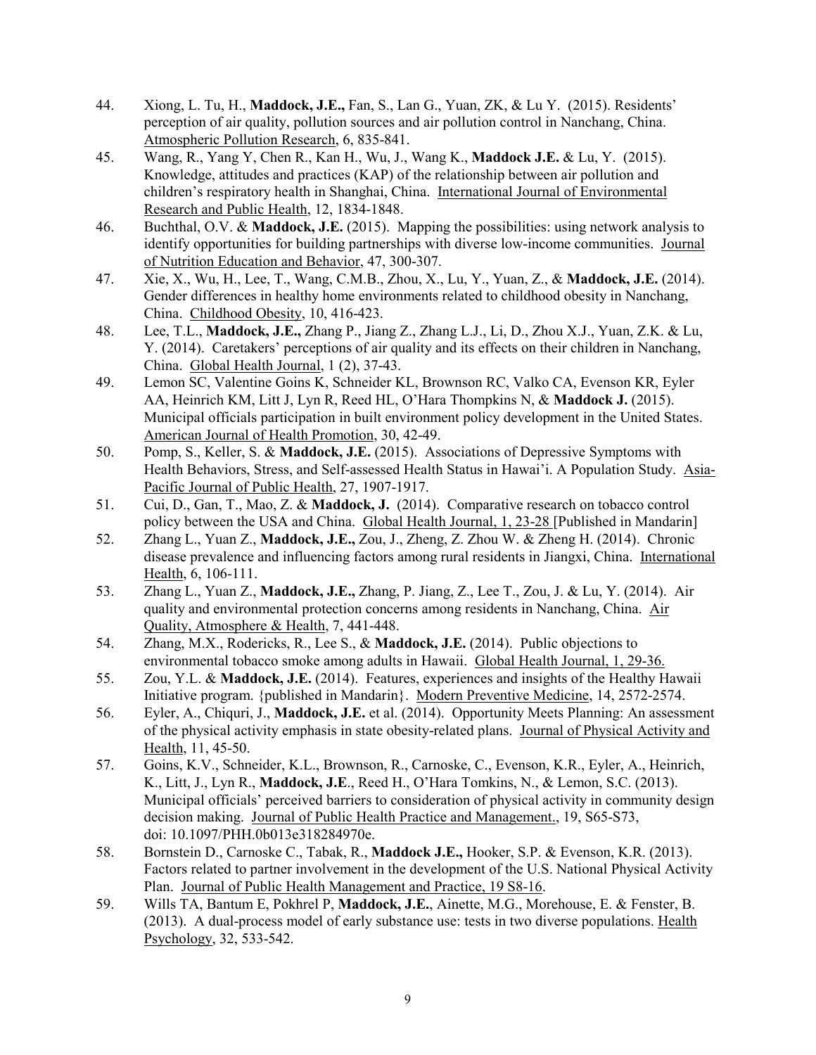44. Xiong, L. Tu, H., **Maddock, J.E.,** Fan, S., Lan G., Yuan, ZK, & Lu Y. (2015). Residents' perception of air quality, pollution sources and air pollution control in Nanchang, China. Atmospheric Pollution Research, 6, 835-841.
45. Wang, R., Yang Y, Chen R., Kan H., Wu, J., Wang K., **Maddock J.E.** & Lu, Y. (2015). Knowledge, attitudes and practices (KAP) of the relationship between air pollution and children's respiratory health in Shanghai, China. International Journal of Environmental Research and Public Health, 12, 1834-1848.
46. Buchthal, O.V. & **Maddock, J.E.** (2015). Mapping the possibilities: using network analysis to identify opportunities for building partnerships with diverse low-income communities. Journal of Nutrition Education and Behavior, 47, 300-307.
47. Xie, X., Wu, H., Lee, T., Wang, C.M.B., Zhou, X., Lu, Y., Yuan, Z., & **Maddock, J.E.** (2014). Gender differences in healthy home environments related to childhood obesity in Nanchang, China. Childhood Obesity, 10, 416-423.
48. Lee, T.L., **Maddock, J.E.,** Zhang P., Jiang Z., Zhang L.J., Li, D., Zhou X.J., Yuan, Z.K. & Lu, Y. (2014). Caretakers' perceptions of air quality and its effects on their children in Nanchang, China. Global Health Journal, 1 (2), 37-43.
49. Lemon SC, Valentine Goins K, Schneider KL, Brownson RC, Valko CA, Evenson KR, Eyler AA, Heinrich KM, Litt J, Lyn R, Reed HL, O'Hara Thompkins N, & **Maddock J.** (2015). Municipal officials participation in built environment policy development in the United States. American Journal of Health Promotion, 30, 42-49.
50. Pomp, S., Keller, S. & **Maddock, J.E.** (2015). Associations of Depressive Symptoms with Health Behaviors, Stress, and Self-assessed Health Status in Hawai'i. A Population Study. Asia-Pacific Journal of Public Health, 27, 1907-1917.
51. Cui, D., Gan, T., Mao, Z. & **Maddock, J.** (2014). Comparative research on tobacco control policy between the USA and China. Global Health Journal, 1, 23-28 [Published in Mandarin]
52. Zhang L., Yuan Z., **Maddock, J.E.,** Zou, J., Zheng, Z. Zhou W. & Zheng H. (2014). Chronic disease prevalence and influencing factors among rural residents in Jiangxi, China. International Health, 6, 106-111.
53. Zhang L., Yuan Z., **Maddock, J.E.,** Zhang, P. Jiang, Z., Lee T., Zou, J. & Lu, Y. (2014). Air quality and environmental protection concerns among residents in Nanchang, China. Air Quality, Atmosphere & Health, 7, 441-448.
54. Zhang, M.X., Rodericks, R., Lee S., & **Maddock, J.E.** (2014). Public objections to environmental tobacco smoke among adults in Hawaii. Global Health Journal, 1, 29-36.
55. Zou, Y.L. & **Maddock, J.E.** (2014). Features, experiences and insights of the Healthy Hawaii Initiative program. {published in Mandarin}. Modern Preventive Medicine, 14, 2572-2574.
56. Eyler, A., Chiquri, J., **Maddock, J.E.** et al. (2014). Opportunity Meets Planning: An assessment of the physical activity emphasis in state obesity-related plans. Journal of Physical Activity and Health, 11, 45-50.
57. Goins, K.V., Schneider, K.L., Brownson, R., Carnoske, C., Evenson, K.R., Eyler, A., Heinrich, K., Litt, J., Lyn R., **Maddock, J.E**., Reed H., O'Hara Tomkins, N., & Lemon, S.C. (2013). Municipal officials' perceived barriers to consideration of physical activity in community design decision making. Journal of Public Health Practice and Management., 19, S65-S73, doi: 10.1097/PHH.0b013e318284970e.
58. Bornstein D., Carnoske C., Tabak, R., **Maddock J.E.,** Hooker, S.P. & Evenson, K.R. (2013). Factors related to partner involvement in the development of the U.S. National Physical Activity Plan. Journal of Public Health Management and Practice, 19 S8-16.
59. Wills TA, Bantum E, Pokhrel P, **Maddock, J.E.**, Ainette, M.G., Morehouse, E. & Fenster, B. (2013). A dual-process model of early substance use: tests in two diverse populations. Health Psychology, 32, 533-542.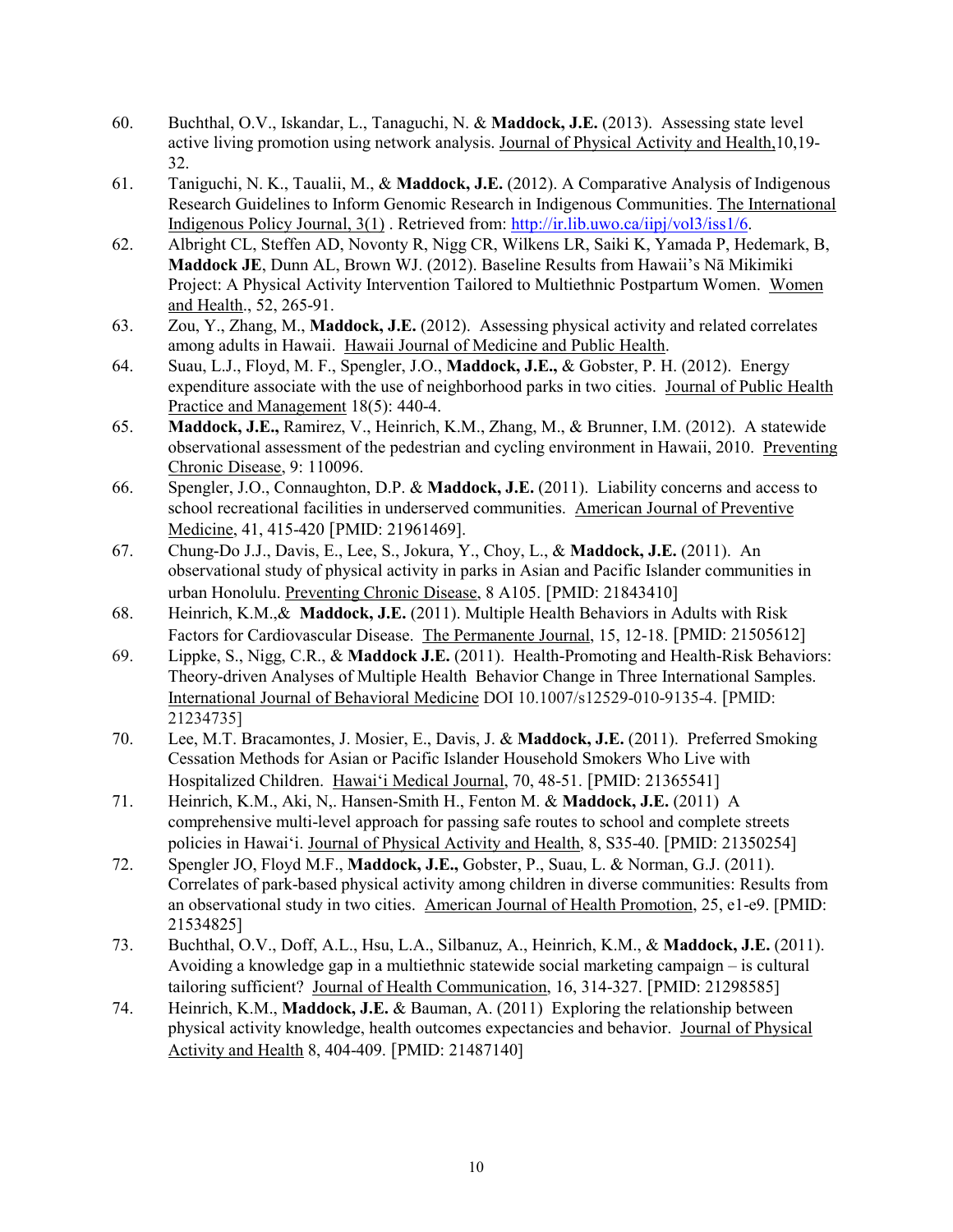60. Buchthal, O.V., Iskandar, L., Tanaguchi, N. & **Maddock, J.E.** (2013). Assessing state level active living promotion using network analysis. Journal of Physical Activity and Health,10,19-32.
61. Taniguchi, N. K., Taualii, M., & **Maddock, J.E.** (2012). A Comparative Analysis of Indigenous Research Guidelines to Inform Genomic Research in Indigenous Communities. The International Indigenous Policy Journal, 3(1) . Retrieved from: http://ir.lib.uwo.ca/iipj/vol3/iss1/6.
62. Albright CL, Steffen AD, Novonty R, Nigg CR, Wilkens LR, Saiki K, Yamada P, Hedemark, B, **Maddock JE**, Dunn AL, Brown WJ. (2012). Baseline Results from Hawaii's Nā Mikimiki Project: A Physical Activity Intervention Tailored to Multiethnic Postpartum Women. Women and Health., 52, 265-91.
63. Zou, Y., Zhang, M., **Maddock, J.E.** (2012). Assessing physical activity and related correlates among adults in Hawaii. Hawaii Journal of Medicine and Public Health.
64. Suau, L.J., Floyd, M. F., Spengler, J.O., **Maddock, J.E.,** & Gobster, P. H. (2012). Energy expenditure associate with the use of neighborhood parks in two cities. Journal of Public Health Practice and Management 18(5): 440-4.
65. **Maddock, J.E.,** Ramirez, V., Heinrich, K.M., Zhang, M., & Brunner, I.M. (2012). A statewide observational assessment of the pedestrian and cycling environment in Hawaii, 2010. Preventing Chronic Disease, 9: 110096.
66. Spengler, J.O., Connaughton, D.P. & **Maddock, J.E.** (2011). Liability concerns and access to school recreational facilities in underserved communities. American Journal of Preventive Medicine, 41, 415-420 [PMID: 21961469].
67. Chung-Do J.J., Davis, E., Lee, S., Jokura, Y., Choy, L., & **Maddock, J.E.** (2011). An observational study of physical activity in parks in Asian and Pacific Islander communities in urban Honolulu. Preventing Chronic Disease, 8 A105. [PMID: 21843410]
68. Heinrich, K.M.,& **Maddock, J.E.** (2011). Multiple Health Behaviors in Adults with Risk Factors for Cardiovascular Disease. The Permanente Journal, 15, 12-18. [PMID: 21505612]
69. Lippke, S., Nigg, C.R., & **Maddock J.E.** (2011). Health-Promoting and Health-Risk Behaviors: Theory-driven Analyses of Multiple Health Behavior Change in Three International Samples. International Journal of Behavioral Medicine DOI 10.1007/s12529-010-9135-4. [PMID: 21234735]
70. Lee, M.T. Bracamontes, J. Mosier, E., Davis, J. & **Maddock, J.E.** (2011). Preferred Smoking Cessation Methods for Asian or Pacific Islander Household Smokers Who Live with Hospitalized Children. Hawai'i Medical Journal, 70, 48-51. [PMID: 21365541]
71. Heinrich, K.M., Aki, N,. Hansen-Smith H., Fenton M. & **Maddock, J.E.** (2011) A comprehensive multi-level approach for passing safe routes to school and complete streets policies in Hawai'i. Journal of Physical Activity and Health, 8, S35-40. [PMID: 21350254]
72. Spengler JO, Floyd M.F., **Maddock, J.E.,** Gobster, P., Suau, L. & Norman, G.J. (2011). Correlates of park-based physical activity among children in diverse communities: Results from an observational study in two cities. American Journal of Health Promotion, 25, e1-e9. [PMID: 21534825]
73. Buchthal, O.V., Doff, A.L., Hsu, L.A., Silbanuz, A., Heinrich, K.M., & **Maddock, J.E.** (2011). Avoiding a knowledge gap in a multiethnic statewide social marketing campaign – is cultural tailoring sufficient? Journal of Health Communication, 16, 314-327. [PMID: 21298585]
74. Heinrich, K.M., **Maddock, J.E.** & Bauman, A. (2011) Exploring the relationship between physical activity knowledge, health outcomes expectancies and behavior. Journal of Physical Activity and Health 8, 404-409. [PMID: 21487140]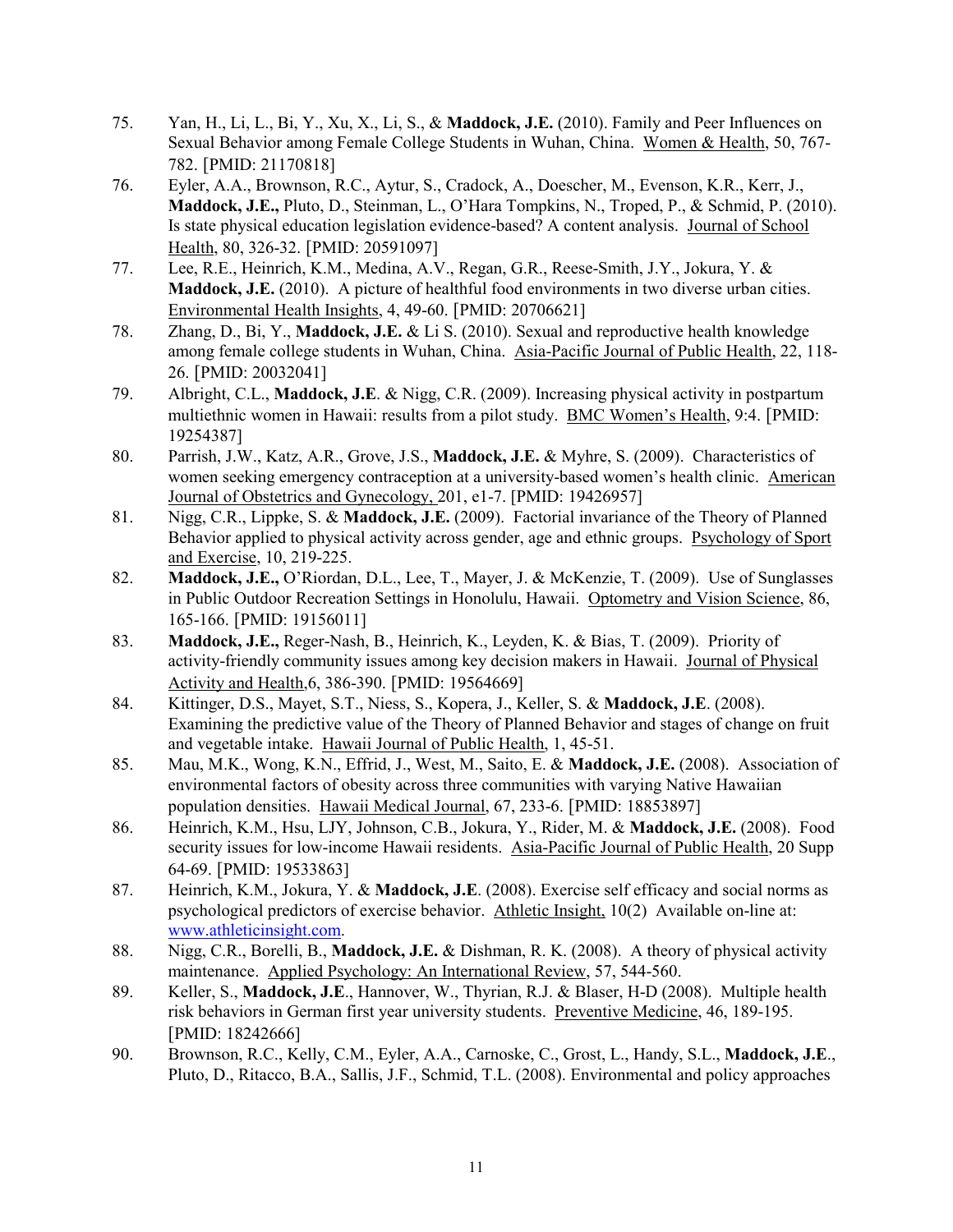75. Yan, H., Li, L., Bi, Y., Xu, X., Li, S., & **Maddock, J.E.** (2010). Family and Peer Influences on Sexual Behavior among Female College Students in Wuhan, China. Women & Health, 50, 767-782. [PMID: 21170818]

76. Eyler, A.A., Brownson, R.C., Aytur, S., Cradock, A., Doescher, M., Evenson, K.R., Kerr, J., **Maddock, J.E.,** Pluto, D., Steinman, L., O'Hara Tompkins, N., Troped, P., & Schmid, P. (2010). Is state physical education legislation evidence-based? A content analysis. Journal of School Health, 80, 326-32. [PMID: 20591097]

77. Lee, R.E., Heinrich, K.M., Medina, A.V., Regan, G.R., Reese-Smith, J.Y., Jokura, Y. & **Maddock, J.E.** (2010). A picture of healthful food environments in two diverse urban cities. Environmental Health Insights, 4, 49-60. [PMID: 20706621]

78. Zhang, D., Bi, Y., **Maddock, J.E.** & Li S. (2010). Sexual and reproductive health knowledge among female college students in Wuhan, China. Asia-Pacific Journal of Public Health, 22, 118-26. [PMID: 20032041]

79. Albright, C.L., **Maddock, J.E**. & Nigg, C.R. (2009). Increasing physical activity in postpartum multiethnic women in Hawaii: results from a pilot study. BMC Women's Health, 9:4. [PMID: 19254387]

80. Parrish, J.W., Katz, A.R., Grove, J.S., **Maddock, J.E.** & Myhre, S. (2009). Characteristics of women seeking emergency contraception at a university-based women's health clinic. American Journal of Obstetrics and Gynecology, 201, e1-7. [PMID: 19426957]

81. Nigg, C.R., Lippke, S. & **Maddock, J.E.** (2009). Factorial invariance of the Theory of Planned Behavior applied to physical activity across gender, age and ethnic groups. Psychology of Sport and Exercise, 10, 219-225.

82. **Maddock, J.E.,** O'Riordan, D.L., Lee, T., Mayer, J. & McKenzie, T. (2009). Use of Sunglasses in Public Outdoor Recreation Settings in Honolulu, Hawaii. Optometry and Vision Science, 86, 165-166. [PMID: 19156011]

83. **Maddock, J.E.,** Reger-Nash, B., Heinrich, K., Leyden, K. & Bias, T. (2009). Priority of activity-friendly community issues among key decision makers in Hawaii. Journal of Physical Activity and Health, 6, 386-390. [PMID: 19564669]

84. Kittinger, D.S., Mayet, S.T., Niess, S., Kopera, J., Keller, S. & **Maddock, J.E**. (2008). Examining the predictive value of the Theory of Planned Behavior and stages of change on fruit and vegetable intake. Hawaii Journal of Public Health, 1, 45-51.

85. Mau, M.K., Wong, K.N., Effrid, J., West, M., Saito, E. & **Maddock, J.E.** (2008). Association of environmental factors of obesity across three communities with varying Native Hawaiian population densities. Hawaii Medical Journal, 67, 233-6. [PMID: 18853897]

86. Heinrich, K.M., Hsu, LJY, Johnson, C.B., Jokura, Y., Rider, M. & **Maddock, J.E.** (2008). Food security issues for low-income Hawaii residents. Asia-Pacific Journal of Public Health, 20 Supp 64-69. [PMID: 19533863]

87. Heinrich, K.M., Jokura, Y. & **Maddock, J.E**. (2008). Exercise self efficacy and social norms as psychological predictors of exercise behavior. Athletic Insight, 10(2) Available on-line at: www.athleticinsight.com.

88. Nigg, C.R., Borelli, B., **Maddock, J.E.** & Dishman, R. K. (2008). A theory of physical activity maintenance. Applied Psychology: An International Review, 57, 544-560.

89. Keller, S., **Maddock, J.E**., Hannover, W., Thyrian, R.J. & Blaser, H-D (2008). Multiple health risk behaviors in German first year university students. Preventive Medicine, 46, 189-195. [PMID: 18242666]

90. Brownson, R.C., Kelly, C.M., Eyler, A.A., Carnoske, C., Grost, L., Handy, S.L., **Maddock, J.E**., Pluto, D., Ritacco, B.A., Sallis, J.F., Schmid, T.L. (2008). Environmental and policy approaches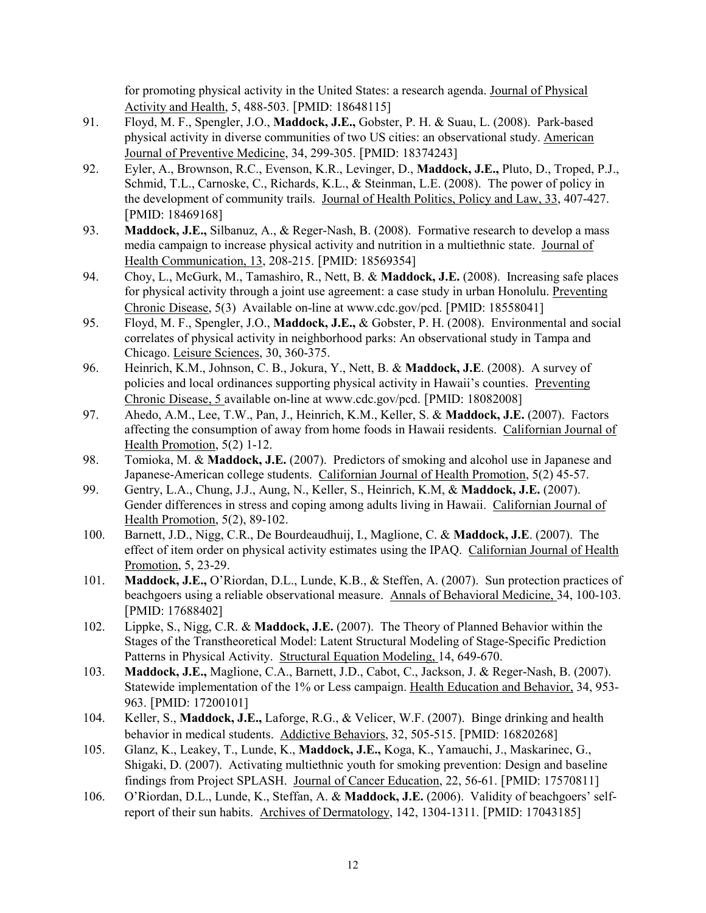for promoting physical activity in the United States: a research agenda. Journal of Physical Activity and Health, 5, 488-503. [PMID: 18648115]

91. Floyd, M. F., Spengler, J.O., **Maddock, J.E.,** Gobster, P. H. & Suau, L. (2008). Park-based physical activity in diverse communities of two US cities: an observational study. American Journal of Preventive Medicine, 34, 299-305. [PMID: 18374243]

92. Eyler, A., Brownson, R.C., Evenson, K.R., Levinger, D., **Maddock, J.E.,** Pluto, D., Troped, P.J., Schmid, T.L., Carnoske, C., Richards, K.L., & Steinman, L.E. (2008). The power of policy in the development of community trails. Journal of Health Politics, Policy and Law, 33, 407-427. [PMID: 18469168]

93. **Maddock, J.E.,** Silbanuz, A., & Reger-Nash, B. (2008). Formative research to develop a mass media campaign to increase physical activity and nutrition in a multiethnic state. Journal of Health Communication, 13, 208-215. [PMID: 18569354]

94. Choy, L., McGurk, M., Tamashiro, R., Nett, B. & **Maddock, J.E.** (2008). Increasing safe places for physical activity through a joint use agreement: a case study in urban Honolulu. Preventing Chronic Disease, 5(3) Available on-line at www.cdc.gov/pcd. [PMID: 18558041]

95. Floyd, M. F., Spengler, J.O., **Maddock, J.E.,** & Gobster, P. H. (2008). Environmental and social correlates of physical activity in neighborhood parks: An observational study in Tampa and Chicago. Leisure Sciences, 30, 360-375.

96. Heinrich, K.M., Johnson, C. B., Jokura, Y., Nett, B. & **Maddock, J.E**. (2008). A survey of policies and local ordinances supporting physical activity in Hawaii's counties. Preventing Chronic Disease, 5 available on-line at www.cdc.gov/pcd. [PMID: 18082008]

97. Ahedo, A.M., Lee, T.W., Pan, J., Heinrich, K.M., Keller, S. & **Maddock, J.E.** (2007). Factors affecting the consumption of away from home foods in Hawaii residents. Californian Journal of Health Promotion, 5(2) 1-12.

98. Tomioka, M. & **Maddock, J.E.** (2007). Predictors of smoking and alcohol use in Japanese and Japanese-American college students. Californian Journal of Health Promotion, 5(2) 45-57.

99. Gentry, L.A., Chung, J.J., Aung, N., Keller, S., Heinrich, K.M, & **Maddock, J.E.** (2007). Gender differences in stress and coping among adults living in Hawaii. Californian Journal of Health Promotion, 5(2), 89-102.

100. Barnett, J.D., Nigg, C.R., De Bourdeaudhuij, I., Maglione, C. & **Maddock, J.E**. (2007). The effect of item order on physical activity estimates using the IPAQ. Californian Journal of Health Promotion, 5, 23-29.

101. **Maddock, J.E.,** O'Riordan, D.L., Lunde, K.B., & Steffen, A. (2007). Sun protection practices of beachgoers using a reliable observational measure. Annals of Behavioral Medicine, 34, 100-103. [PMID: 17688402]

102. Lippke, S., Nigg, C.R. & **Maddock, J.E.** (2007). The Theory of Planned Behavior within the Stages of the Transtheoretical Model: Latent Structural Modeling of Stage-Specific Prediction Patterns in Physical Activity. Structural Equation Modeling, 14, 649-670.

103. **Maddock, J.E.,** Maglione, C.A., Barnett, J.D., Cabot, C., Jackson, J. & Reger-Nash, B. (2007). Statewide implementation of the 1% or Less campaign. Health Education and Behavior, 34, 953-963. [PMID: 17200101]

104. Keller, S., **Maddock, J.E.,** Laforge, R.G., & Velicer, W.F. (2007). Binge drinking and health behavior in medical students. Addictive Behaviors, 32, 505-515. [PMID: 16820268]

105. Glanz, K., Leakey, T., Lunde, K., **Maddock, J.E.,** Koga, K., Yamauchi, J., Maskarinec, G., Shigaki, D. (2007). Activating multiethnic youth for smoking prevention: Design and baseline findings from Project SPLASH. Journal of Cancer Education, 22, 56-61. [PMID: 17570811]

106. O'Riordan, D.L., Lunde, K., Steffan, A. & **Maddock, J.E.** (2006). Validity of beachgoers' self-report of their sun habits. Archives of Dermatology, 142, 1304-1311. [PMID: 17043185]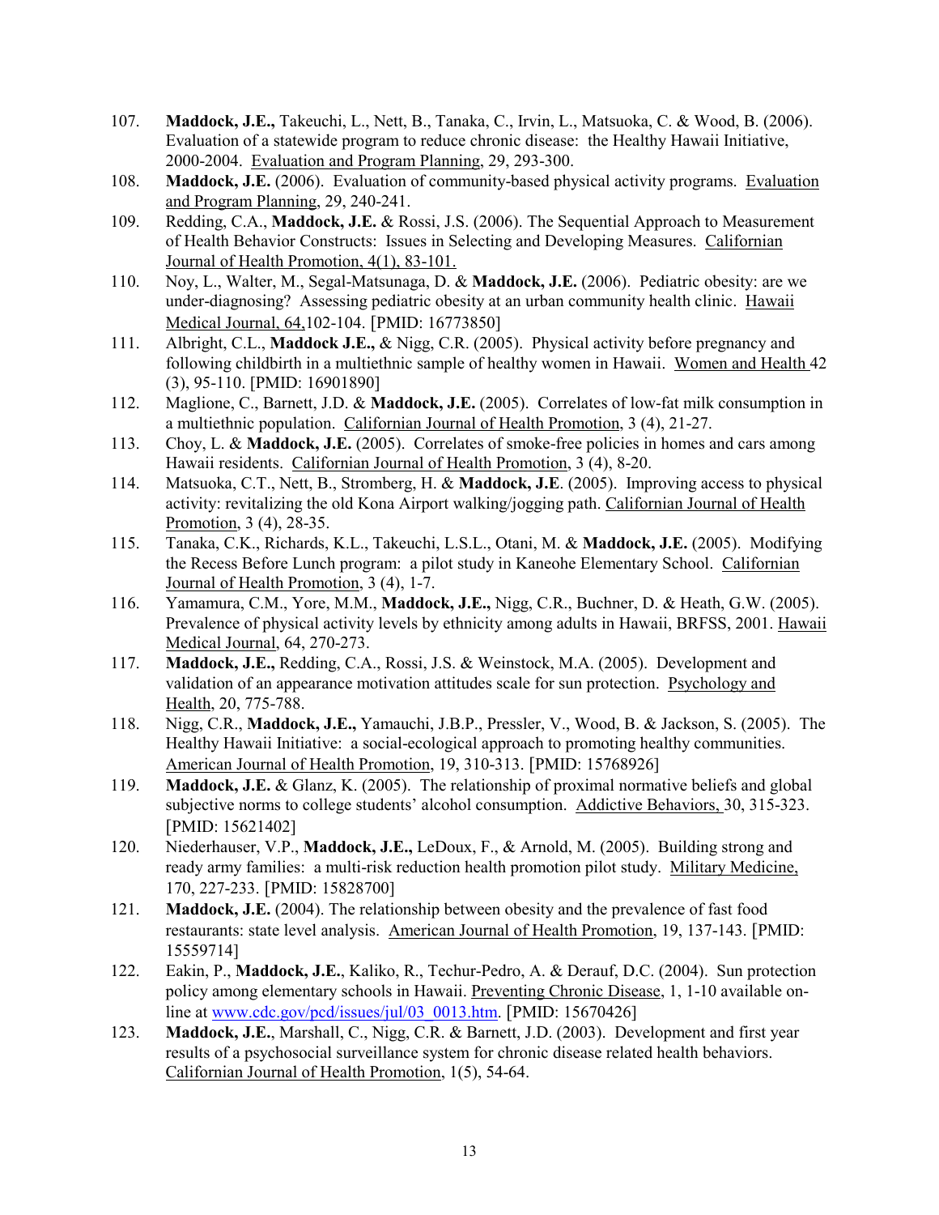107. **Maddock, J.E.,** Takeuchi, L., Nett, B., Tanaka, C., Irvin, L., Matsuoka, C. & Wood, B. (2006). Evaluation of a statewide program to reduce chronic disease: the Healthy Hawaii Initiative, 2000-2004. Evaluation and Program Planning, 29, 293-300.
108. **Maddock, J.E.** (2006). Evaluation of community-based physical activity programs. Evaluation and Program Planning, 29, 240-241.
109. Redding, C.A., **Maddock, J.E.** & Rossi, J.S. (2006). The Sequential Approach to Measurement of Health Behavior Constructs: Issues in Selecting and Developing Measures. Californian Journal of Health Promotion, 4(1), 83-101.
110. Noy, L., Walter, M., Segal-Matsunaga, D. & **Maddock, J.E.** (2006). Pediatric obesity: are we under-diagnosing? Assessing pediatric obesity at an urban community health clinic. Hawaii Medical Journal, 64,102-104. [PMID: 16773850]
111. Albright, C.L., **Maddock J.E.,** & Nigg, C.R. (2005). Physical activity before pregnancy and following childbirth in a multiethnic sample of healthy women in Hawaii. Women and Health 42 (3), 95-110. [PMID: 16901890]
112. Maglione, C., Barnett, J.D. & **Maddock, J.E.** (2005). Correlates of low-fat milk consumption in a multiethnic population. Californian Journal of Health Promotion, 3 (4), 21-27.
113. Choy, L. & **Maddock, J.E.** (2005). Correlates of smoke-free policies in homes and cars among Hawaii residents. Californian Journal of Health Promotion, 3 (4), 8-20.
114. Matsuoka, C.T., Nett, B., Stromberg, H. & **Maddock, J.E**. (2005). Improving access to physical activity: revitalizing the old Kona Airport walking/jogging path. Californian Journal of Health Promotion, 3 (4), 28-35.
115. Tanaka, C.K., Richards, K.L., Takeuchi, L.S.L., Otani, M. & **Maddock, J.E.** (2005). Modifying the Recess Before Lunch program: a pilot study in Kaneohe Elementary School. Californian Journal of Health Promotion, 3 (4), 1-7.
116. Yamamura, C.M., Yore, M.M., **Maddock, J.E.,** Nigg, C.R., Buchner, D. & Heath, G.W. (2005). Prevalence of physical activity levels by ethnicity among adults in Hawaii, BRFSS, 2001. Hawaii Medical Journal, 64, 270-273.
117. **Maddock, J.E.,** Redding, C.A., Rossi, J.S. & Weinstock, M.A. (2005). Development and validation of an appearance motivation attitudes scale for sun protection. Psychology and Health, 20, 775-788.
118. Nigg, C.R., **Maddock, J.E.,** Yamauchi, J.B.P., Pressler, V., Wood, B. & Jackson, S. (2005). The Healthy Hawaii Initiative: a social-ecological approach to promoting healthy communities. American Journal of Health Promotion, 19, 310-313. [PMID: 15768926]
119. **Maddock, J.E.** & Glanz, K. (2005). The relationship of proximal normative beliefs and global subjective norms to college students' alcohol consumption. Addictive Behaviors, 30, 315-323. [PMID: 15621402]
120. Niederhauser, V.P., **Maddock, J.E.,** LeDoux, F., & Arnold, M. (2005). Building strong and ready army families: a multi-risk reduction health promotion pilot study. Military Medicine, 170, 227-233. [PMID: 15828700]
121. **Maddock, J.E.** (2004). The relationship between obesity and the prevalence of fast food restaurants: state level analysis. American Journal of Health Promotion, 19, 137-143. [PMID: 15559714]
122. Eakin, P., **Maddock, J.E.**, Kaliko, R., Techur-Pedro, A. & Derauf, D.C. (2004). Sun protection policy among elementary schools in Hawaii. Preventing Chronic Disease, 1, 1-10 available on-line at www.cdc.gov/pcd/issues/jul/03_0013.htm. [PMID: 15670426]
123. **Maddock, J.E.**, Marshall, C., Nigg, C.R. & Barnett, J.D. (2003). Development and first year results of a psychosocial surveillance system for chronic disease related health behaviors. Californian Journal of Health Promotion, 1(5), 54-64.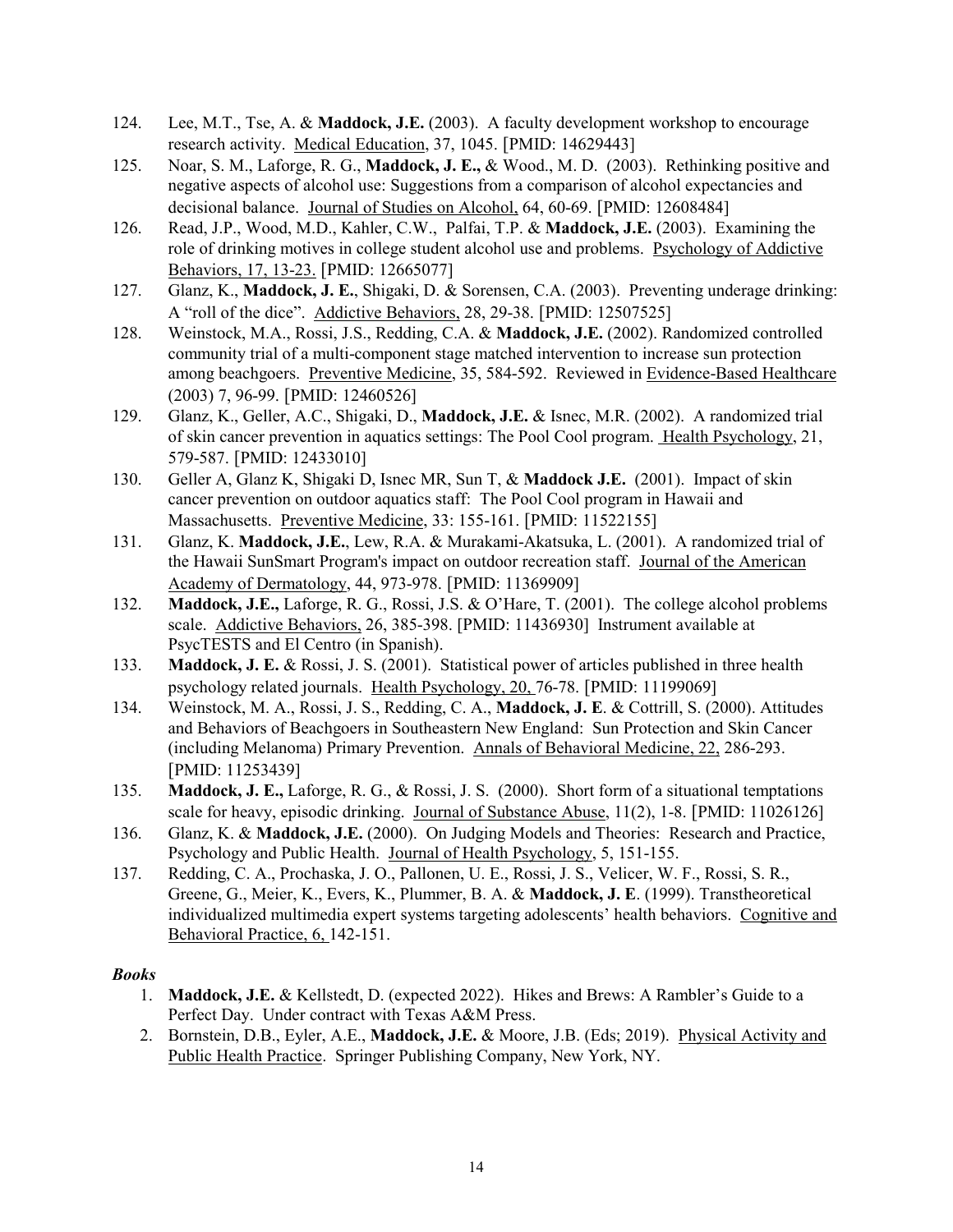124. Lee, M.T., Tse, A. & **Maddock, J.E.** (2003). A faculty development workshop to encourage research activity. Medical Education, 37, 1045. [PMID: 14629443]

125. Noar, S. M., Laforge, R. G., **Maddock, J. E.,** & Wood., M. D. (2003). Rethinking positive and negative aspects of alcohol use: Suggestions from a comparison of alcohol expectancies and decisional balance. Journal of Studies on Alcohol, 64, 60-69. [PMID: 12608484]

126. Read, J.P., Wood, M.D., Kahler, C.W., Palfai, T.P. & **Maddock, J.E.** (2003). Examining the role of drinking motives in college student alcohol use and problems. Psychology of Addictive Behaviors, 17, 13-23. [PMID: 12665077]

127. Glanz, K., **Maddock, J. E.**, Shigaki, D. & Sorensen, C.A. (2003). Preventing underage drinking: A "roll of the dice". Addictive Behaviors, 28, 29-38. [PMID: 12507525]

128. Weinstock, M.A., Rossi, J.S., Redding, C.A. & **Maddock, J.E.** (2002). Randomized controlled community trial of a multi-component stage matched intervention to increase sun protection among beachgoers. Preventive Medicine, 35, 584-592. Reviewed in Evidence-Based Healthcare (2003) 7, 96-99. [PMID: 12460526]

129. Glanz, K., Geller, A.C., Shigaki, D., **Maddock, J.E.** & Isnec, M.R. (2002). A randomized trial of skin cancer prevention in aquatics settings: The Pool Cool program. Health Psychology, 21, 579-587. [PMID: 12433010]

130. Geller A, Glanz K, Shigaki D, Isnec MR, Sun T, & **Maddock J.E.** (2001). Impact of skin cancer prevention on outdoor aquatics staff: The Pool Cool program in Hawaii and Massachusetts. Preventive Medicine, 33: 155-161. [PMID: 11522155]

131. Glanz, K. **Maddock, J.E.**, Lew, R.A. & Murakami-Akatsuka, L. (2001). A randomized trial of the Hawaii SunSmart Program's impact on outdoor recreation staff. Journal of the American Academy of Dermatology, 44, 973-978. [PMID: 11369909]

132. **Maddock, J.E.,** Laforge, R. G., Rossi, J.S. & O'Hare, T. (2001). The college alcohol problems scale. Addictive Behaviors, 26, 385-398. [PMID: 11436930] Instrument available at PsycTESTS and El Centro (in Spanish).

133. **Maddock, J. E.** & Rossi, J. S. (2001). Statistical power of articles published in three health psychology related journals. Health Psychology, 20, 76-78. [PMID: 11199069]

134. Weinstock, M. A., Rossi, J. S., Redding, C. A., **Maddock, J. E**. & Cottrill, S. (2000). Attitudes and Behaviors of Beachgoers in Southeastern New England: Sun Protection and Skin Cancer (including Melanoma) Primary Prevention. Annals of Behavioral Medicine, 22, 286-293. [PMID: 11253439]

135. **Maddock, J. E.,** Laforge, R. G., & Rossi, J. S. (2000). Short form of a situational temptations scale for heavy, episodic drinking. Journal of Substance Abuse, 11(2), 1-8. [PMID: 11026126]

136. Glanz, K. & **Maddock, J.E.** (2000). On Judging Models and Theories: Research and Practice, Psychology and Public Health. Journal of Health Psychology, 5, 151-155.

137. Redding, C. A., Prochaska, J. O., Pallonen, U. E., Rossi, J. S., Velicer, W. F., Rossi, S. R., Greene, G., Meier, K., Evers, K., Plummer, B. A. & **Maddock, J. E**. (1999). Transtheoretical individualized multimedia expert systems targeting adolescents' health behaviors. Cognitive and Behavioral Practice, 6, 142-151.

***Books***

1. **Maddock, J.E.** & Kellstedt, D. (expected 2022). Hikes and Brews: A Rambler's Guide to a Perfect Day. Under contract with Texas A&M Press.
2. Bornstein, D.B., Eyler, A.E., **Maddock, J.E.** & Moore, J.B. (Eds; 2019). Physical Activity and Public Health Practice. Springer Publishing Company, New York, NY.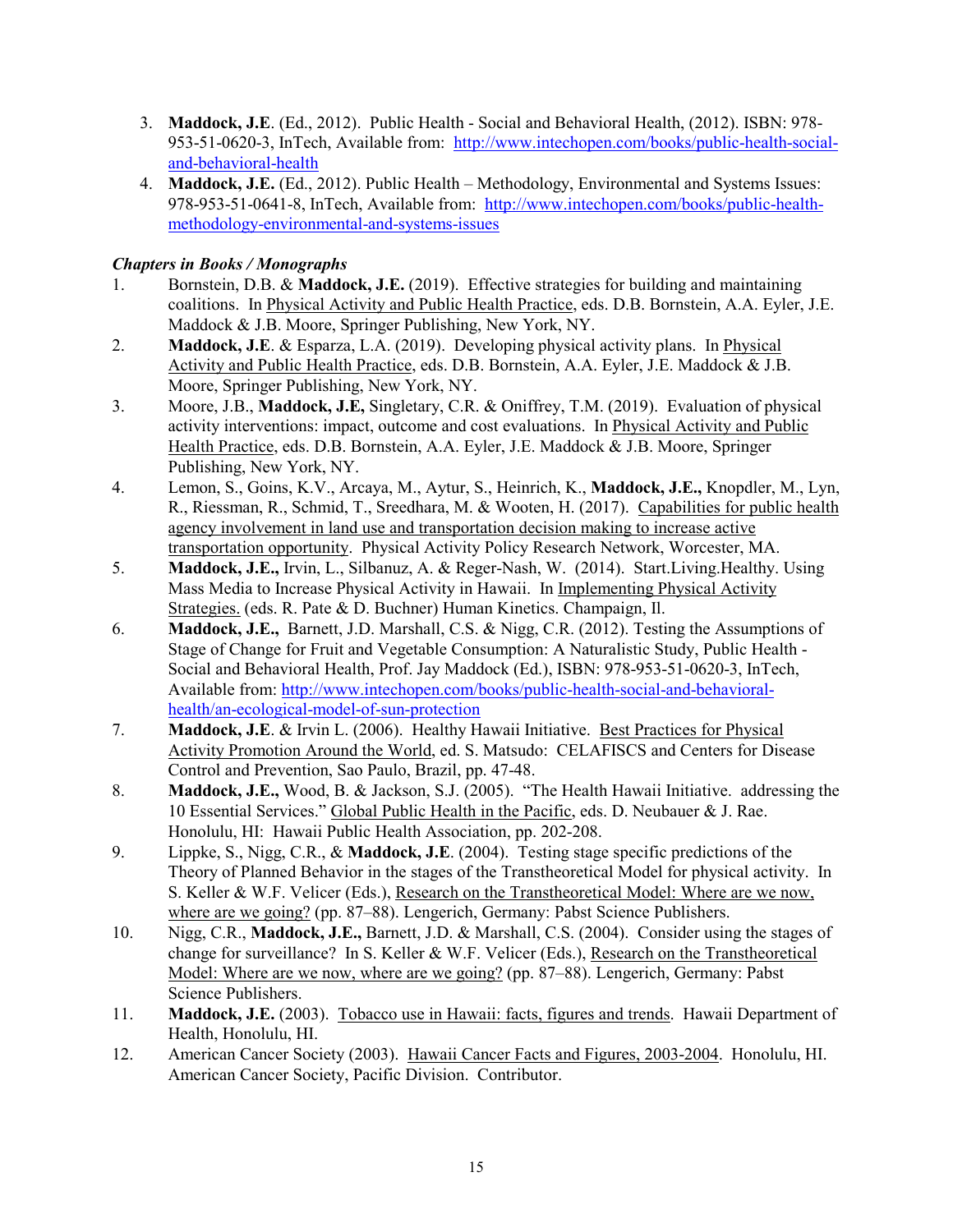3. **Maddock, J.E**. (Ed., 2012). Public Health - Social and Behavioral Health, (2012). ISBN: 978-953-51-0620-3, InTech, Available from: http://www.intechopen.com/books/public-health-social-and-behavioral-health
4. **Maddock, J.E.** (Ed., 2012). Public Health – Methodology, Environmental and Systems Issues: 978-953-51-0641-8, InTech, Available from: http://www.intechopen.com/books/public-health-methodology-environmental-and-systems-issues

***Chapters in Books / Monographs***

1. Bornstein, D.B. & **Maddock, J.E.** (2019). Effective strategies for building and maintaining coalitions. In Physical Activity and Public Health Practice, eds. D.B. Bornstein, A.A. Eyler, J.E. Maddock & J.B. Moore, Springer Publishing, New York, NY.
2. **Maddock, J.E**. & Esparza, L.A. (2019). Developing physical activity plans. In Physical Activity and Public Health Practice, eds. D.B. Bornstein, A.A. Eyler, J.E. Maddock & J.B. Moore, Springer Publishing, New York, NY.
3. Moore, J.B., **Maddock, J.E**, Singletary, C.R. & Oniffrey, T.M. (2019). Evaluation of physical activity interventions: impact, outcome and cost evaluations. In Physical Activity and Public Health Practice, eds. D.B. Bornstein, A.A. Eyler, J.E. Maddock & J.B. Moore, Springer Publishing, New York, NY.
4. Lemon, S., Goins, K.V., Arcaya, M., Aytur, S., Heinrich, K., **Maddock, J.E.,** Knopdler, M., Lyn, R., Riessman, R., Schmid, T., Sreedhara, M. & Wooten, H. (2017). Capabilities for public health agency involvement in land use and transportation decision making to increase active transportation opportunity. Physical Activity Policy Research Network, Worcester, MA.
5. **Maddock, J.E.,** Irvin, L., Silbanuz, A. & Reger-Nash, W. (2014). Start.Living.Healthy. Using Mass Media to Increase Physical Activity in Hawaii. In Implementing Physical Activity Strategies. (eds. R. Pate & D. Buchner) Human Kinetics. Champaign, Il.
6. **Maddock, J.E.,** Barnett, J.D. Marshall, C.S. & Nigg, C.R. (2012). Testing the Assumptions of Stage of Change for Fruit and Vegetable Consumption: A Naturalistic Study, Public Health - Social and Behavioral Health, Prof. Jay Maddock (Ed.), ISBN: 978-953-51-0620-3, InTech, Available from: http://www.intechopen.com/books/public-health-social-and-behavioral-health/an-ecological-model-of-sun-protection
7. **Maddock, J.E**. & Irvin L. (2006). Healthy Hawaii Initiative. Best Practices for Physical Activity Promotion Around the World, ed. S. Matsudo: CELAFISCS and Centers for Disease Control and Prevention, Sao Paulo, Brazil, pp. 47-48.
8. **Maddock, J.E.,** Wood, B. & Jackson, S.J. (2005). "The Health Hawaii Initiative. addressing the 10 Essential Services." Global Public Health in the Pacific, eds. D. Neubauer & J. Rae. Honolulu, HI: Hawaii Public Health Association, pp. 202-208.
9. Lippke, S., Nigg, C.R., & **Maddock, J.E**. (2004). Testing stage specific predictions of the Theory of Planned Behavior in the stages of the Transtheoretical Model for physical activity. In S. Keller & W.F. Velicer (Eds.), Research on the Transtheoretical Model: Where are we now, where are we going? (pp. 87–88). Lengerich, Germany: Pabst Science Publishers.
10. Nigg, C.R., **Maddock, J.E.,** Barnett, J.D. & Marshall, C.S. (2004). Consider using the stages of change for surveillance? In S. Keller & W.F. Velicer (Eds.), Research on the Transtheoretical Model: Where are we now, where are we going? (pp. 87–88). Lengerich, Germany: Pabst Science Publishers.
11. **Maddock, J.E.** (2003). Tobacco use in Hawaii: facts, figures and trends. Hawaii Department of Health, Honolulu, HI.
12. American Cancer Society (2003). Hawaii Cancer Facts and Figures, 2003-2004. Honolulu, HI. American Cancer Society, Pacific Division. Contributor.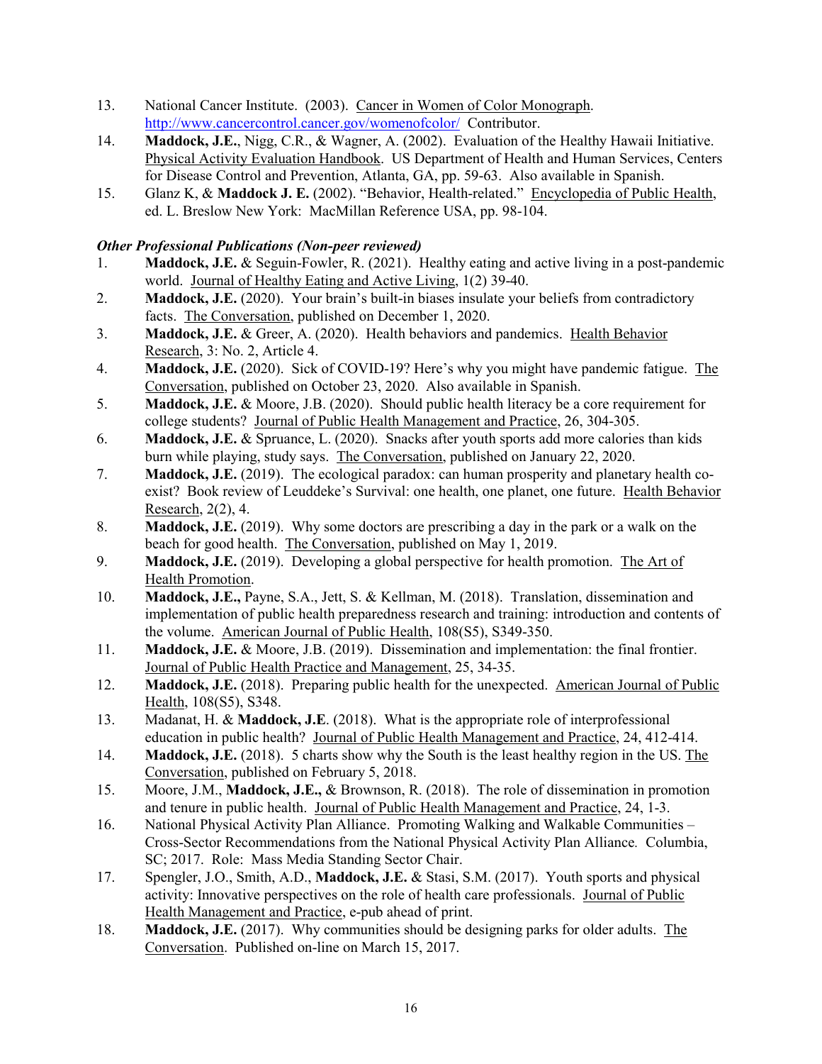13. National Cancer Institute. (2003). Cancer in Women of Color Monograph. http://www.cancercontrol.cancer.gov/womenofcolor/ Contributor.
14. **Maddock, J.E.**, Nigg, C.R., & Wagner, A. (2002). Evaluation of the Healthy Hawaii Initiative. Physical Activity Evaluation Handbook. US Department of Health and Human Services, Centers for Disease Control and Prevention, Atlanta, GA, pp. 59-63. Also available in Spanish.
15. Glanz K, & **Maddock J. E.** (2002). "Behavior, Health-related." Encyclopedia of Public Health, ed. L. Breslow New York: MacMillan Reference USA, pp. 98-104.

***Other Professional Publications (Non-peer reviewed)***

1. **Maddock, J.E.** & Seguin-Fowler, R. (2021). Healthy eating and active living in a post-pandemic world. Journal of Healthy Eating and Active Living, 1(2) 39-40.
2. **Maddock, J.E.** (2020). Your brain's built-in biases insulate your beliefs from contradictory facts. The Conversation, published on December 1, 2020.
3. **Maddock, J.E.** & Greer, A. (2020). Health behaviors and pandemics. Health Behavior Research, 3: No. 2, Article 4.
4. **Maddock, J.E.** (2020). Sick of COVID-19? Here's why you might have pandemic fatigue. The Conversation, published on October 23, 2020. Also available in Spanish.
5. **Maddock, J.E.** & Moore, J.B. (2020). Should public health literacy be a core requirement for college students? Journal of Public Health Management and Practice, 26, 304-305.
6. **Maddock, J.E.** & Spruance, L. (2020). Snacks after youth sports add more calories than kids burn while playing, study says. The Conversation, published on January 22, 2020.
7. **Maddock, J.E.** (2019). The ecological paradox: can human prosperity and planetary health co-exist? Book review of Leuddeke's Survival: one health, one planet, one future. Health Behavior Research, 2(2), 4.
8. **Maddock, J.E.** (2019). Why some doctors are prescribing a day in the park or a walk on the beach for good health. The Conversation, published on May 1, 2019.
9. **Maddock, J.E.** (2019). Developing a global perspective for health promotion. The Art of Health Promotion.
10. **Maddock, J.E.,** Payne, S.A., Jett, S. & Kellman, M. (2018). Translation, dissemination and implementation of public health preparedness research and training: introduction and contents of the volume. American Journal of Public Health, 108(S5), S349-350.
11. **Maddock, J.E.** & Moore, J.B. (2019). Dissemination and implementation: the final frontier. Journal of Public Health Practice and Management, 25, 34-35.
12. **Maddock, J.E.** (2018). Preparing public health for the unexpected. American Journal of Public Health, 108(S5), S348.
13. Madanat, H. & **Maddock, J.E**. (2018). What is the appropriate role of interprofessional education in public health? Journal of Public Health Management and Practice, 24, 412-414.
14. **Maddock, J.E.** (2018). 5 charts show why the South is the least healthy region in the US. The Conversation, published on February 5, 2018.
15. Moore, J.M., **Maddock, J.E.,** & Brownson, R. (2018). The role of dissemination in promotion and tenure in public health. Journal of Public Health Management and Practice, 24, 1-3.
16. National Physical Activity Plan Alliance. Promoting Walking and Walkable Communities – Cross-Sector Recommendations from the National Physical Activity Plan Alliance*.* Columbia, SC; 2017. Role: Mass Media Standing Sector Chair.
17. Spengler, J.O., Smith, A.D., **Maddock, J.E.** & Stasi, S.M. (2017). Youth sports and physical activity: Innovative perspectives on the role of health care professionals. Journal of Public Health Management and Practice, e-pub ahead of print.
18. **Maddock, J.E.** (2017). Why communities should be designing parks for older adults. The Conversation. Published on-line on March 15, 2017.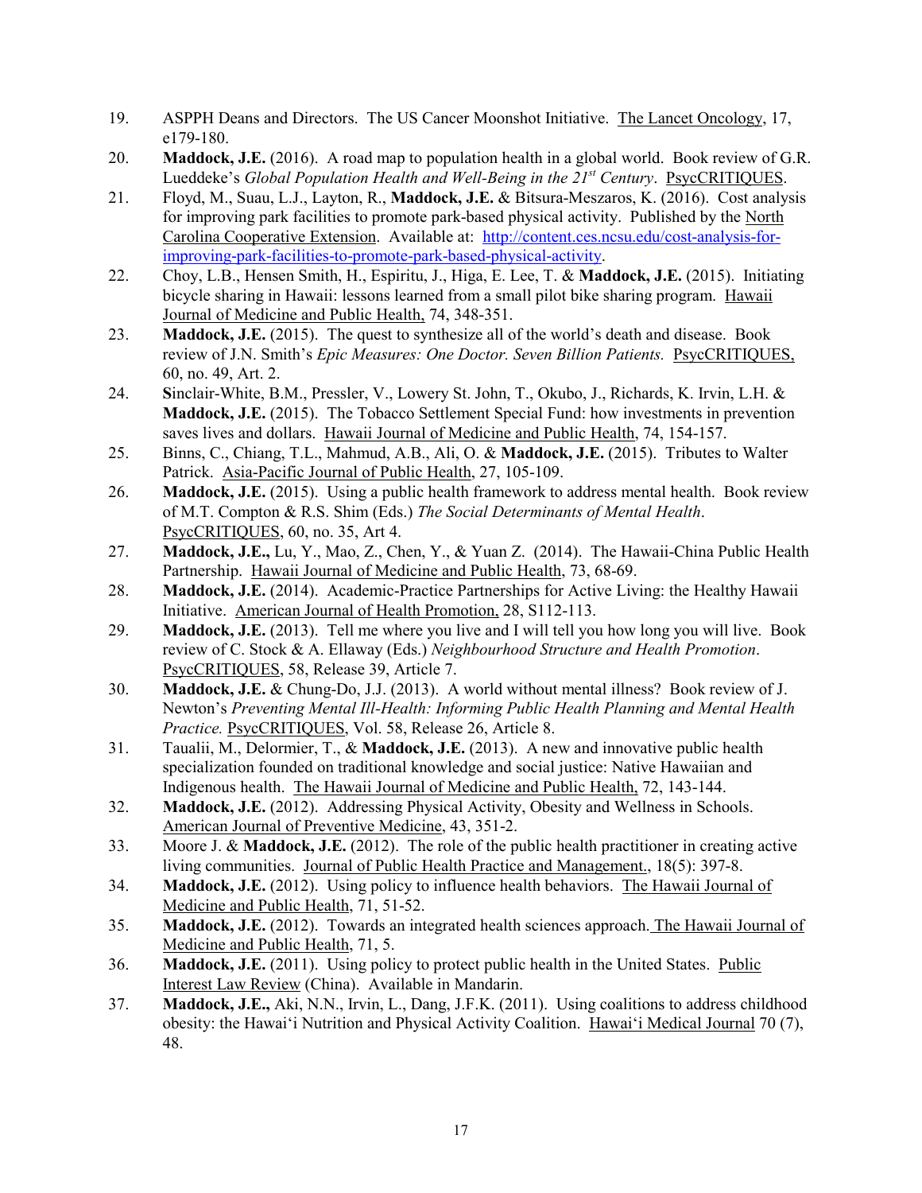19. ASPPH Deans and Directors. The US Cancer Moonshot Initiative. The Lancet Oncology, 17, e179-180.
20. **Maddock, J.E.** (2016). A road map to population health in a global world. Book review of G.R. Lueddeke's *Global Population Health and Well-Being in the 21st Century*. PsycCRITIQUES.
21. Floyd, M., Suau, L.J., Layton, R., **Maddock, J.E.** & Bitsura-Meszaros, K. (2016). Cost analysis for improving park facilities to promote park-based physical activity. Published by the North Carolina Cooperative Extension. Available at: http://content.ces.ncsu.edu/cost-analysis-for-improving-park-facilities-to-promote-park-based-physical-activity.
22. Choy, L.B., Hensen Smith, H., Espiritu, J., Higa, E. Lee, T. & **Maddock, J.E.** (2015). Initiating bicycle sharing in Hawaii: lessons learned from a small pilot bike sharing program. Hawaii Journal of Medicine and Public Health, 74, 348-351.
23. **Maddock, J.E.** (2015). The quest to synthesize all of the world's death and disease. Book review of J.N. Smith's *Epic Measures: One Doctor. Seven Billion Patients.* PsycCRITIQUES, 60, no. 49, Art. 2.
24. **S**inclair-White, B.M., Pressler, V., Lowery St. John, T., Okubo, J., Richards, K. Irvin, L.H. & **Maddock, J.E.** (2015). The Tobacco Settlement Special Fund: how investments in prevention saves lives and dollars. Hawaii Journal of Medicine and Public Health, 74, 154-157.
25. Binns, C., Chiang, T.L., Mahmud, A.B., Ali, O. & **Maddock, J.E.** (2015). Tributes to Walter Patrick. Asia-Pacific Journal of Public Health, 27, 105-109.
26. **Maddock, J.E.** (2015). Using a public health framework to address mental health. Book review of M.T. Compton & R.S. Shim (Eds.) *The Social Determinants of Mental Health*. PsycCRITIQUES, 60, no. 35, Art 4.
27. **Maddock, J.E.,** Lu, Y., Mao, Z., Chen, Y., & Yuan Z. (2014). The Hawaii-China Public Health Partnership. Hawaii Journal of Medicine and Public Health, 73, 68-69.
28. **Maddock, J.E.** (2014). Academic-Practice Partnerships for Active Living: the Healthy Hawaii Initiative. American Journal of Health Promotion, 28, S112-113.
29. **Maddock, J.E.** (2013). Tell me where you live and I will tell you how long you will live. Book review of C. Stock & A. Ellaway (Eds.) *Neighbourhood Structure and Health Promotion*. PsycCRITIQUES, 58, Release 39, Article 7.
30. **Maddock, J.E.** & Chung-Do, J.J. (2013). A world without mental illness? Book review of J. Newton's *Preventing Mental Ill-Health: Informing Public Health Planning and Mental Health Practice.* PsycCRITIQUES, Vol. 58, Release 26, Article 8.
31. Taualii, M., Delormier, T., & **Maddock, J.E.** (2013). A new and innovative public health specialization founded on traditional knowledge and social justice: Native Hawaiian and Indigenous health. The Hawaii Journal of Medicine and Public Health, 72, 143-144.
32. **Maddock, J.E.** (2012). Addressing Physical Activity, Obesity and Wellness in Schools. American Journal of Preventive Medicine, 43, 351-2.
33. Moore J. & **Maddock, J.E.** (2012). The role of the public health practitioner in creating active living communities. Journal of Public Health Practice and Management., 18(5): 397-8.
34. **Maddock, J.E.** (2012). Using policy to influence health behaviors. The Hawaii Journal of Medicine and Public Health, 71, 51-52.
35. **Maddock, J.E.** (2012). Towards an integrated health sciences approach. The Hawaii Journal of Medicine and Public Health, 71, 5.
36. **Maddock, J.E.** (2011). Using policy to protect public health in the United States. Public Interest Law Review (China). Available in Mandarin.
37. **Maddock, J.E.,** Aki, N.N., Irvin, L., Dang, J.F.K. (2011). Using coalitions to address childhood obesity: the Hawaiʻi Nutrition and Physical Activity Coalition. Hawaiʻi Medical Journal 70 (7), 48.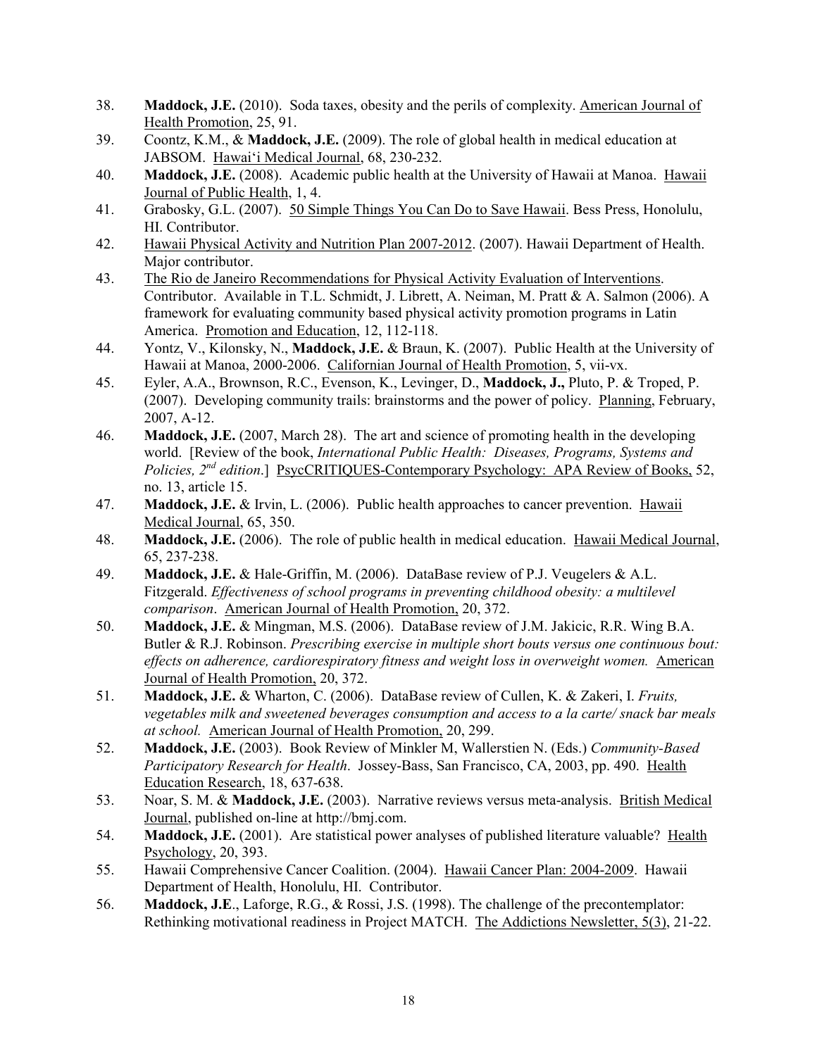38. **Maddock, J.E.** (2010). Soda taxes, obesity and the perils of complexity. American Journal of Health Promotion, 25, 91.
39. Coontz, K.M., & **Maddock, J.E.** (2009). The role of global health in medical education at JABSOM. Hawai'i Medical Journal, 68, 230-232.
40. **Maddock, J.E.** (2008). Academic public health at the University of Hawaii at Manoa. Hawaii Journal of Public Health, 1, 4.
41. Grabosky, G.L. (2007). 50 Simple Things You Can Do to Save Hawaii. Bess Press, Honolulu, HI. Contributor.
42. Hawaii Physical Activity and Nutrition Plan 2007-2012. (2007). Hawaii Department of Health. Major contributor.
43. The Rio de Janeiro Recommendations for Physical Activity Evaluation of Interventions. Contributor. Available in T.L. Schmidt, J. Librett, A. Neiman, M. Pratt & A. Salmon (2006). A framework for evaluating community based physical activity promotion programs in Latin America. Promotion and Education, 12, 112-118.
44. Yontz, V., Kilonsky, N., **Maddock, J.E.** & Braun, K. (2007). Public Health at the University of Hawaii at Manoa, 2000-2006. Californian Journal of Health Promotion, 5, vii-vx.
45. Eyler, A.A., Brownson, R.C., Evenson, K., Levinger, D., **Maddock, J.,** Pluto, P. & Troped, P. (2007). Developing community trails: brainstorms and the power of policy. Planning, February, 2007, A-12.
46. **Maddock, J.E.** (2007, March 28). The art and science of promoting health in the developing world. [Review of the book, *International Public Health: Diseases, Programs, Systems and Policies, 2nd edition*.] PsycCRITIQUES-Contemporary Psychology: APA Review of Books, 52, no. 13, article 15.
47. **Maddock, J.E.** & Irvin, L. (2006). Public health approaches to cancer prevention. Hawaii Medical Journal, 65, 350.
48. **Maddock, J.E.** (2006). The role of public health in medical education. Hawaii Medical Journal, 65, 237-238.
49. **Maddock, J.E.** & Hale-Griffin, M. (2006). DataBase review of P.J. Veugelers & A.L. Fitzgerald. *Effectiveness of school programs in preventing childhood obesity: a multilevel comparison*. American Journal of Health Promotion, 20, 372.
50. **Maddock, J.E.** & Mingman, M.S. (2006). DataBase review of J.M. Jakicic, R.R. Wing B.A. Butler & R.J. Robinson. *Prescribing exercise in multiple short bouts versus one continuous bout: effects on adherence, cardiorespiratory fitness and weight loss in overweight women.* American Journal of Health Promotion, 20, 372.
51. **Maddock, J.E.** & Wharton, C. (2006). DataBase review of Cullen, K. & Zakeri, I. *Fruits, vegetables milk and sweetened beverages consumption and access to a la carte/ snack bar meals at school.* American Journal of Health Promotion, 20, 299.
52. **Maddock, J.E.** (2003). Book Review of Minkler M, Wallerstien N. (Eds.) *Community-Based Participatory Research for Health*. Jossey-Bass, San Francisco, CA, 2003, pp. 490. Health Education Research, 18, 637-638.
53. Noar, S. M. & **Maddock, J.E.** (2003). Narrative reviews versus meta-analysis. British Medical Journal, published on-line at http://bmj.com.
54. **Maddock, J.E.** (2001). Are statistical power analyses of published literature valuable? Health Psychology, 20, 393.
55. Hawaii Comprehensive Cancer Coalition. (2004). Hawaii Cancer Plan: 2004-2009. Hawaii Department of Health, Honolulu, HI. Contributor.
56. **Maddock, J.E**., Laforge, R.G., & Rossi, J.S. (1998). The challenge of the precontemplator: Rethinking motivational readiness in Project MATCH. The Addictions Newsletter, 5(3), 21-22.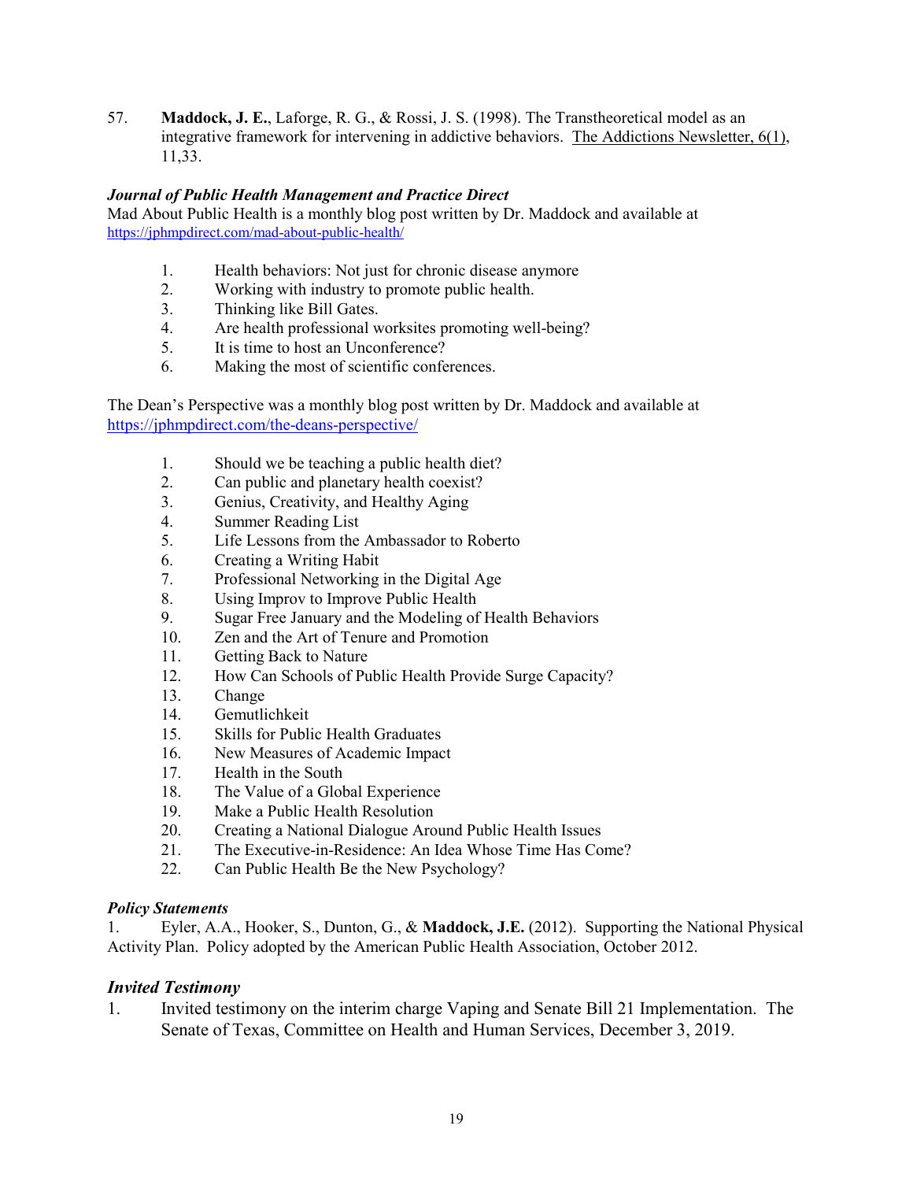57. **Maddock, J. E.**, Laforge, R. G., & Rossi, J. S. (1998). The Transtheoretical model as an integrative framework for intervening in addictive behaviors. The Addictions Newsletter, 6(1), 11,33.

***Journal of Public Health Management and Practice Direct***

Mad About Public Health is a monthly blog post written by Dr. Maddock and available at https://jphmpdirect.com/mad-about-public-health/

1. Health behaviors: Not just for chronic disease anymore
2. Working with industry to promote public health.
3. Thinking like Bill Gates.
4. Are health professional worksites promoting well-being?
5. It is time to host an Unconference?
6. Making the most of scientific conferences.

The Dean's Perspective was a monthly blog post written by Dr. Maddock and available at https://jphmpdirect.com/the-deans-perspective/

1. Should we be teaching a public health diet?
2. Can public and planetary health coexist?
3. Genius, Creativity, and Healthy Aging
4. Summer Reading List
5. Life Lessons from the Ambassador to Roberto
6. Creating a Writing Habit
7. Professional Networking in the Digital Age
8. Using Improv to Improve Public Health
9. Sugar Free January and the Modeling of Health Behaviors
10. Zen and the Art of Tenure and Promotion
11. Getting Back to Nature
12. How Can Schools of Public Health Provide Surge Capacity?
13. Change
14. Gemutlichkeit
15. Skills for Public Health Graduates
16. New Measures of Academic Impact
17. Health in the South
18. The Value of a Global Experience
19. Make a Public Health Resolution
20. Creating a National Dialogue Around Public Health Issues
21. The Executive-in-Residence: An Idea Whose Time Has Come?
22. Can Public Health Be the New Psychology?

***Policy Statements***

1. Eyler, A.A., Hooker, S., Dunton, G., & **Maddock, J.E.** (2012). Supporting the National Physical Activity Plan. Policy adopted by the American Public Health Association, October 2012.

## *Invited Testimony*

1. Invited testimony on the interim charge Vaping and Senate Bill 21 Implementation. The Senate of Texas, Committee on Health and Human Services, December 3, 2019.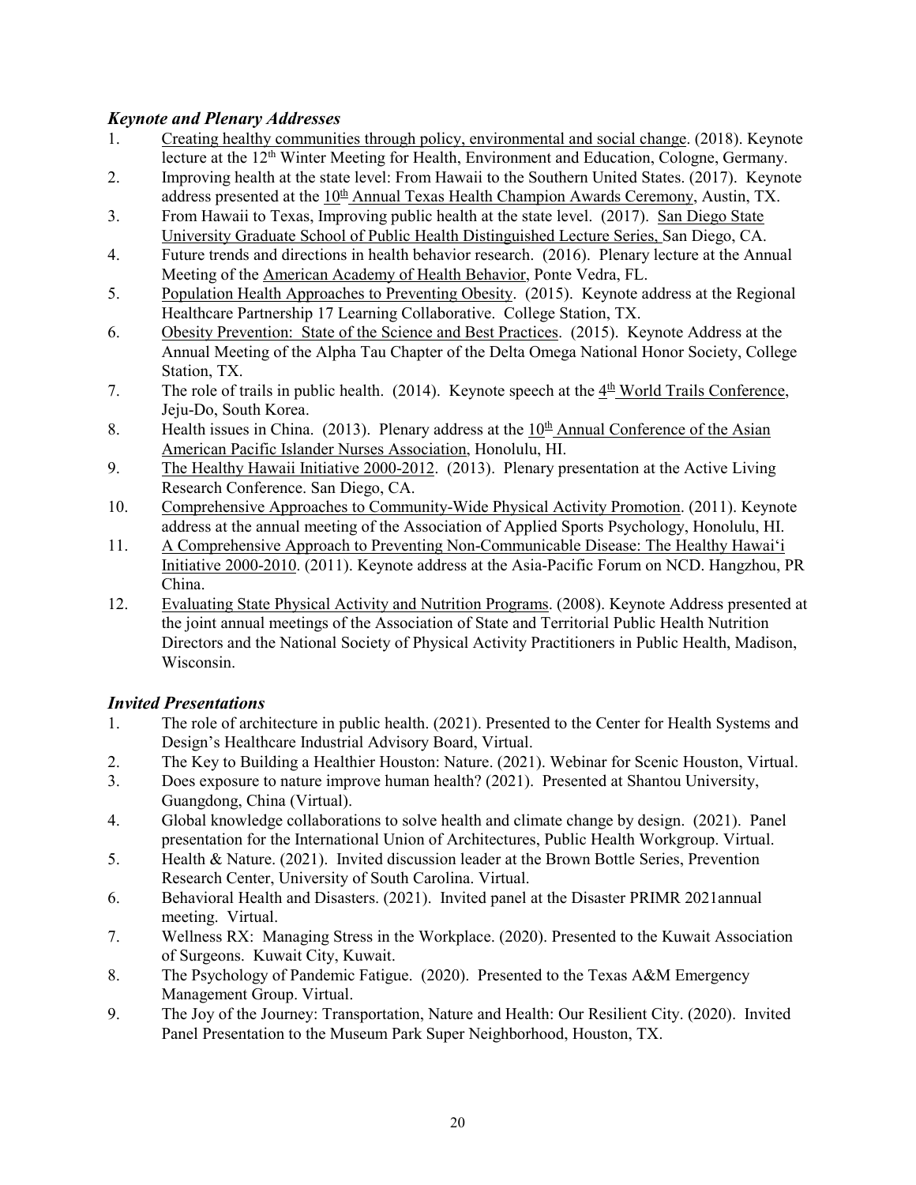### *Keynote and Plenary Addresses*

1. Creating healthy communities through policy, environmental and social change. (2018). Keynote lecture at the 12th Winter Meeting for Health, Environment and Education, Cologne, Germany.
2. Improving health at the state level: From Hawaii to the Southern United States. (2017). Keynote address presented at the 10th Annual Texas Health Champion Awards Ceremony, Austin, TX.
3. From Hawaii to Texas, Improving public health at the state level. (2017). San Diego State University Graduate School of Public Health Distinguished Lecture Series, San Diego, CA.
4. Future trends and directions in health behavior research. (2016). Plenary lecture at the Annual Meeting of the American Academy of Health Behavior, Ponte Vedra, FL.
5. Population Health Approaches to Preventing Obesity. (2015). Keynote address at the Regional Healthcare Partnership 17 Learning Collaborative. College Station, TX.
6. Obesity Prevention: State of the Science and Best Practices. (2015). Keynote Address at the Annual Meeting of the Alpha Tau Chapter of the Delta Omega National Honor Society, College Station, TX.
7. The role of trails in public health. (2014). Keynote speech at the 4th World Trails Conference, Jeju-Do, South Korea.
8. Health issues in China. (2013). Plenary address at the 10th Annual Conference of the Asian American Pacific Islander Nurses Association, Honolulu, HI.
9. The Healthy Hawaii Initiative 2000-2012. (2013). Plenary presentation at the Active Living Research Conference. San Diego, CA.
10. Comprehensive Approaches to Community-Wide Physical Activity Promotion. (2011). Keynote address at the annual meeting of the Association of Applied Sports Psychology, Honolulu, HI.
11. A Comprehensive Approach to Preventing Non-Communicable Disease: The Healthy Hawai'i Initiative 2000-2010. (2011). Keynote address at the Asia-Pacific Forum on NCD. Hangzhou, PR China.
12. Evaluating State Physical Activity and Nutrition Programs. (2008). Keynote Address presented at the joint annual meetings of the Association of State and Territorial Public Health Nutrition Directors and the National Society of Physical Activity Practitioners in Public Health, Madison, Wisconsin.

### *Invited Presentations*

1. The role of architecture in public health. (2021). Presented to the Center for Health Systems and Design's Healthcare Industrial Advisory Board, Virtual.
2. The Key to Building a Healthier Houston: Nature. (2021). Webinar for Scenic Houston, Virtual.
3. Does exposure to nature improve human health? (2021). Presented at Shantou University, Guangdong, China (Virtual).
4. Global knowledge collaborations to solve health and climate change by design. (2021). Panel presentation for the International Union of Architectures, Public Health Workgroup. Virtual.
5. Health & Nature. (2021). Invited discussion leader at the Brown Bottle Series, Prevention Research Center, University of South Carolina. Virtual.
6. Behavioral Health and Disasters. (2021). Invited panel at the Disaster PRIMR 2021annual meeting. Virtual.
7. Wellness RX: Managing Stress in the Workplace. (2020). Presented to the Kuwait Association of Surgeons. Kuwait City, Kuwait.
8. The Psychology of Pandemic Fatigue. (2020). Presented to the Texas A&M Emergency Management Group. Virtual.
9. The Joy of the Journey: Transportation, Nature and Health: Our Resilient City. (2020). Invited Panel Presentation to the Museum Park Super Neighborhood, Houston, TX.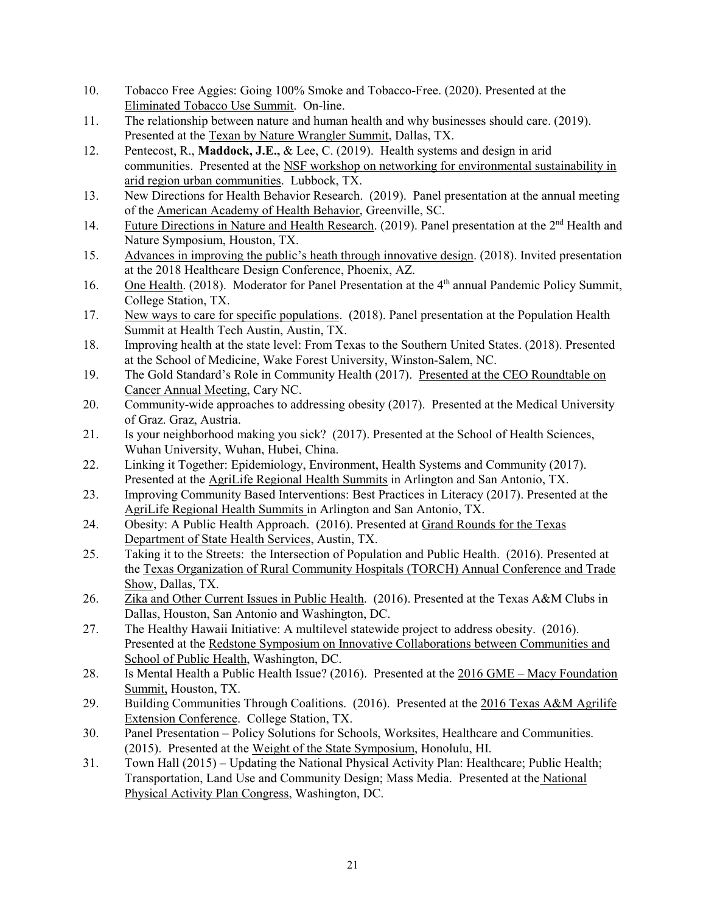10. Tobacco Free Aggies: Going 100% Smoke and Tobacco-Free. (2020). Presented at the Eliminated Tobacco Use Summit. On-line.
11. The relationship between nature and human health and why businesses should care. (2019). Presented at the Texan by Nature Wrangler Summit, Dallas, TX.
12. Pentecost, R., **Maddock, J.E.,** & Lee, C. (2019). Health systems and design in arid communities. Presented at the NSF workshop on networking for environmental sustainability in arid region urban communities. Lubbock, TX.
13. New Directions for Health Behavior Research. (2019). Panel presentation at the annual meeting of the American Academy of Health Behavior, Greenville, SC.
14. Future Directions in Nature and Health Research. (2019). Panel presentation at the 2nd Health and Nature Symposium, Houston, TX.
15. Advances in improving the public's heath through innovative design. (2018). Invited presentation at the 2018 Healthcare Design Conference, Phoenix, AZ.
16. One Health. (2018). Moderator for Panel Presentation at the 4th annual Pandemic Policy Summit, College Station, TX.
17. New ways to care for specific populations. (2018). Panel presentation at the Population Health Summit at Health Tech Austin, Austin, TX.
18. Improving health at the state level: From Texas to the Southern United States. (2018). Presented at the School of Medicine, Wake Forest University, Winston-Salem, NC.
19. The Gold Standard's Role in Community Health (2017). Presented at the CEO Roundtable on Cancer Annual Meeting, Cary NC.
20. Community-wide approaches to addressing obesity (2017). Presented at the Medical University of Graz. Graz, Austria.
21. Is your neighborhood making you sick? (2017). Presented at the School of Health Sciences, Wuhan University, Wuhan, Hubei, China.
22. Linking it Together: Epidemiology, Environment, Health Systems and Community (2017). Presented at the AgriLife Regional Health Summits in Arlington and San Antonio, TX.
23. Improving Community Based Interventions: Best Practices in Literacy (2017). Presented at the AgriLife Regional Health Summits in Arlington and San Antonio, TX.
24. Obesity: A Public Health Approach. (2016). Presented at Grand Rounds for the Texas Department of State Health Services, Austin, TX.
25. Taking it to the Streets: the Intersection of Population and Public Health. (2016). Presented at the Texas Organization of Rural Community Hospitals (TORCH) Annual Conference and Trade Show, Dallas, TX.
26. Zika and Other Current Issues in Public Health. (2016). Presented at the Texas A&M Clubs in Dallas, Houston, San Antonio and Washington, DC.
27. The Healthy Hawaii Initiative: A multilevel statewide project to address obesity. (2016). Presented at the Redstone Symposium on Innovative Collaborations between Communities and School of Public Health, Washington, DC.
28. Is Mental Health a Public Health Issue? (2016). Presented at the 2016 GME – Macy Foundation Summit, Houston, TX.
29. Building Communities Through Coalitions. (2016). Presented at the 2016 Texas A&M Agrilife Extension Conference. College Station, TX.
30. Panel Presentation – Policy Solutions for Schools, Worksites, Healthcare and Communities. (2015). Presented at the Weight of the State Symposium, Honolulu, HI.
31. Town Hall (2015) – Updating the National Physical Activity Plan: Healthcare; Public Health; Transportation, Land Use and Community Design; Mass Media. Presented at the National Physical Activity Plan Congress, Washington, DC.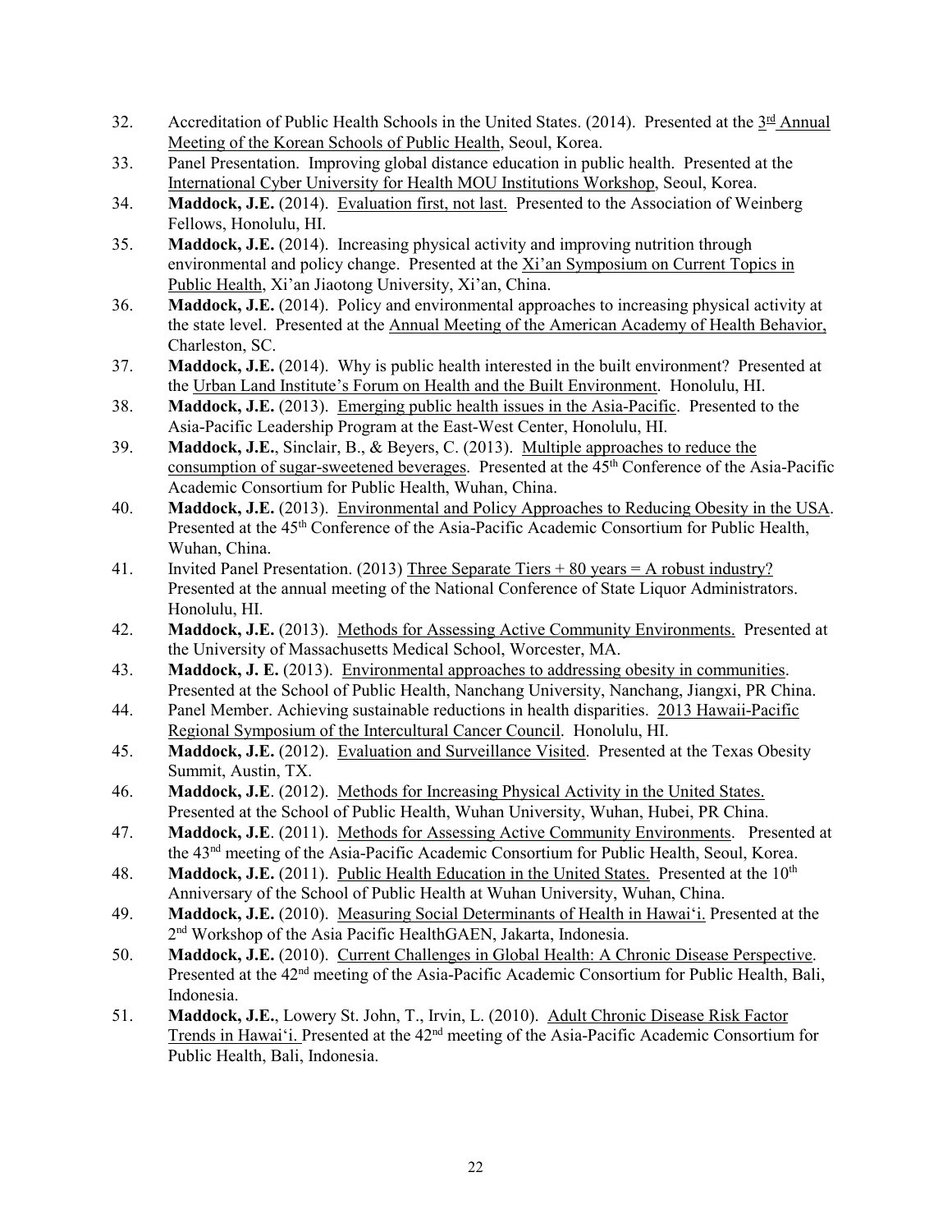32. Accreditation of Public Health Schools in the United States. (2014). Presented at the 3rd Annual Meeting of the Korean Schools of Public Health, Seoul, Korea.
33. Panel Presentation. Improving global distance education in public health. Presented at the International Cyber University for Health MOU Institutions Workshop, Seoul, Korea.
34. **Maddock, J.E.** (2014). Evaluation first, not last. Presented to the Association of Weinberg Fellows, Honolulu, HI.
35. **Maddock, J.E.** (2014). Increasing physical activity and improving nutrition through environmental and policy change. Presented at the Xi'an Symposium on Current Topics in Public Health, Xi'an Jiaotong University, Xi'an, China.
36. **Maddock, J.E.** (2014). Policy and environmental approaches to increasing physical activity at the state level. Presented at the Annual Meeting of the American Academy of Health Behavior, Charleston, SC.
37. **Maddock, J.E.** (2014). Why is public health interested in the built environment? Presented at the Urban Land Institute's Forum on Health and the Built Environment. Honolulu, HI.
38. **Maddock, J.E.** (2013). Emerging public health issues in the Asia-Pacific. Presented to the Asia-Pacific Leadership Program at the East-West Center, Honolulu, HI.
39. **Maddock, J.E.**, Sinclair, B., & Beyers, C. (2013). Multiple approaches to reduce the consumption of sugar-sweetened beverages. Presented at the 45th Conference of the Asia-Pacific Academic Consortium for Public Health, Wuhan, China.
40. **Maddock, J.E.** (2013). Environmental and Policy Approaches to Reducing Obesity in the USA. Presented at the 45th Conference of the Asia-Pacific Academic Consortium for Public Health, Wuhan, China.
41. Invited Panel Presentation. (2013) Three Separate Tiers + 80 years = A robust industry? Presented at the annual meeting of the National Conference of State Liquor Administrators. Honolulu, HI.
42. **Maddock, J.E.** (2013). Methods for Assessing Active Community Environments. Presented at the University of Massachusetts Medical School, Worcester, MA.
43. **Maddock, J. E.** (2013). Environmental approaches to addressing obesity in communities. Presented at the School of Public Health, Nanchang University, Nanchang, Jiangxi, PR China.
44. Panel Member. Achieving sustainable reductions in health disparities. 2013 Hawaii-Pacific Regional Symposium of the Intercultural Cancer Council. Honolulu, HI.
45. **Maddock, J.E.** (2012). Evaluation and Surveillance Visited. Presented at the Texas Obesity Summit, Austin, TX.
46. **Maddock, J.E**. (2012). Methods for Increasing Physical Activity in the United States. Presented at the School of Public Health, Wuhan University, Wuhan, Hubei, PR China.
47. **Maddock, J.E**. (2011). Methods for Assessing Active Community Environments. Presented at the 43nd meeting of the Asia-Pacific Academic Consortium for Public Health, Seoul, Korea.
48. **Maddock, J.E.** (2011). Public Health Education in the United States. Presented at the 10th Anniversary of the School of Public Health at Wuhan University, Wuhan, China.
49. **Maddock, J.E.** (2010). Measuring Social Determinants of Health in Hawai'i. Presented at the 2nd Workshop of the Asia Pacific HealthGAEN, Jakarta, Indonesia.
50. **Maddock, J.E.** (2010). Current Challenges in Global Health: A Chronic Disease Perspective. Presented at the 42nd meeting of the Asia-Pacific Academic Consortium for Public Health, Bali, Indonesia.
51. **Maddock, J.E.**, Lowery St. John, T., Irvin, L. (2010). Adult Chronic Disease Risk Factor Trends in Hawai'i. Presented at the 42nd meeting of the Asia-Pacific Academic Consortium for Public Health, Bali, Indonesia.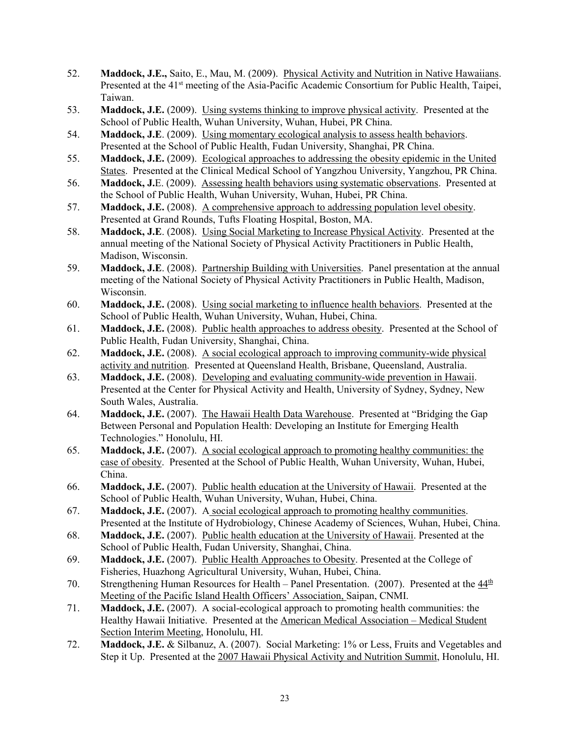52. **Maddock, J.E.,** Saito, E., Mau, M. (2009). Physical Activity and Nutrition in Native Hawaiians. Presented at the 41st meeting of the Asia-Pacific Academic Consortium for Public Health, Taipei, Taiwan.
53. **Maddock, J.E.** (2009). Using systems thinking to improve physical activity. Presented at the School of Public Health, Wuhan University, Wuhan, Hubei, PR China.
54. **Maddock, J.E**. (2009). Using momentary ecological analysis to assess health behaviors. Presented at the School of Public Health, Fudan University, Shanghai, PR China.
55. **Maddock, J.E.** (2009). Ecological approaches to addressing the obesity epidemic in the United States. Presented at the Clinical Medical School of Yangzhou University, Yangzhou, PR China.
56. **Maddock, J.**E. (2009). Assessing health behaviors using systematic observations. Presented at the School of Public Health, Wuhan University, Wuhan, Hubei, PR China.
57. **Maddock, J.E.** (2008). A comprehensive approach to addressing population level obesity. Presented at Grand Rounds, Tufts Floating Hospital, Boston, MA.
58. **Maddock, J.E**. (2008). Using Social Marketing to Increase Physical Activity. Presented at the annual meeting of the National Society of Physical Activity Practitioners in Public Health, Madison, Wisconsin.
59. **Maddock, J.E**. (2008). Partnership Building with Universities. Panel presentation at the annual meeting of the National Society of Physical Activity Practitioners in Public Health, Madison, Wisconsin.
60. **Maddock, J.E.** (2008). Using social marketing to influence health behaviors. Presented at the School of Public Health, Wuhan University, Wuhan, Hubei, China.
61. **Maddock, J.E.** (2008). Public health approaches to address obesity. Presented at the School of Public Health, Fudan University, Shanghai, China.
62. **Maddock, J.E.** (2008). A social ecological approach to improving community-wide physical activity and nutrition. Presented at Queensland Health, Brisbane, Queensland, Australia.
63. **Maddock, J.E.** (2008). Developing and evaluating community-wide prevention in Hawaii. Presented at the Center for Physical Activity and Health, University of Sydney, Sydney, New South Wales, Australia.
64. **Maddock, J.E.** (2007). The Hawaii Health Data Warehouse. Presented at "Bridging the Gap Between Personal and Population Health: Developing an Institute for Emerging Health Technologies." Honolulu, HI.
65. **Maddock, J.E.** (2007). A social ecological approach to promoting healthy communities: the case of obesity. Presented at the School of Public Health, Wuhan University, Wuhan, Hubei, China.
66. **Maddock, J.E.** (2007). Public health education at the University of Hawaii. Presented at the School of Public Health, Wuhan University, Wuhan, Hubei, China.
67. **Maddock, J.E.** (2007). A social ecological approach to promoting healthy communities. Presented at the Institute of Hydrobiology, Chinese Academy of Sciences, Wuhan, Hubei, China.
68. **Maddock, J.E.** (2007). Public health education at the University of Hawaii. Presented at the School of Public Health, Fudan University, Shanghai, China.
69. **Maddock, J.E.** (2007). Public Health Approaches to Obesity. Presented at the College of Fisheries, Huazhong Agricultural University, Wuhan, Hubei, China.
70. Strengthening Human Resources for Health – Panel Presentation. (2007). Presented at the 44th Meeting of the Pacific Island Health Officers' Association, Saipan, CNMI.
71. **Maddock, J.E.** (2007). A social-ecological approach to promoting health communities: the Healthy Hawaii Initiative. Presented at the American Medical Association – Medical Student Section Interim Meeting, Honolulu, HI.
72. **Maddock, J.E.** & Silbanuz, A. (2007). Social Marketing: 1% or Less, Fruits and Vegetables and Step it Up. Presented at the 2007 Hawaii Physical Activity and Nutrition Summit, Honolulu, HI.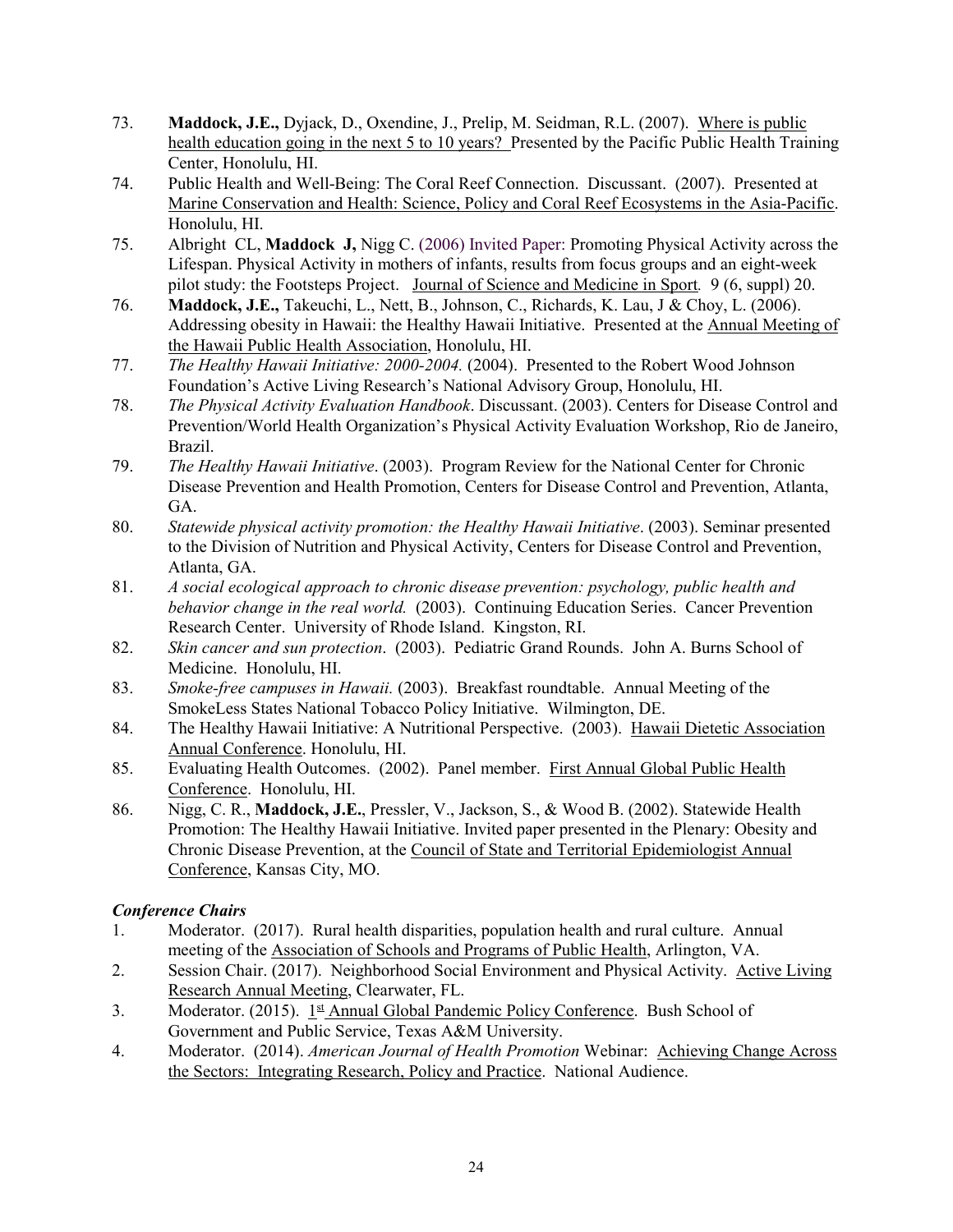73. **Maddock, J.E.,** Dyjack, D., Oxendine, J., Prelip, M. Seidman, R.L. (2007). Where is public health education going in the next 5 to 10 years? Presented by the Pacific Public Health Training Center, Honolulu, HI.
74. Public Health and Well-Being: The Coral Reef Connection. Discussant. (2007). Presented at Marine Conservation and Health: Science, Policy and Coral Reef Ecosystems in the Asia-Pacific. Honolulu, HI.
75. Albright CL, **Maddock J,** Nigg C. (2006) Invited Paper: Promoting Physical Activity across the Lifespan. Physical Activity in mothers of infants, results from focus groups and an eight-week pilot study: the Footsteps Project. Journal of Science and Medicine in Sport*.* 9 (6, suppl) 20.
76. **Maddock, J.E.,** Takeuchi, L., Nett, B., Johnson, C., Richards, K. Lau, J & Choy, L. (2006). Addressing obesity in Hawaii: the Healthy Hawaii Initiative. Presented at the Annual Meeting of the Hawaii Public Health Association, Honolulu, HI.
77. *The Healthy Hawaii Initiative: 2000-2004.* (2004). Presented to the Robert Wood Johnson Foundation's Active Living Research's National Advisory Group, Honolulu, HI.
78. *The Physical Activity Evaluation Handbook*. Discussant. (2003). Centers for Disease Control and Prevention/World Health Organization's Physical Activity Evaluation Workshop, Rio de Janeiro, Brazil.
79. *The Healthy Hawaii Initiative*. (2003). Program Review for the National Center for Chronic Disease Prevention and Health Promotion, Centers for Disease Control and Prevention, Atlanta, GA.
80. *Statewide physical activity promotion: the Healthy Hawaii Initiative*. (2003). Seminar presented to the Division of Nutrition and Physical Activity, Centers for Disease Control and Prevention, Atlanta, GA.
81. *A social ecological approach to chronic disease prevention: psychology, public health and behavior change in the real world.* (2003). Continuing Education Series. Cancer Prevention Research Center. University of Rhode Island. Kingston, RI.
82. *Skin cancer and sun protection*. (2003). Pediatric Grand Rounds. John A. Burns School of Medicine. Honolulu, HI.
83. *Smoke-free campuses in Hawaii.* (2003). Breakfast roundtable. Annual Meeting of the SmokeLess States National Tobacco Policy Initiative. Wilmington, DE.
84. The Healthy Hawaii Initiative: A Nutritional Perspective. (2003). Hawaii Dietetic Association Annual Conference. Honolulu, HI.
85. Evaluating Health Outcomes. (2002). Panel member. First Annual Global Public Health Conference. Honolulu, HI.
86. Nigg, C. R., **Maddock, J.E.**, Pressler, V., Jackson, S., & Wood B. (2002). Statewide Health Promotion: The Healthy Hawaii Initiative. Invited paper presented in the Plenary: Obesity and Chronic Disease Prevention, at the Council of State and Territorial Epidemiologist Annual Conference, Kansas City, MO.

### *Conference Chairs*

1. Moderator. (2017). Rural health disparities, population health and rural culture. Annual meeting of the Association of Schools and Programs of Public Health, Arlington, VA.
2. Session Chair. (2017). Neighborhood Social Environment and Physical Activity. Active Living Research Annual Meeting, Clearwater, FL.
3. Moderator. (2015). 1st Annual Global Pandemic Policy Conference. Bush School of Government and Public Service, Texas A&M University.
4. Moderator. (2014). *American Journal of Health Promotion* Webinar: Achieving Change Across the Sectors: Integrating Research, Policy and Practice. National Audience.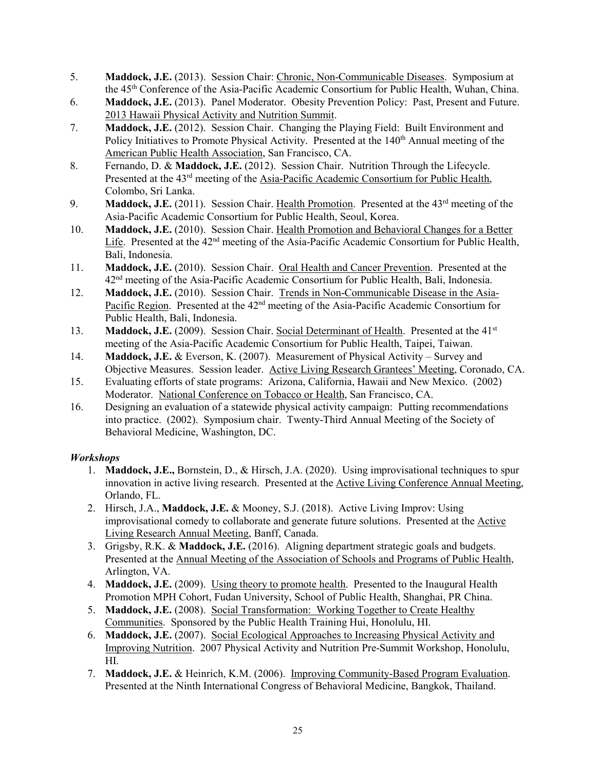5. **Maddock, J.E.** (2013). Session Chair: Chronic, Non-Communicable Diseases. Symposium at the 45th Conference of the Asia-Pacific Academic Consortium for Public Health, Wuhan, China.
6. **Maddock, J.E.** (2013). Panel Moderator. Obesity Prevention Policy: Past, Present and Future. 2013 Hawaii Physical Activity and Nutrition Summit.
7. **Maddock, J.E.** (2012). Session Chair. Changing the Playing Field: Built Environment and Policy Initiatives to Promote Physical Activity. Presented at the 140th Annual meeting of the American Public Health Association, San Francisco, CA.
8. Fernando, D. & **Maddock, J.E.** (2012). Session Chair. Nutrition Through the Lifecycle. Presented at the 43rd meeting of the Asia-Pacific Academic Consortium for Public Health, Colombo, Sri Lanka.
9. **Maddock, J.E.** (2011). Session Chair. Health Promotion. Presented at the 43rd meeting of the Asia-Pacific Academic Consortium for Public Health, Seoul, Korea.
10. **Maddock, J.E.** (2010). Session Chair. Health Promotion and Behavioral Changes for a Better Life. Presented at the 42nd meeting of the Asia-Pacific Academic Consortium for Public Health, Bali, Indonesia.
11. **Maddock, J.E.** (2010). Session Chair. Oral Health and Cancer Prevention. Presented at the 42nd meeting of the Asia-Pacific Academic Consortium for Public Health, Bali, Indonesia.
12. **Maddock, J.E.** (2010). Session Chair. Trends in Non-Communicable Disease in the Asia-Pacific Region. Presented at the 42nd meeting of the Asia-Pacific Academic Consortium for Public Health, Bali, Indonesia.
13. **Maddock, J.E.** (2009). Session Chair. Social Determinant of Health. Presented at the 41st meeting of the Asia-Pacific Academic Consortium for Public Health, Taipei, Taiwan.
14. **Maddock, J.E.** & Everson, K. (2007). Measurement of Physical Activity – Survey and Objective Measures. Session leader. Active Living Research Grantees' Meeting, Coronado, CA.
15. Evaluating efforts of state programs: Arizona, California, Hawaii and New Mexico. (2002) Moderator. National Conference on Tobacco or Health, San Francisco, CA.
16. Designing an evaluation of a statewide physical activity campaign: Putting recommendations into practice. (2002). Symposium chair. Twenty-Third Annual Meeting of the Society of Behavioral Medicine, Washington, DC.

### *Workshops*

1. **Maddock, J.E.,** Bornstein, D., & Hirsch, J.A. (2020). Using improvisational techniques to spur innovation in active living research. Presented at the Active Living Conference Annual Meeting, Orlando, FL.
2. Hirsch, J.A., **Maddock, J.E.** & Mooney, S.J. (2018). Active Living Improv: Using improvisational comedy to collaborate and generate future solutions. Presented at the Active Living Research Annual Meeting, Banff, Canada.
3. Grigsby, R.K. & **Maddock, J.E.** (2016). Aligning department strategic goals and budgets. Presented at the Annual Meeting of the Association of Schools and Programs of Public Health, Arlington, VA.
4. **Maddock, J.E.** (2009). Using theory to promote health. Presented to the Inaugural Health Promotion MPH Cohort, Fudan University, School of Public Health, Shanghai, PR China.
5. **Maddock, J.E.** (2008). Social Transformation: Working Together to Create Healthy Communities. Sponsored by the Public Health Training Hui, Honolulu, HI.
6. **Maddock, J.E.** (2007). Social Ecological Approaches to Increasing Physical Activity and Improving Nutrition. 2007 Physical Activity and Nutrition Pre-Summit Workshop, Honolulu, HI.
7. **Maddock, J.E.** & Heinrich, K.M. (2006). Improving Community-Based Program Evaluation. Presented at the Ninth International Congress of Behavioral Medicine, Bangkok, Thailand.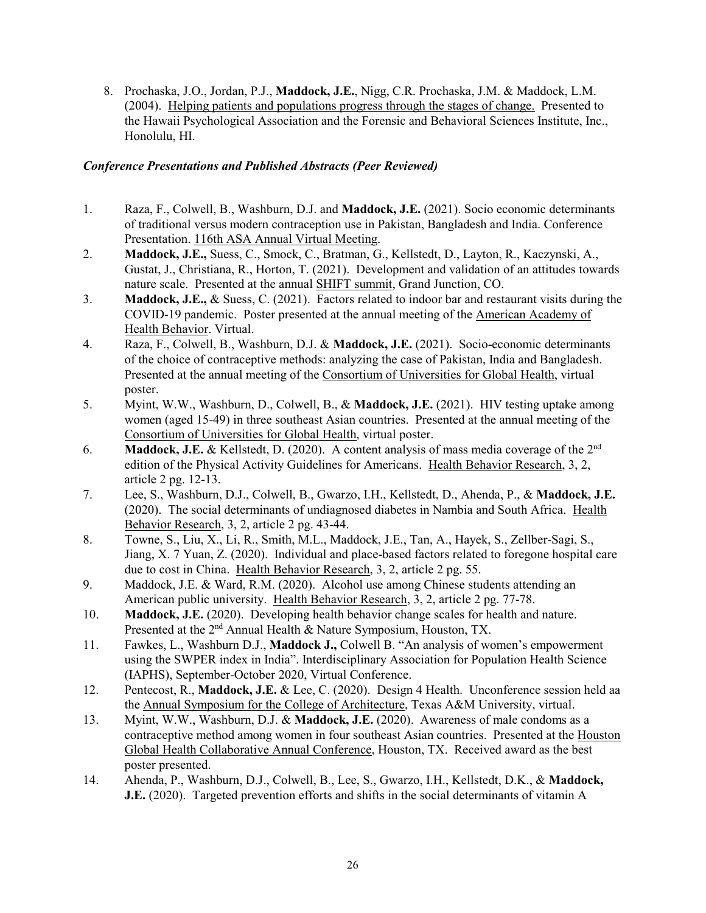8. Prochaska, J.O., Jordan, P.J., **Maddock, J.E.**, Nigg, C.R. Prochaska, J.M. & Maddock, L.M. (2004). Helping patients and populations progress through the stages of change. Presented to the Hawaii Psychological Association and the Forensic and Behavioral Sciences Institute, Inc., Honolulu, HI.

***Conference Presentations and Published Abstracts (Peer Reviewed)***

1. Raza, F., Colwell, B., Washburn, D.J. and **Maddock, J.E.** (2021). Socio economic determinants of traditional versus modern contraception use in Pakistan, Bangladesh and India. Conference Presentation. 116th ASA Annual Virtual Meeting.
2. **Maddock, J.E.,** Suess, C., Smock, C., Bratman, G., Kellstedt, D., Layton, R., Kaczynski, A., Gustat, J., Christiana, R., Horton, T. (2021). Development and validation of an attitudes towards nature scale. Presented at the annual SHIFT summit, Grand Junction, CO.
3. **Maddock, J.E.,** & Suess, C. (2021). Factors related to indoor bar and restaurant visits during the COVID-19 pandemic. Poster presented at the annual meeting of the American Academy of Health Behavior. Virtual.
4. Raza, F., Colwell, B., Washburn, D.J. & **Maddock, J.E.** (2021). Socio-economic determinants of the choice of contraceptive methods: analyzing the case of Pakistan, India and Bangladesh. Presented at the annual meeting of the Consortium of Universities for Global Health, virtual poster.
5. Myint, W.W., Washburn, D., Colwell, B., & **Maddock, J.E.** (2021). HIV testing uptake among women (aged 15-49) in three southeast Asian countries. Presented at the annual meeting of the Consortium of Universities for Global Health, virtual poster.
6. **Maddock, J.E.** & Kellstedt, D. (2020). A content analysis of mass media coverage of the 2nd edition of the Physical Activity Guidelines for Americans. Health Behavior Research, 3, 2, article 2 pg. 12-13.
7. Lee, S., Washburn, D.J., Colwell, B., Gwarzo, I.H., Kellstedt, D., Ahenda, P., & **Maddock, J.E.** (2020). The social determinants of undiagnosed diabetes in Nambia and South Africa. Health Behavior Research, 3, 2, article 2 pg. 43-44.
8. Towne, S., Liu, X., Li, R., Smith, M.L., Maddock, J.E., Tan, A., Hayek, S., Zellber-Sagi, S., Jiang, X. 7 Yuan, Z. (2020). Individual and place-based factors related to foregone hospital care due to cost in China. Health Behavior Research, 3, 2, article 2 pg. 55.
9. Maddock, J.E. & Ward, R.M. (2020). Alcohol use among Chinese students attending an American public university. Health Behavior Research, 3, 2, article 2 pg. 77-78.
10. **Maddock, J.E.** (2020). Developing health behavior change scales for health and nature. Presented at the 2nd Annual Health & Nature Symposium, Houston, TX.
11. Fawkes, L., Washburn D.J., **Maddock J.,** Colwell B. "An analysis of women's empowerment using the SWPER index in India". Interdisciplinary Association for Population Health Science (IAPHS), September-October 2020, Virtual Conference.
12. Pentecost, R., **Maddock, J.E.** & Lee, C. (2020). Design 4 Health. Unconference session held aa the Annual Symposium for the College of Architecture, Texas A&M University, virtual.
13. Myint, W.W., Washburn, D.J. & **Maddock, J.E.** (2020). Awareness of male condoms as a contraceptive method among women in four southeast Asian countries. Presented at the Houston Global Health Collaborative Annual Conference, Houston, TX. Received award as the best poster presented.
14. Ahenda, P., Washburn, D.J., Colwell, B., Lee, S., Gwarzo, I.H., Kellstedt, D.K., & **Maddock, J.E.** (2020). Targeted prevention efforts and shifts in the social determinants of vitamin A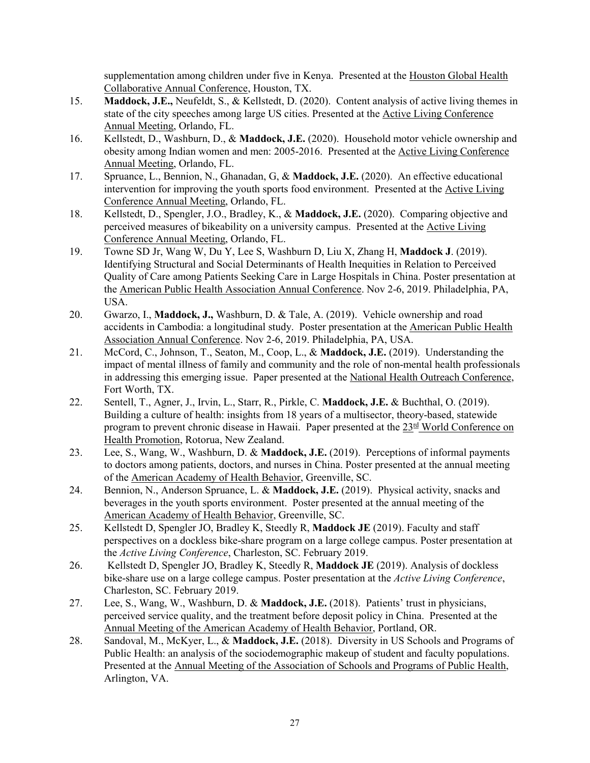supplementation among children under five in Kenya. Presented at the Houston Global Health Collaborative Annual Conference, Houston, TX.

15. **Maddock, J.E.,** Neufeldt, S., & Kellstedt, D. (2020). Content analysis of active living themes in state of the city speeches among large US cities. Presented at the Active Living Conference Annual Meeting, Orlando, FL.
16. Kellstedt, D., Washburn, D., & **Maddock, J.E.** (2020). Household motor vehicle ownership and obesity among Indian women and men: 2005-2016. Presented at the Active Living Conference Annual Meeting, Orlando, FL.
17. Spruance, L., Bennion, N., Ghanadan, G, & **Maddock, J.E.** (2020). An effective educational intervention for improving the youth sports food environment. Presented at the Active Living Conference Annual Meeting, Orlando, FL.
18. Kellstedt, D., Spengler, J.O., Bradley, K., & **Maddock, J.E.** (2020). Comparing objective and perceived measures of bikeability on a university campus. Presented at the Active Living Conference Annual Meeting, Orlando, FL.
19. Towne SD Jr, Wang W, Du Y, Lee S, Washburn D, Liu X, Zhang H, **Maddock J**. (2019). Identifying Structural and Social Determinants of Health Inequities in Relation to Perceived Quality of Care among Patients Seeking Care in Large Hospitals in China. Poster presentation at the American Public Health Association Annual Conference. Nov 2-6, 2019. Philadelphia, PA, USA.
20. Gwarzo, I., **Maddock, J.,** Washburn, D. & Tale, A. (2019). Vehicle ownership and road accidents in Cambodia: a longitudinal study. Poster presentation at the American Public Health Association Annual Conference. Nov 2-6, 2019. Philadelphia, PA, USA.
21. McCord, C., Johnson, T., Seaton, M., Coop, L., & **Maddock, J.E.** (2019). Understanding the impact of mental illness of family and community and the role of non-mental health professionals in addressing this emerging issue. Paper presented at the National Health Outreach Conference, Fort Worth, TX.
22. Sentell, T., Agner, J., Irvin, L., Starr, R., Pirkle, C. **Maddock, J.E.** & Buchthal, O. (2019). Building a culture of health: insights from 18 years of a multisector, theory-based, statewide program to prevent chronic disease in Hawaii. Paper presented at the 23rd World Conference on Health Promotion, Rotorua, New Zealand.
23. Lee, S., Wang, W., Washburn, D. & **Maddock, J.E.** (2019). Perceptions of informal payments to doctors among patients, doctors, and nurses in China. Poster presented at the annual meeting of the American Academy of Health Behavior, Greenville, SC.
24. Bennion, N., Anderson Spruance, L. & **Maddock, J.E.** (2019). Physical activity, snacks and beverages in the youth sports environment. Poster presented at the annual meeting of the American Academy of Health Behavior, Greenville, SC.
25. Kellstedt D, Spengler JO, Bradley K, Steedly R, **Maddock JE** (2019). Faculty and staff perspectives on a dockless bike-share program on a large college campus. Poster presentation at the *Active Living Conference*, Charleston, SC. February 2019.
26. Kellstedt D, Spengler JO, Bradley K, Steedly R, **Maddock JE** (2019). Analysis of dockless bike-share use on a large college campus. Poster presentation at the *Active Living Conference*, Charleston, SC. February 2019.
27. Lee, S., Wang, W., Washburn, D. & **Maddock, J.E.** (2018). Patients' trust in physicians, perceived service quality, and the treatment before deposit policy in China. Presented at the Annual Meeting of the American Academy of Health Behavior, Portland, OR.
28. Sandoval, M., McKyer, L., & **Maddock, J.E.** (2018). Diversity in US Schools and Programs of Public Health: an analysis of the sociodemographic makeup of student and faculty populations. Presented at the Annual Meeting of the Association of Schools and Programs of Public Health, Arlington, VA.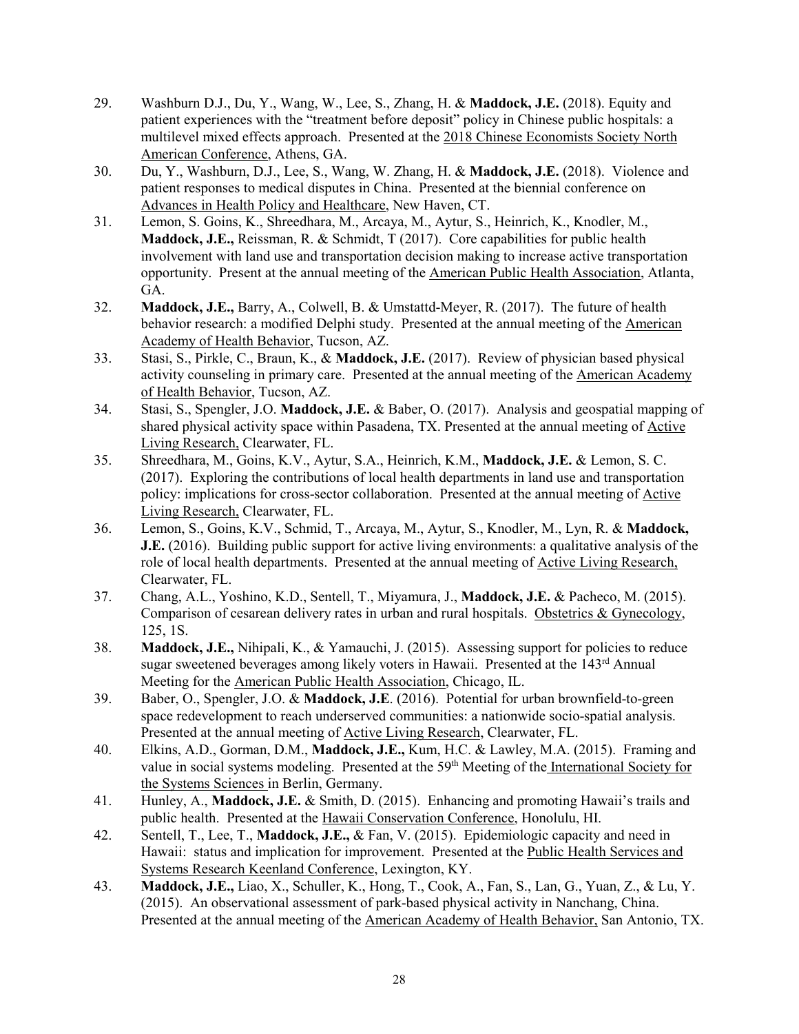29. Washburn D.J., Du, Y., Wang, W., Lee, S., Zhang, H. & **Maddock, J.E.** (2018). Equity and patient experiences with the "treatment before deposit" policy in Chinese public hospitals: a multilevel mixed effects approach. Presented at the 2018 Chinese Economists Society North American Conference, Athens, GA.
30. Du, Y., Washburn, D.J., Lee, S., Wang, W. Zhang, H. & **Maddock, J.E.** (2018). Violence and patient responses to medical disputes in China. Presented at the biennial conference on Advances in Health Policy and Healthcare, New Haven, CT.
31. Lemon, S. Goins, K., Shreedhara, M., Arcaya, M., Aytur, S., Heinrich, K., Knodler, M., **Maddock, J.E.,** Reissman, R. & Schmidt, T (2017). Core capabilities for public health involvement with land use and transportation decision making to increase active transportation opportunity. Present at the annual meeting of the American Public Health Association, Atlanta, GA.
32. **Maddock, J.E.,** Barry, A., Colwell, B. & Umstattd-Meyer, R. (2017). The future of health behavior research: a modified Delphi study. Presented at the annual meeting of the American Academy of Health Behavior, Tucson, AZ.
33. Stasi, S., Pirkle, C., Braun, K., & **Maddock, J.E.** (2017). Review of physician based physical activity counseling in primary care. Presented at the annual meeting of the American Academy of Health Behavior, Tucson, AZ.
34. Stasi, S., Spengler, J.O. **Maddock, J.E.** & Baber, O. (2017). Analysis and geospatial mapping of shared physical activity space within Pasadena, TX. Presented at the annual meeting of Active Living Research, Clearwater, FL.
35. Shreedhara, M., Goins, K.V., Aytur, S.A., Heinrich, K.M., **Maddock, J.E.** & Lemon, S. C. (2017). Exploring the contributions of local health departments in land use and transportation policy: implications for cross-sector collaboration. Presented at the annual meeting of Active Living Research, Clearwater, FL.
36. Lemon, S., Goins, K.V., Schmid, T., Arcaya, M., Aytur, S., Knodler, M., Lyn, R. & **Maddock, J.E.** (2016). Building public support for active living environments: a qualitative analysis of the role of local health departments. Presented at the annual meeting of Active Living Research, Clearwater, FL.
37. Chang, A.L., Yoshino, K.D., Sentell, T., Miyamura, J., **Maddock, J.E.** & Pacheco, M. (2015). Comparison of cesarean delivery rates in urban and rural hospitals. Obstetrics & Gynecology, 125, 1S.
38. **Maddock, J.E.,** Nihipali, K., & Yamauchi, J. (2015). Assessing support for policies to reduce sugar sweetened beverages among likely voters in Hawaii. Presented at the 143rd Annual Meeting for the American Public Health Association, Chicago, IL.
39. Baber, O., Spengler, J.O. & **Maddock, J.E**. (2016). Potential for urban brownfield-to-green space redevelopment to reach underserved communities: a nationwide socio-spatial analysis. Presented at the annual meeting of Active Living Research, Clearwater, FL.
40. Elkins, A.D., Gorman, D.M., **Maddock, J.E.,** Kum, H.C. & Lawley, M.A. (2015). Framing and value in social systems modeling. Presented at the 59th Meeting of the International Society for the Systems Sciences in Berlin, Germany.
41. Hunley, A., **Maddock, J.E.** & Smith, D. (2015). Enhancing and promoting Hawaii's trails and public health. Presented at the Hawaii Conservation Conference, Honolulu, HI.
42. Sentell, T., Lee, T., **Maddock, J.E.,** & Fan, V. (2015). Epidemiologic capacity and need in Hawaii: status and implication for improvement. Presented at the Public Health Services and Systems Research Keenland Conference, Lexington, KY.
43. **Maddock, J.E.,** Liao, X., Schuller, K., Hong, T., Cook, A., Fan, S., Lan, G., Yuan, Z., & Lu, Y. (2015). An observational assessment of park-based physical activity in Nanchang, China. Presented at the annual meeting of the American Academy of Health Behavior, San Antonio, TX.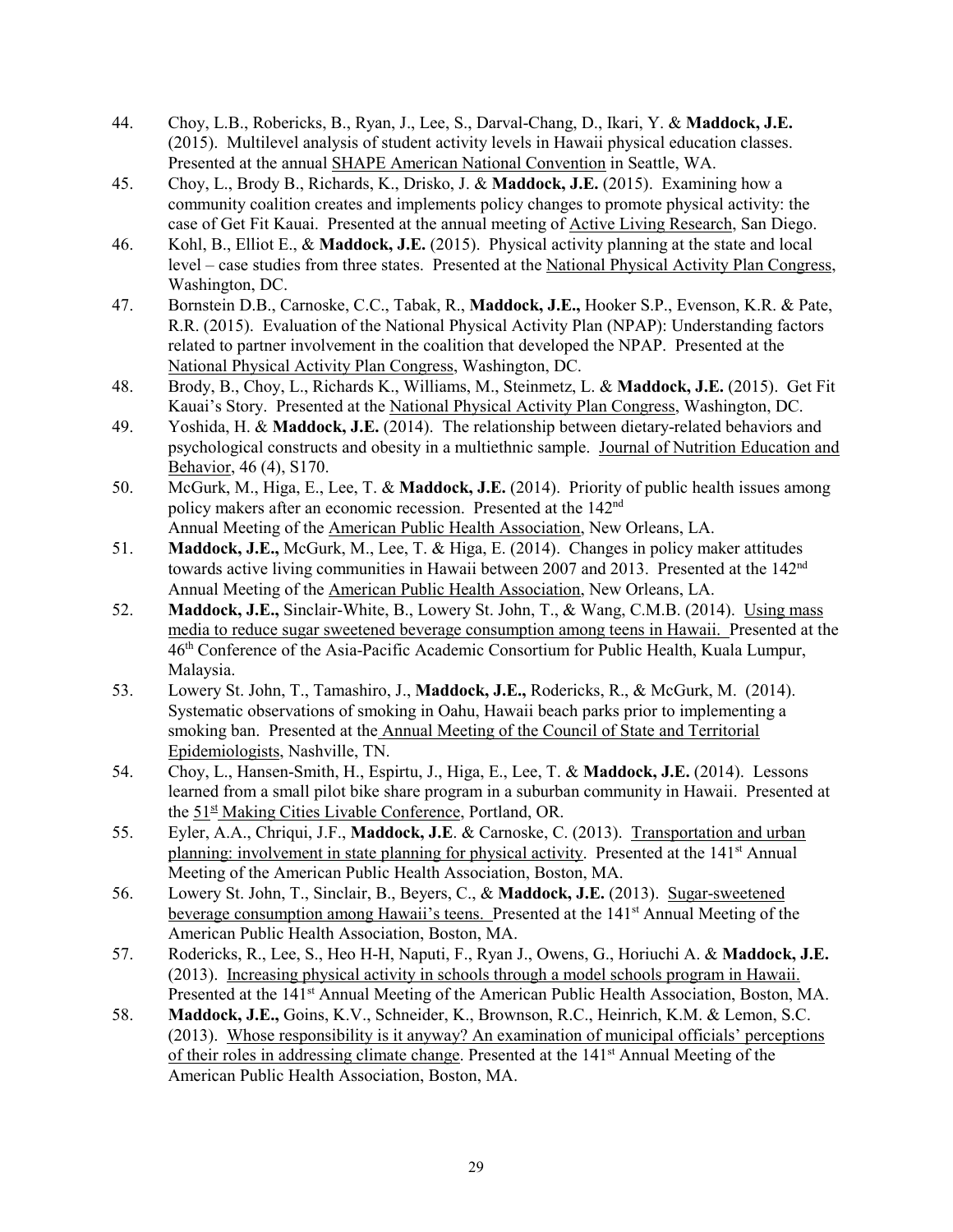44. Choy, L.B., Robericks, B., Ryan, J., Lee, S., Darval-Chang, D., Ikari, Y. & **Maddock, J.E.** (2015). Multilevel analysis of student activity levels in Hawaii physical education classes. Presented at the annual SHAPE American National Convention in Seattle, WA.
45. Choy, L., Brody B., Richards, K., Drisko, J. & **Maddock, J.E.** (2015). Examining how a community coalition creates and implements policy changes to promote physical activity: the case of Get Fit Kauai. Presented at the annual meeting of Active Living Research, San Diego.
46. Kohl, B., Elliot E., & **Maddock, J.E.** (2015). Physical activity planning at the state and local level – case studies from three states. Presented at the National Physical Activity Plan Congress, Washington, DC.
47. Bornstein D.B., Carnoske, C.C., Tabak, R., **Maddock, J.E.,** Hooker S.P., Evenson, K.R. & Pate, R.R. (2015). Evaluation of the National Physical Activity Plan (NPAP): Understanding factors related to partner involvement in the coalition that developed the NPAP. Presented at the National Physical Activity Plan Congress, Washington, DC.
48. Brody, B., Choy, L., Richards K., Williams, M., Steinmetz, L. & **Maddock, J.E.** (2015). Get Fit Kauai's Story. Presented at the National Physical Activity Plan Congress, Washington, DC.
49. Yoshida, H. & **Maddock, J.E.** (2014). The relationship between dietary-related behaviors and psychological constructs and obesity in a multiethnic sample. Journal of Nutrition Education and Behavior, 46 (4), S170.
50. McGurk, M., Higa, E., Lee, T. & **Maddock, J.E.** (2014). Priority of public health issues among policy makers after an economic recession. Presented at the 142nd Annual Meeting of the American Public Health Association, New Orleans, LA.
51. **Maddock, J.E.,** McGurk, M., Lee, T. & Higa, E. (2014). Changes in policy maker attitudes towards active living communities in Hawaii between 2007 and 2013. Presented at the 142nd Annual Meeting of the American Public Health Association, New Orleans, LA.
52. **Maddock, J.E.,** Sinclair-White, B., Lowery St. John, T., & Wang, C.M.B. (2014). Using mass media to reduce sugar sweetened beverage consumption among teens in Hawaii. Presented at the 46th Conference of the Asia-Pacific Academic Consortium for Public Health, Kuala Lumpur, Malaysia.
53. Lowery St. John, T., Tamashiro, J., **Maddock, J.E.,** Rodericks, R., & McGurk, M. (2014). Systematic observations of smoking in Oahu, Hawaii beach parks prior to implementing a smoking ban. Presented at the Annual Meeting of the Council of State and Territorial Epidemiologists, Nashville, TN.
54. Choy, L., Hansen-Smith, H., Espirtu, J., Higa, E., Lee, T. & **Maddock, J.E.** (2014). Lessons learned from a small pilot bike share program in a suburban community in Hawaii. Presented at the 51st Making Cities Livable Conference, Portland, OR.
55. Eyler, A.A., Chriqui, J.F., **Maddock, J.E**. & Carnoske, C. (2013). Transportation and urban planning: involvement in state planning for physical activity. Presented at the 141st Annual Meeting of the American Public Health Association, Boston, MA.
56. Lowery St. John, T., Sinclair, B., Beyers, C., & **Maddock, J.E.** (2013). Sugar-sweetened beverage consumption among Hawaii's teens. Presented at the 141st Annual Meeting of the American Public Health Association, Boston, MA.
57. Rodericks, R., Lee, S., Heo H-H, Naputi, F., Ryan J., Owens, G., Horiuchi A. & **Maddock, J.E.** (2013). Increasing physical activity in schools through a model schools program in Hawaii. Presented at the 141st Annual Meeting of the American Public Health Association, Boston, MA.
58. **Maddock, J.E.,** Goins, K.V., Schneider, K., Brownson, R.C., Heinrich, K.M. & Lemon, S.C. (2013). Whose responsibility is it anyway? An examination of municipal officials' perceptions of their roles in addressing climate change. Presented at the 141st Annual Meeting of the American Public Health Association, Boston, MA.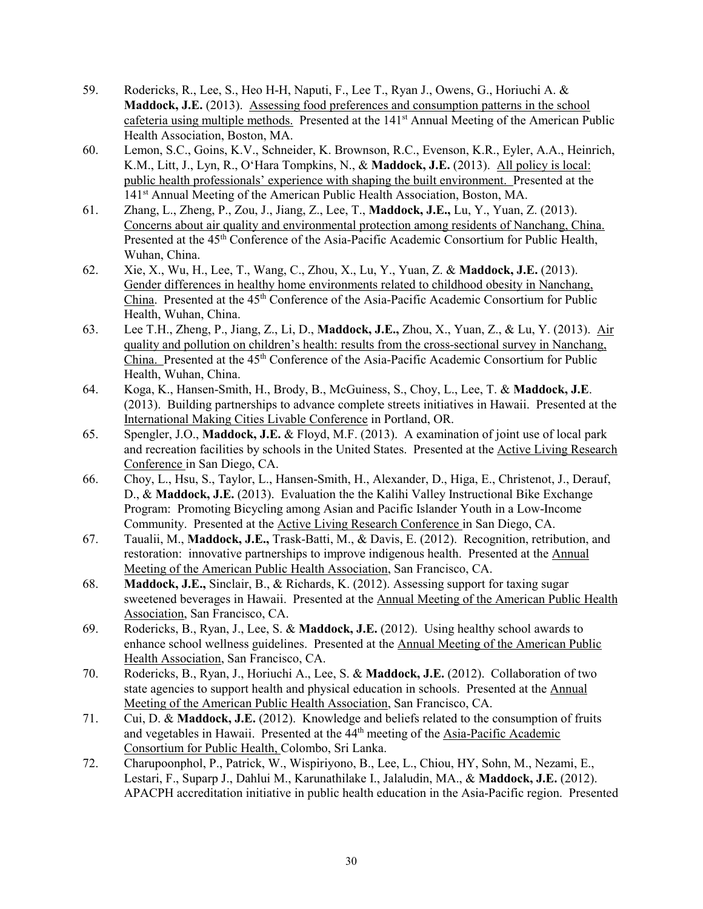59. Rodericks, R., Lee, S., Heo H-H, Naputi, F., Lee T., Ryan J., Owens, G., Horiuchi A. & **Maddock, J.E.** (2013). Assessing food preferences and consumption patterns in the school cafeteria using multiple methods. Presented at the 141st Annual Meeting of the American Public Health Association, Boston, MA.
60. Lemon, S.C., Goins, K.V., Schneider, K. Brownson, R.C., Evenson, K.R., Eyler, A.A., Heinrich, K.M., Litt, J., Lyn, R., O'Hara Tompkins, N., & **Maddock, J.E.** (2013). All policy is local: public health professionals' experience with shaping the built environment. Presented at the 141st Annual Meeting of the American Public Health Association, Boston, MA.
61. Zhang, L., Zheng, P., Zou, J., Jiang, Z., Lee, T., **Maddock, J.E.,** Lu, Y., Yuan, Z. (2013). Concerns about air quality and environmental protection among residents of Nanchang, China. Presented at the 45th Conference of the Asia-Pacific Academic Consortium for Public Health, Wuhan, China.
62. Xie, X., Wu, H., Lee, T., Wang, C., Zhou, X., Lu, Y., Yuan, Z. & **Maddock, J.E.** (2013). Gender differences in healthy home environments related to childhood obesity in Nanchang, China. Presented at the 45th Conference of the Asia-Pacific Academic Consortium for Public Health, Wuhan, China.
63. Lee T.H., Zheng, P., Jiang, Z., Li, D., **Maddock, J.E.,** Zhou, X., Yuan, Z., & Lu, Y. (2013). Air quality and pollution on children's health: results from the cross-sectional survey in Nanchang, China. Presented at the 45th Conference of the Asia-Pacific Academic Consortium for Public Health, Wuhan, China.
64. Koga, K., Hansen-Smith, H., Brody, B., McGuiness, S., Choy, L., Lee, T. & **Maddock, J.E**. (2013). Building partnerships to advance complete streets initiatives in Hawaii. Presented at the International Making Cities Livable Conference in Portland, OR.
65. Spengler, J.O., **Maddock, J.E.** & Floyd, M.F. (2013). A examination of joint use of local park and recreation facilities by schools in the United States. Presented at the Active Living Research Conference in San Diego, CA.
66. Choy, L., Hsu, S., Taylor, L., Hansen-Smith, H., Alexander, D., Higa, E., Christenot, J., Derauf, D., & **Maddock, J.E.** (2013). Evaluation the the Kalihi Valley Instructional Bike Exchange Program: Promoting Bicycling among Asian and Pacific Islander Youth in a Low-Income Community. Presented at the Active Living Research Conference in San Diego, CA.
67. Taualii, M., **Maddock, J.E.,** Trask-Batti, M., & Davis, E. (2012). Recognition, retribution, and restoration: innovative partnerships to improve indigenous health. Presented at the Annual Meeting of the American Public Health Association, San Francisco, CA.
68. **Maddock, J.E.,** Sinclair, B., & Richards, K. (2012). Assessing support for taxing sugar sweetened beverages in Hawaii. Presented at the Annual Meeting of the American Public Health Association, San Francisco, CA.
69. Rodericks, B., Ryan, J., Lee, S. & **Maddock, J.E.** (2012). Using healthy school awards to enhance school wellness guidelines. Presented at the Annual Meeting of the American Public Health Association, San Francisco, CA.
70. Rodericks, B., Ryan, J., Horiuchi A., Lee, S. & **Maddock, J.E.** (2012). Collaboration of two state agencies to support health and physical education in schools. Presented at the Annual Meeting of the American Public Health Association, San Francisco, CA.
71. Cui, D. & **Maddock, J.E.** (2012). Knowledge and beliefs related to the consumption of fruits and vegetables in Hawaii. Presented at the 44th meeting of the Asia-Pacific Academic Consortium for Public Health, Colombo, Sri Lanka.
72. Charupoonphol, P., Patrick, W., Wispiriyono, B., Lee, L., Chiou, HY, Sohn, M., Nezami, E., Lestari, F., Suparp J., Dahlui M., Karunathilake I., Jalaludin, MA., & **Maddock, J.E.** (2012). APACPH accreditation initiative in public health education in the Asia-Pacific region. Presented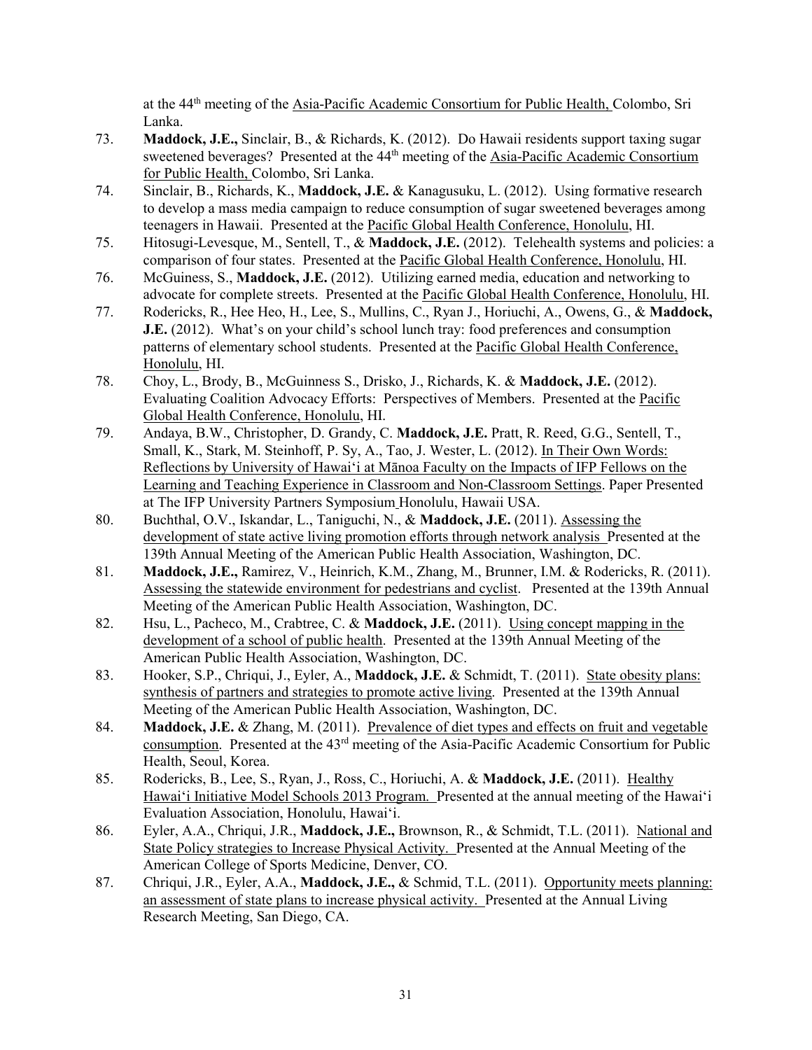at the 44th meeting of the Asia-Pacific Academic Consortium for Public Health, Colombo, Sri Lanka.

73. **Maddock, J.E.,** Sinclair, B., & Richards, K. (2012). Do Hawaii residents support taxing sugar sweetened beverages? Presented at the 44th meeting of the Asia-Pacific Academic Consortium for Public Health, Colombo, Sri Lanka.
74. Sinclair, B., Richards, K., **Maddock, J.E.** & Kanagusuku, L. (2012). Using formative research to develop a mass media campaign to reduce consumption of sugar sweetened beverages among teenagers in Hawaii. Presented at the Pacific Global Health Conference, Honolulu, HI.
75. Hitosugi-Levesque, M., Sentell, T., & **Maddock, J.E.** (2012). Telehealth systems and policies: a comparison of four states. Presented at the Pacific Global Health Conference, Honolulu, HI.
76. McGuiness, S., **Maddock, J.E.** (2012). Utilizing earned media, education and networking to advocate for complete streets. Presented at the Pacific Global Health Conference, Honolulu, HI.
77. Rodericks, R., Hee Heo, H., Lee, S., Mullins, C., Ryan J., Horiuchi, A., Owens, G., & **Maddock, J.E.** (2012). What's on your child's school lunch tray: food preferences and consumption patterns of elementary school students. Presented at the Pacific Global Health Conference, Honolulu, HI.
78. Choy, L., Brody, B., McGuinness S., Drisko, J., Richards, K. & **Maddock, J.E.** (2012). Evaluating Coalition Advocacy Efforts: Perspectives of Members. Presented at the Pacific Global Health Conference, Honolulu, HI.
79. Andaya, B.W., Christopher, D. Grandy, C. **Maddock, J.E.** Pratt, R. Reed, G.G., Sentell, T., Small, K., Stark, M. Steinhoff, P. Sy, A., Tao, J. Wester, L. (2012). In Their Own Words: Reflections by University of Hawaiʻi at Mānoa Faculty on the Impacts of IFP Fellows on the Learning and Teaching Experience in Classroom and Non-Classroom Settings. Paper Presented at The IFP University Partners Symposium Honolulu, Hawaii USA.
80. Buchthal, O.V., Iskandar, L., Taniguchi, N., & **Maddock, J.E.** (2011). Assessing the development of state active living promotion efforts through network analysis Presented at the 139th Annual Meeting of the American Public Health Association, Washington, DC.
81. **Maddock, J.E.,** Ramirez, V., Heinrich, K.M., Zhang, M., Brunner, I.M. & Rodericks, R. (2011). Assessing the statewide environment for pedestrians and cyclist. Presented at the 139th Annual Meeting of the American Public Health Association, Washington, DC.
82. Hsu, L., Pacheco, M., Crabtree, C. & **Maddock, J.E.** (2011). Using concept mapping in the development of a school of public health. Presented at the 139th Annual Meeting of the American Public Health Association, Washington, DC.
83. Hooker, S.P., Chriqui, J., Eyler, A., **Maddock, J.E.** & Schmidt, T. (2011). State obesity plans: synthesis of partners and strategies to promote active living. Presented at the 139th Annual Meeting of the American Public Health Association, Washington, DC.
84. **Maddock, J.E.** & Zhang, M. (2011). Prevalence of diet types and effects on fruit and vegetable consumption. Presented at the 43rd meeting of the Asia-Pacific Academic Consortium for Public Health, Seoul, Korea.
85. Rodericks, B., Lee, S., Ryan, J., Ross, C., Horiuchi, A. & **Maddock, J.E.** (2011). Healthy Hawaiʻi Initiative Model Schools 2013 Program. Presented at the annual meeting of the Hawaiʻi Evaluation Association, Honolulu, Hawaiʻi.
86. Eyler, A.A., Chriqui, J.R., **Maddock, J.E.,** Brownson, R., & Schmidt, T.L. (2011). National and State Policy strategies to Increase Physical Activity. Presented at the Annual Meeting of the American College of Sports Medicine, Denver, CO.
87. Chriqui, J.R., Eyler, A.A., **Maddock, J.E.,** & Schmid, T.L. (2011). Opportunity meets planning: an assessment of state plans to increase physical activity. Presented at the Annual Living Research Meeting, San Diego, CA.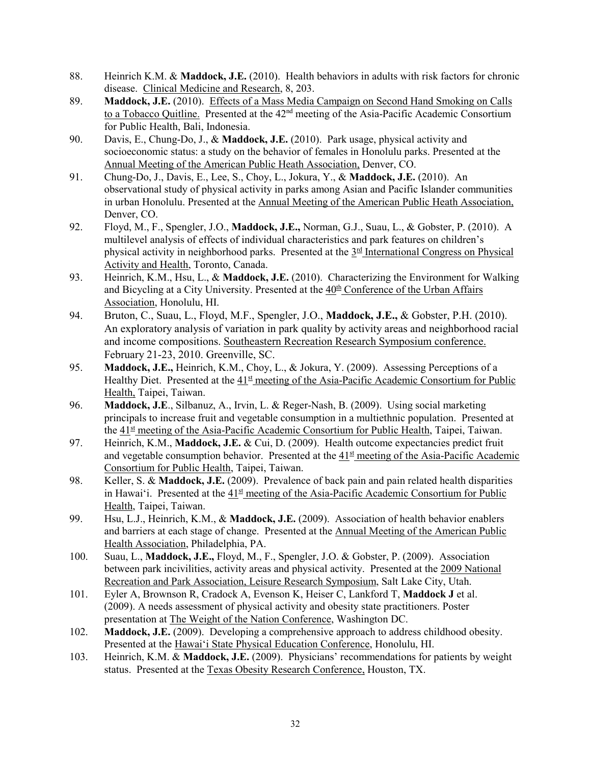88. Heinrich K.M. & **Maddock, J.E.** (2010). Health behaviors in adults with risk factors for chronic disease. Clinical Medicine and Research, 8, 203.
89. **Maddock, J.E.** (2010). Effects of a Mass Media Campaign on Second Hand Smoking on Calls to a Tobacco Quitline. Presented at the 42nd meeting of the Asia-Pacific Academic Consortium for Public Health, Bali, Indonesia.
90. Davis, E., Chung-Do, J., & **Maddock, J.E.** (2010). Park usage, physical activity and socioeconomic status: a study on the behavior of females in Honolulu parks. Presented at the Annual Meeting of the American Public Heath Association, Denver, CO.
91. Chung-Do, J., Davis, E., Lee, S., Choy, L., Jokura, Y., & **Maddock, J.E.** (2010). An observational study of physical activity in parks among Asian and Pacific Islander communities in urban Honolulu. Presented at the Annual Meeting of the American Public Heath Association, Denver, CO.
92. Floyd, M., F., Spengler, J.O., **Maddock, J.E.,** Norman, G.J., Suau, L., & Gobster, P. (2010). A multilevel analysis of effects of individual characteristics and park features on children's physical activity in neighborhood parks. Presented at the 3rd International Congress on Physical Activity and Health, Toronto, Canada.
93. Heinrich, K.M., Hsu, L., & **Maddock, J.E.** (2010). Characterizing the Environment for Walking and Bicycling at a City University. Presented at the 40th Conference of the Urban Affairs Association, Honolulu, HI.
94. Bruton, C., Suau, L., Floyd, M.F., Spengler, J.O., **Maddock, J.E.,** & Gobster, P.H. (2010). An exploratory analysis of variation in park quality by activity areas and neighborhood racial and income compositions. Southeastern Recreation Research Symposium conference. February 21-23, 2010. Greenville, SC.
95. **Maddock, J.E.,** Heinrich, K.M., Choy, L., & Jokura, Y. (2009). Assessing Perceptions of a Healthy Diet. Presented at the 41st meeting of the Asia-Pacific Academic Consortium for Public Health, Taipei, Taiwan.
96. **Maddock, J.E**., Silbanuz, A., Irvin, L. & Reger-Nash, B. (2009). Using social marketing principals to increase fruit and vegetable consumption in a multiethnic population. Presented at the 41st meeting of the Asia-Pacific Academic Consortium for Public Health, Taipei, Taiwan.
97. Heinrich, K.M., **Maddock, J.E.** & Cui, D. (2009). Health outcome expectancies predict fruit and vegetable consumption behavior. Presented at the 41st meeting of the Asia-Pacific Academic Consortium for Public Health, Taipei, Taiwan.
98. Keller, S. & **Maddock, J.E.** (2009). Prevalence of back pain and pain related health disparities in Hawai'i. Presented at the 41st meeting of the Asia-Pacific Academic Consortium for Public Health, Taipei, Taiwan.
99. Hsu, L.J., Heinrich, K.M., & **Maddock, J.E.** (2009). Association of health behavior enablers and barriers at each stage of change. Presented at the Annual Meeting of the American Public Health Association, Philadelphia, PA.
100. Suau, L., **Maddock, J.E.,** Floyd, M., F., Spengler, J.O. & Gobster, P. (2009). Association between park incivilities, activity areas and physical activity. Presented at the 2009 National Recreation and Park Association, Leisure Research Symposium, Salt Lake City, Utah.
101. Eyler A, Brownson R, Cradock A, Evenson K, Heiser C, Lankford T, **Maddock J** et al. (2009). A needs assessment of physical activity and obesity state practitioners. Poster presentation at The Weight of the Nation Conference, Washington DC.
102. **Maddock, J.E.** (2009). Developing a comprehensive approach to address childhood obesity. Presented at the Hawai'i State Physical Education Conference, Honolulu, HI.
103. Heinrich, K.M. & **Maddock, J.E.** (2009). Physicians' recommendations for patients by weight status. Presented at the Texas Obesity Research Conference, Houston, TX.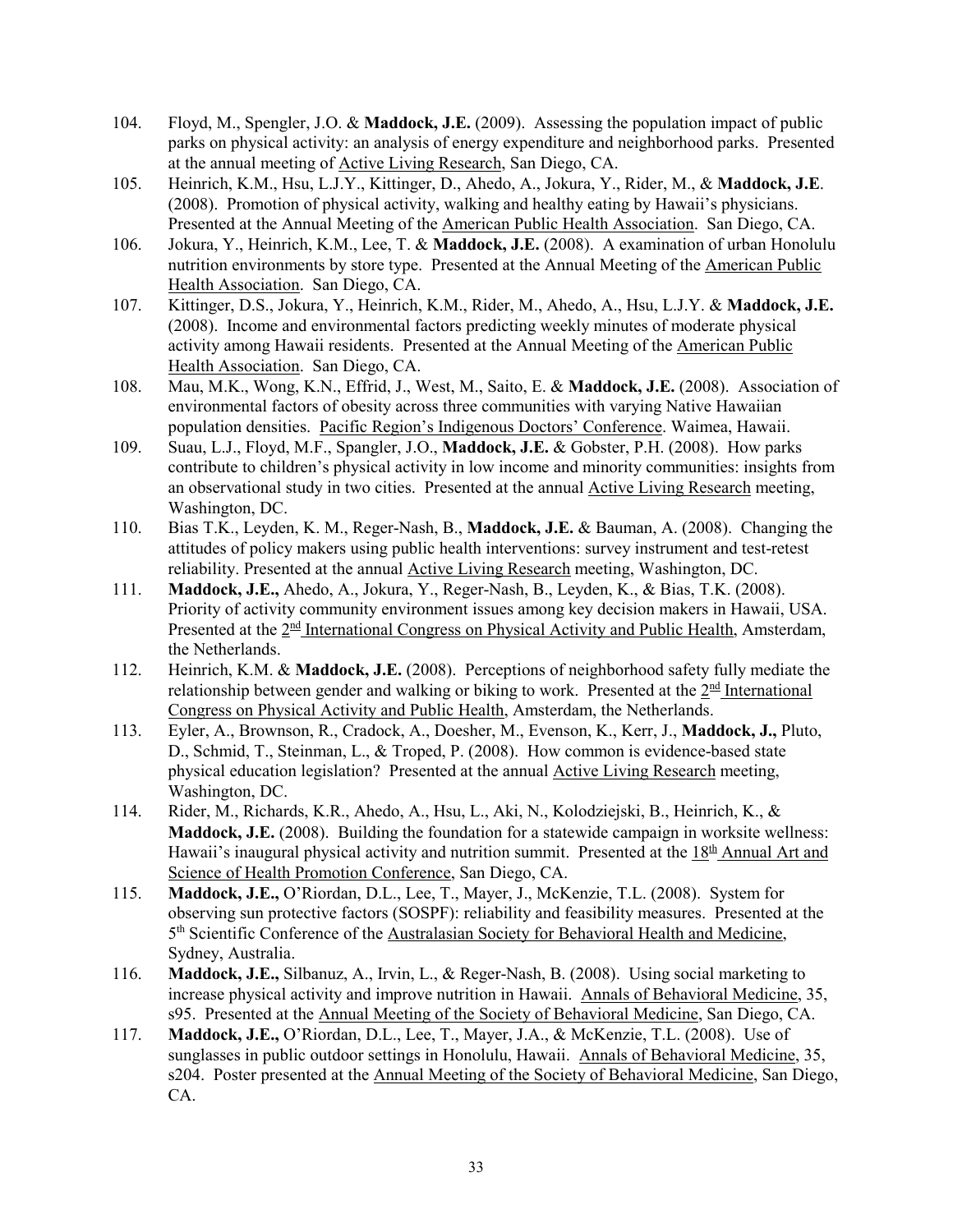104. Floyd, M., Spengler, J.O. & **Maddock, J.E.** (2009). Assessing the population impact of public parks on physical activity: an analysis of energy expenditure and neighborhood parks. Presented at the annual meeting of Active Living Research, San Diego, CA.
105. Heinrich, K.M., Hsu, L.J.Y., Kittinger, D., Ahedo, A., Jokura, Y., Rider, M., & **Maddock, J.E**. (2008). Promotion of physical activity, walking and healthy eating by Hawaii's physicians. Presented at the Annual Meeting of the American Public Health Association. San Diego, CA.
106. Jokura, Y., Heinrich, K.M., Lee, T. & **Maddock, J.E.** (2008). A examination of urban Honolulu nutrition environments by store type. Presented at the Annual Meeting of the American Public Health Association. San Diego, CA.
107. Kittinger, D.S., Jokura, Y., Heinrich, K.M., Rider, M., Ahedo, A., Hsu, L.J.Y. & **Maddock, J.E.** (2008). Income and environmental factors predicting weekly minutes of moderate physical activity among Hawaii residents. Presented at the Annual Meeting of the American Public Health Association. San Diego, CA.
108. Mau, M.K., Wong, K.N., Effrid, J., West, M., Saito, E. & **Maddock, J.E.** (2008). Association of environmental factors of obesity across three communities with varying Native Hawaiian population densities. Pacific Region's Indigenous Doctors' Conference. Waimea, Hawaii.
109. Suau, L.J., Floyd, M.F., Spangler, J.O., **Maddock, J.E.** & Gobster, P.H. (2008). How parks contribute to children's physical activity in low income and minority communities: insights from an observational study in two cities. Presented at the annual Active Living Research meeting, Washington, DC.
110. Bias T.K., Leyden, K. M., Reger-Nash, B., **Maddock, J.E.** & Bauman, A. (2008). Changing the attitudes of policy makers using public health interventions: survey instrument and test-retest reliability. Presented at the annual Active Living Research meeting, Washington, DC.
111. **Maddock, J.E.,** Ahedo, A., Jokura, Y., Reger-Nash, B., Leyden, K., & Bias, T.K. (2008). Priority of activity community environment issues among key decision makers in Hawaii, USA. Presented at the 2nd International Congress on Physical Activity and Public Health, Amsterdam, the Netherlands.
112. Heinrich, K.M. & **Maddock, J.E.** (2008). Perceptions of neighborhood safety fully mediate the relationship between gender and walking or biking to work. Presented at the 2nd International Congress on Physical Activity and Public Health, Amsterdam, the Netherlands.
113. Eyler, A., Brownson, R., Cradock, A., Doesher, M., Evenson, K., Kerr, J., **Maddock, J.,** Pluto, D., Schmid, T., Steinman, L., & Troped, P. (2008). How common is evidence-based state physical education legislation? Presented at the annual Active Living Research meeting, Washington, DC.
114. Rider, M., Richards, K.R., Ahedo, A., Hsu, L., Aki, N., Kolodziejski, B., Heinrich, K., & **Maddock, J.E.** (2008). Building the foundation for a statewide campaign in worksite wellness: Hawaii's inaugural physical activity and nutrition summit. Presented at the 18th Annual Art and Science of Health Promotion Conference, San Diego, CA.
115. **Maddock, J.E.,** O'Riordan, D.L., Lee, T., Mayer, J., McKenzie, T.L. (2008). System for observing sun protective factors (SOSPF): reliability and feasibility measures. Presented at the 5th Scientific Conference of the Australasian Society for Behavioral Health and Medicine, Sydney, Australia.
116. **Maddock, J.E.,** Silbanuz, A., Irvin, L., & Reger-Nash, B. (2008). Using social marketing to increase physical activity and improve nutrition in Hawaii. Annals of Behavioral Medicine, 35, s95. Presented at the Annual Meeting of the Society of Behavioral Medicine, San Diego, CA.
117. **Maddock, J.E.,** O'Riordan, D.L., Lee, T., Mayer, J.A., & McKenzie, T.L. (2008). Use of sunglasses in public outdoor settings in Honolulu, Hawaii. Annals of Behavioral Medicine, 35, s204. Poster presented at the Annual Meeting of the Society of Behavioral Medicine, San Diego, CA.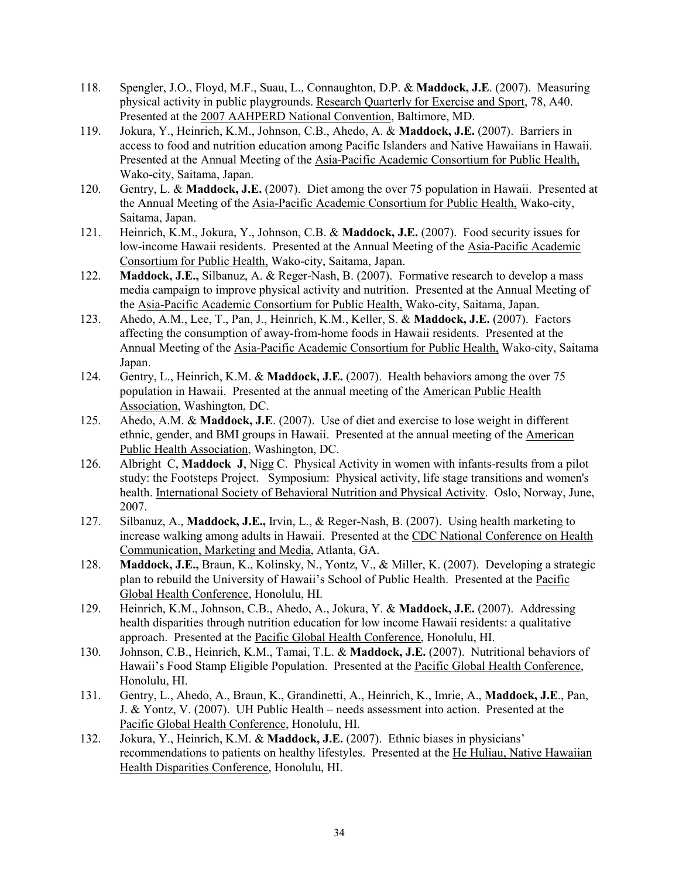118. Spengler, J.O., Floyd, M.F., Suau, L., Connaughton, D.P. & **Maddock, J.E**. (2007). Measuring physical activity in public playgrounds. Research Quarterly for Exercise and Sport, 78, A40. Presented at the 2007 AAHPERD National Convention, Baltimore, MD.
119. Jokura, Y., Heinrich, K.M., Johnson, C.B., Ahedo, A. & **Maddock, J.E.** (2007). Barriers in access to food and nutrition education among Pacific Islanders and Native Hawaiians in Hawaii. Presented at the Annual Meeting of the Asia-Pacific Academic Consortium for Public Health, Wako-city, Saitama, Japan.
120. Gentry, L. & **Maddock, J.E.** (2007). Diet among the over 75 population in Hawaii. Presented at the Annual Meeting of the Asia-Pacific Academic Consortium for Public Health, Wako-city, Saitama, Japan.
121. Heinrich, K.M., Jokura, Y., Johnson, C.B. & **Maddock, J.E.** (2007). Food security issues for low-income Hawaii residents. Presented at the Annual Meeting of the Asia-Pacific Academic Consortium for Public Health, Wako-city, Saitama, Japan.
122. **Maddock, J.E.,** Silbanuz, A. & Reger-Nash, B. (2007). Formative research to develop a mass media campaign to improve physical activity and nutrition. Presented at the Annual Meeting of the Asia-Pacific Academic Consortium for Public Health, Wako-city, Saitama, Japan.
123. Ahedo, A.M., Lee, T., Pan, J., Heinrich, K.M., Keller, S. & **Maddock, J.E.** (2007). Factors affecting the consumption of away-from-home foods in Hawaii residents. Presented at the Annual Meeting of the Asia-Pacific Academic Consortium for Public Health, Wako-city, Saitama Japan.
124. Gentry, L., Heinrich, K.M. & **Maddock, J.E.** (2007). Health behaviors among the over 75 population in Hawaii. Presented at the annual meeting of the American Public Health Association, Washington, DC.
125. Ahedo, A.M. & **Maddock, J.E**. (2007). Use of diet and exercise to lose weight in different ethnic, gender, and BMI groups in Hawaii. Presented at the annual meeting of the American Public Health Association, Washington, DC.
126. Albright C, **Maddock J**, Nigg C. Physical Activity in women with infants-results from a pilot study: the Footsteps Project. Symposium: Physical activity, life stage transitions and women's health. International Society of Behavioral Nutrition and Physical Activity. Oslo, Norway, June, 2007.
127. Silbanuz, A., **Maddock, J.E.,** Irvin, L., & Reger-Nash, B. (2007). Using health marketing to increase walking among adults in Hawaii. Presented at the CDC National Conference on Health Communication, Marketing and Media, Atlanta, GA.
128. **Maddock, J.E.,** Braun, K., Kolinsky, N., Yontz, V., & Miller, K. (2007). Developing a strategic plan to rebuild the University of Hawaii's School of Public Health. Presented at the Pacific Global Health Conference, Honolulu, HI.
129. Heinrich, K.M., Johnson, C.B., Ahedo, A., Jokura, Y. & **Maddock, J.E.** (2007). Addressing health disparities through nutrition education for low income Hawaii residents: a qualitative approach. Presented at the Pacific Global Health Conference, Honolulu, HI.
130. Johnson, C.B., Heinrich, K.M., Tamai, T.L. & **Maddock, J.E.** (2007). Nutritional behaviors of Hawaii's Food Stamp Eligible Population. Presented at the Pacific Global Health Conference, Honolulu, HI.
131. Gentry, L., Ahedo, A., Braun, K., Grandinetti, A., Heinrich, K., Imrie, A., **Maddock, J.E**., Pan, J. & Yontz, V. (2007). UH Public Health – needs assessment into action. Presented at the Pacific Global Health Conference, Honolulu, HI.
132. Jokura, Y., Heinrich, K.M. & **Maddock, J.E.** (2007). Ethnic biases in physicians' recommendations to patients on healthy lifestyles. Presented at the He Huliau, Native Hawaiian Health Disparities Conference, Honolulu, HI.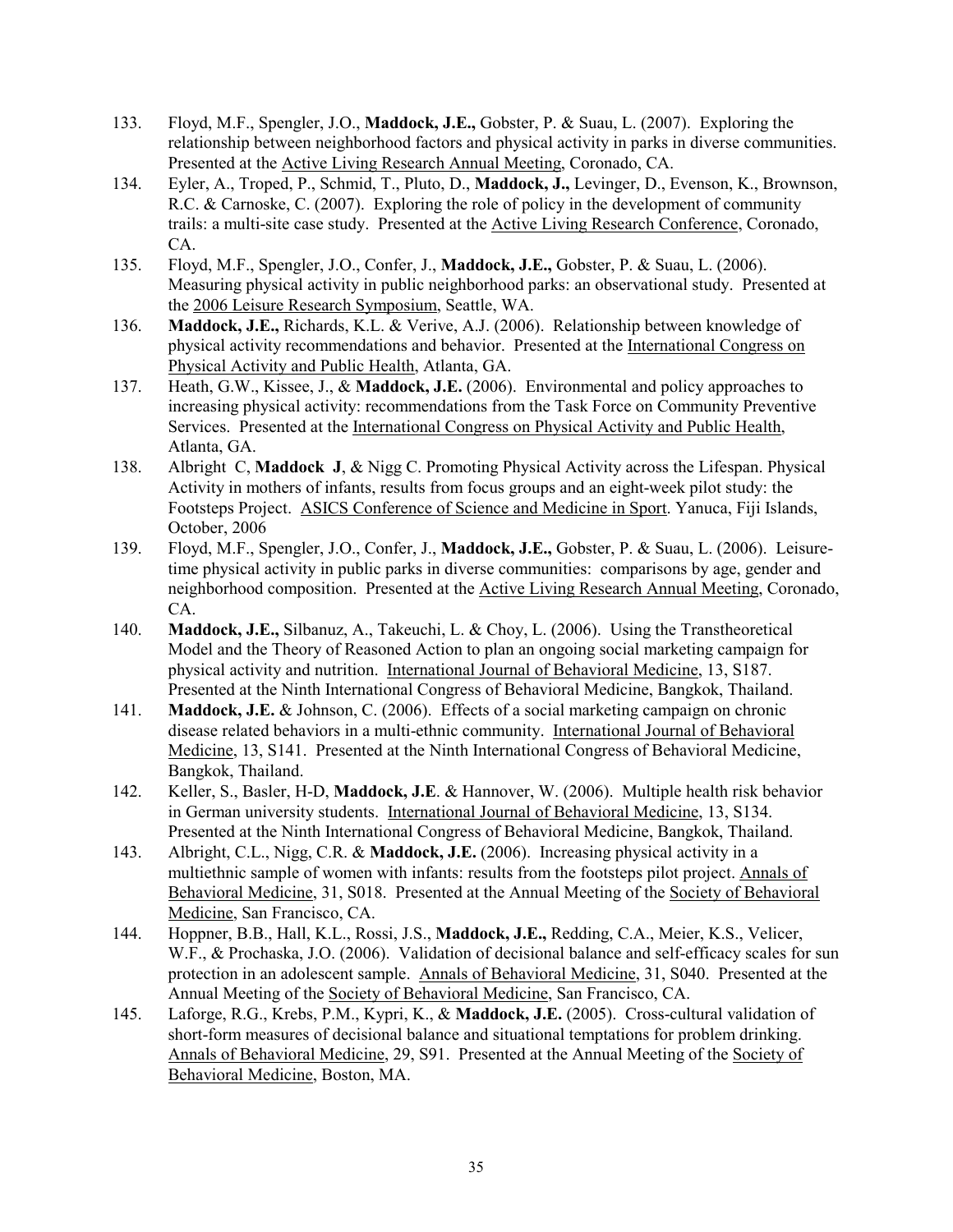133. Floyd, M.F., Spengler, J.O., **Maddock, J.E.,** Gobster, P. & Suau, L. (2007). Exploring the relationship between neighborhood factors and physical activity in parks in diverse communities. Presented at the Active Living Research Annual Meeting, Coronado, CA.

134. Eyler, A., Troped, P., Schmid, T., Pluto, D., **Maddock, J.,** Levinger, D., Evenson, K., Brownson, R.C. & Carnoske, C. (2007). Exploring the role of policy in the development of community trails: a multi-site case study. Presented at the Active Living Research Conference, Coronado, CA.

135. Floyd, M.F., Spengler, J.O., Confer, J., **Maddock, J.E.,** Gobster, P. & Suau, L. (2006). Measuring physical activity in public neighborhood parks: an observational study. Presented at the 2006 Leisure Research Symposium, Seattle, WA.

136. **Maddock, J.E.,** Richards, K.L. & Verive, A.J. (2006). Relationship between knowledge of physical activity recommendations and behavior. Presented at the International Congress on Physical Activity and Public Health, Atlanta, GA.

137. Heath, G.W., Kissee, J., & **Maddock, J.E.** (2006). Environmental and policy approaches to increasing physical activity: recommendations from the Task Force on Community Preventive Services. Presented at the International Congress on Physical Activity and Public Health, Atlanta, GA.

138. Albright C, **Maddock J**, & Nigg C. Promoting Physical Activity across the Lifespan. Physical Activity in mothers of infants, results from focus groups and an eight-week pilot study: the Footsteps Project. ASICS Conference of Science and Medicine in Sport. Yanuca, Fiji Islands, October, 2006

139. Floyd, M.F., Spengler, J.O., Confer, J., **Maddock, J.E.,** Gobster, P. & Suau, L. (2006). Leisure-time physical activity in public parks in diverse communities: comparisons by age, gender and neighborhood composition. Presented at the Active Living Research Annual Meeting, Coronado, CA.

140. **Maddock, J.E.,** Silbanuz, A., Takeuchi, L. & Choy, L. (2006). Using the Transtheoretical Model and the Theory of Reasoned Action to plan an ongoing social marketing campaign for physical activity and nutrition. International Journal of Behavioral Medicine, 13, S187. Presented at the Ninth International Congress of Behavioral Medicine, Bangkok, Thailand.

141. **Maddock, J.E.** & Johnson, C. (2006). Effects of a social marketing campaign on chronic disease related behaviors in a multi-ethnic community. International Journal of Behavioral Medicine, 13, S141. Presented at the Ninth International Congress of Behavioral Medicine, Bangkok, Thailand.

142. Keller, S., Basler, H-D, **Maddock, J.E**. & Hannover, W. (2006). Multiple health risk behavior in German university students. International Journal of Behavioral Medicine, 13, S134. Presented at the Ninth International Congress of Behavioral Medicine, Bangkok, Thailand.

143. Albright, C.L., Nigg, C.R. & **Maddock, J.E.** (2006). Increasing physical activity in a multiethnic sample of women with infants: results from the footsteps pilot project. Annals of Behavioral Medicine, 31, S018. Presented at the Annual Meeting of the Society of Behavioral Medicine, San Francisco, CA.

144. Hoppner, B.B., Hall, K.L., Rossi, J.S., **Maddock, J.E.,** Redding, C.A., Meier, K.S., Velicer, W.F., & Prochaska, J.O. (2006). Validation of decisional balance and self-efficacy scales for sun protection in an adolescent sample. Annals of Behavioral Medicine, 31, S040. Presented at the Annual Meeting of the Society of Behavioral Medicine, San Francisco, CA.

145. Laforge, R.G., Krebs, P.M., Kypri, K., & **Maddock, J.E.** (2005). Cross-cultural validation of short-form measures of decisional balance and situational temptations for problem drinking. Annals of Behavioral Medicine, 29, S91. Presented at the Annual Meeting of the Society of Behavioral Medicine, Boston, MA.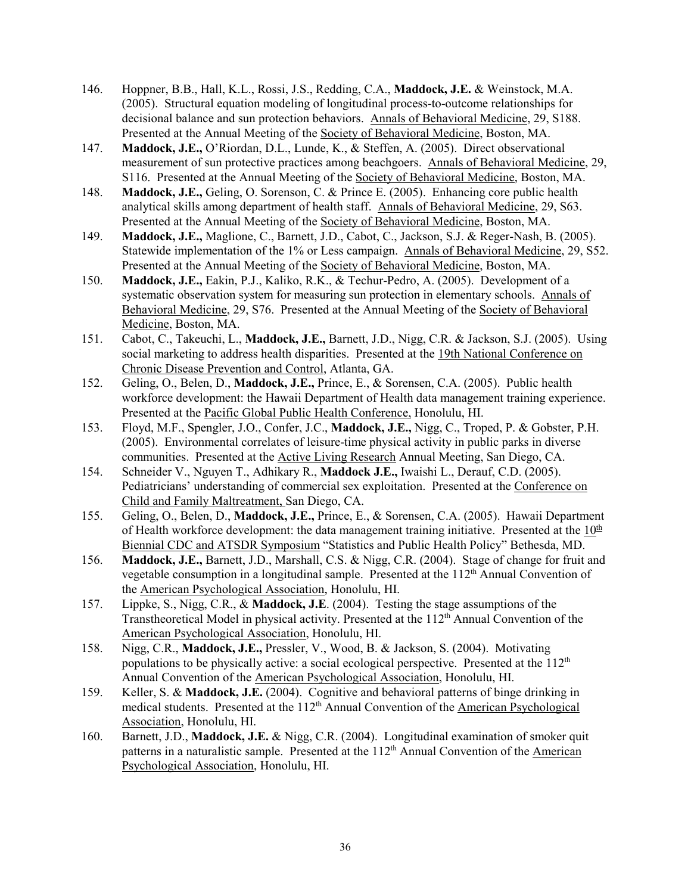146. Hoppner, B.B., Hall, K.L., Rossi, J.S., Redding, C.A., **Maddock, J.E.** & Weinstock, M.A. (2005). Structural equation modeling of longitudinal process-to-outcome relationships for decisional balance and sun protection behaviors. Annals of Behavioral Medicine, 29, S188. Presented at the Annual Meeting of the Society of Behavioral Medicine, Boston, MA.
147. **Maddock, J.E.,** O'Riordan, D.L., Lunde, K., & Steffen, A. (2005). Direct observational measurement of sun protective practices among beachgoers. Annals of Behavioral Medicine, 29, S116. Presented at the Annual Meeting of the Society of Behavioral Medicine, Boston, MA.
148. **Maddock, J.E.,** Geling, O. Sorenson, C. & Prince E. (2005). Enhancing core public health analytical skills among department of health staff. Annals of Behavioral Medicine, 29, S63. Presented at the Annual Meeting of the Society of Behavioral Medicine, Boston, MA.
149. **Maddock, J.E.,** Maglione, C., Barnett, J.D., Cabot, C., Jackson, S.J. & Reger-Nash, B. (2005). Statewide implementation of the 1% or Less campaign. Annals of Behavioral Medicine, 29, S52. Presented at the Annual Meeting of the Society of Behavioral Medicine, Boston, MA.
150. **Maddock, J.E.,** Eakin, P.J., Kaliko, R.K., & Techur-Pedro, A. (2005). Development of a systematic observation system for measuring sun protection in elementary schools. Annals of Behavioral Medicine, 29, S76. Presented at the Annual Meeting of the Society of Behavioral Medicine, Boston, MA.
151. Cabot, C., Takeuchi, L., **Maddock, J.E.,** Barnett, J.D., Nigg, C.R. & Jackson, S.J. (2005). Using social marketing to address health disparities. Presented at the 19th National Conference on Chronic Disease Prevention and Control, Atlanta, GA.
152. Geling, O., Belen, D., **Maddock, J.E.,** Prince, E., & Sorensen, C.A. (2005). Public health workforce development: the Hawaii Department of Health data management training experience. Presented at the Pacific Global Public Health Conference, Honolulu, HI.
153. Floyd, M.F., Spengler, J.O., Confer, J.C., **Maddock, J.E.,** Nigg, C., Troped, P. & Gobster, P.H. (2005). Environmental correlates of leisure-time physical activity in public parks in diverse communities. Presented at the Active Living Research Annual Meeting, San Diego, CA.
154. Schneider V., Nguyen T., Adhikary R., **Maddock J.E.,** Iwaishi L., Derauf, C.D. (2005). Pediatricians' understanding of commercial sex exploitation. Presented at the Conference on Child and Family Maltreatment, San Diego, CA.
155. Geling, O., Belen, D., **Maddock, J.E.,** Prince, E., & Sorensen, C.A. (2005). Hawaii Department of Health workforce development: the data management training initiative. Presented at the 10th Biennial CDC and ATSDR Symposium "Statistics and Public Health Policy" Bethesda, MD.
156. **Maddock, J.E.,** Barnett, J.D., Marshall, C.S. & Nigg, C.R. (2004). Stage of change for fruit and vegetable consumption in a longitudinal sample. Presented at the 112th Annual Convention of the American Psychological Association, Honolulu, HI.
157. Lippke, S., Nigg, C.R., & **Maddock, J.E**. (2004). Testing the stage assumptions of the Transtheoretical Model in physical activity. Presented at the 112th Annual Convention of the American Psychological Association, Honolulu, HI.
158. Nigg, C.R., **Maddock, J.E.,** Pressler, V., Wood, B. & Jackson, S. (2004). Motivating populations to be physically active: a social ecological perspective. Presented at the 112th Annual Convention of the American Psychological Association, Honolulu, HI.
159. Keller, S. & **Maddock, J.E.** (2004). Cognitive and behavioral patterns of binge drinking in medical students. Presented at the 112th Annual Convention of the American Psychological Association, Honolulu, HI.
160. Barnett, J.D., **Maddock, J.E.** & Nigg, C.R. (2004). Longitudinal examination of smoker quit patterns in a naturalistic sample. Presented at the 112th Annual Convention of the American Psychological Association, Honolulu, HI.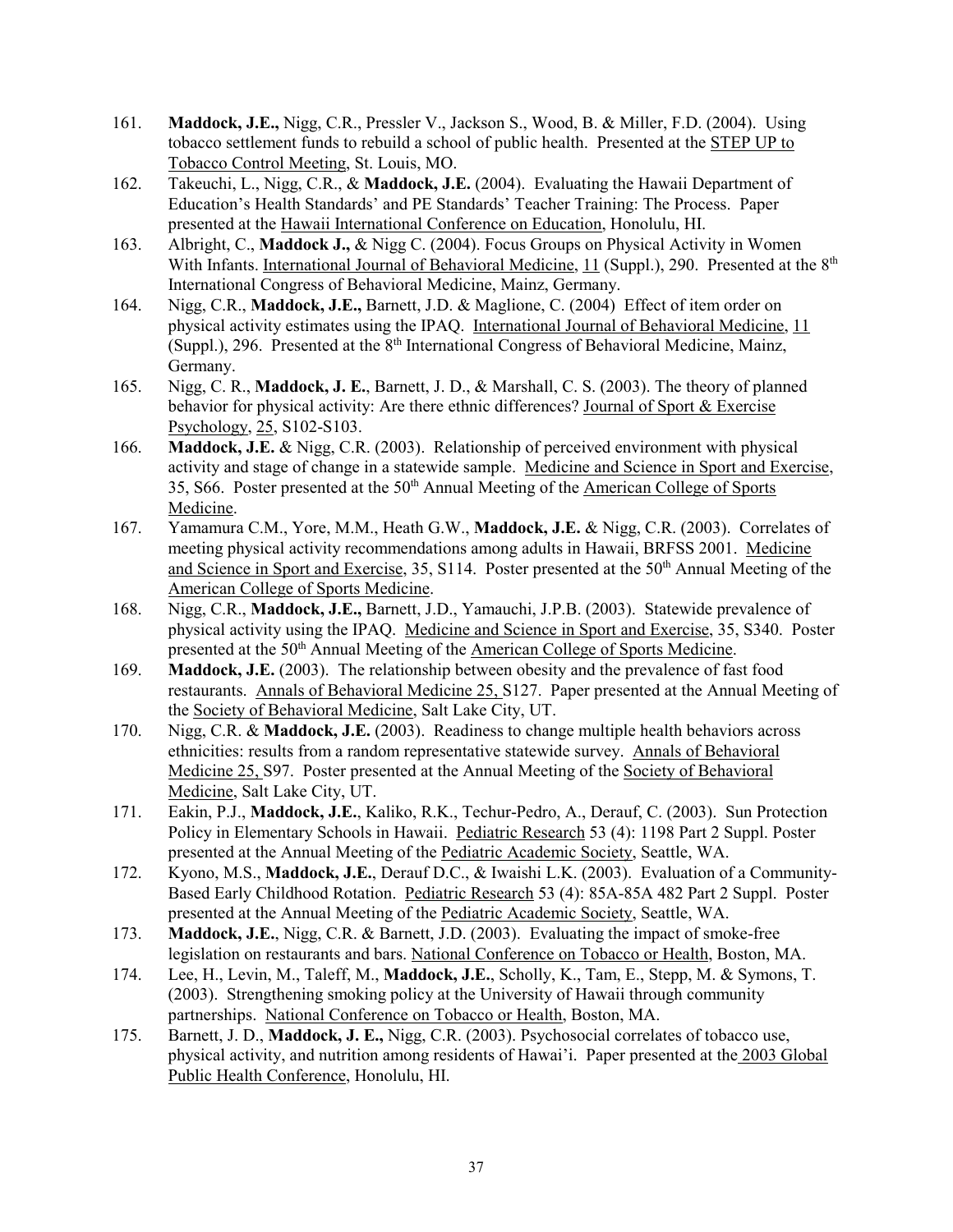161. **Maddock, J.E.,** Nigg, C.R., Pressler V., Jackson S., Wood, B. & Miller, F.D. (2004). Using tobacco settlement funds to rebuild a school of public health. Presented at the STEP UP to Tobacco Control Meeting, St. Louis, MO.
162. Takeuchi, L., Nigg, C.R., & **Maddock, J.E.** (2004). Evaluating the Hawaii Department of Education's Health Standards' and PE Standards' Teacher Training: The Process. Paper presented at the Hawaii International Conference on Education, Honolulu, HI.
163. Albright, C., **Maddock J.,** & Nigg C. (2004). Focus Groups on Physical Activity in Women With Infants. International Journal of Behavioral Medicine, 11 (Suppl.), 290. Presented at the 8th International Congress of Behavioral Medicine, Mainz, Germany.
164. Nigg, C.R., **Maddock, J.E.,** Barnett, J.D. & Maglione, C. (2004) Effect of item order on physical activity estimates using the IPAQ. International Journal of Behavioral Medicine, 11 (Suppl.), 296. Presented at the 8th International Congress of Behavioral Medicine, Mainz, Germany.
165. Nigg, C. R., **Maddock, J. E.**, Barnett, J. D., & Marshall, C. S. (2003). The theory of planned behavior for physical activity: Are there ethnic differences? Journal of Sport & Exercise Psychology, 25, S102-S103.
166. **Maddock, J.E.** & Nigg, C.R. (2003). Relationship of perceived environment with physical activity and stage of change in a statewide sample. Medicine and Science in Sport and Exercise, 35, S66. Poster presented at the 50th Annual Meeting of the American College of Sports Medicine.
167. Yamamura C.M., Yore, M.M., Heath G.W., **Maddock, J.E.** & Nigg, C.R. (2003). Correlates of meeting physical activity recommendations among adults in Hawaii, BRFSS 2001. Medicine and Science in Sport and Exercise, 35, S114. Poster presented at the 50th Annual Meeting of the American College of Sports Medicine.
168. Nigg, C.R., **Maddock, J.E.,** Barnett, J.D., Yamauchi, J.P.B. (2003). Statewide prevalence of physical activity using the IPAQ. Medicine and Science in Sport and Exercise, 35, S340. Poster presented at the 50th Annual Meeting of the American College of Sports Medicine.
169. **Maddock, J.E.** (2003). The relationship between obesity and the prevalence of fast food restaurants. Annals of Behavioral Medicine 25, S127. Paper presented at the Annual Meeting of the Society of Behavioral Medicine, Salt Lake City, UT.
170. Nigg, C.R. & **Maddock, J.E.** (2003). Readiness to change multiple health behaviors across ethnicities: results from a random representative statewide survey. Annals of Behavioral Medicine 25, S97. Poster presented at the Annual Meeting of the Society of Behavioral Medicine, Salt Lake City, UT.
171. Eakin, P.J., **Maddock, J.E.**, Kaliko, R.K., Techur-Pedro, A., Derauf, C. (2003). Sun Protection Policy in Elementary Schools in Hawaii. Pediatric Research 53 (4): 1198 Part 2 Suppl. Poster presented at the Annual Meeting of the Pediatric Academic Society, Seattle, WA.
172. Kyono, M.S., **Maddock, J.E.**, Derauf D.C., & Iwaishi L.K. (2003). Evaluation of a Community-Based Early Childhood Rotation. Pediatric Research 53 (4): 85A-85A 482 Part 2 Suppl. Poster presented at the Annual Meeting of the Pediatric Academic Society, Seattle, WA.
173. **Maddock, J.E.**, Nigg, C.R. & Barnett, J.D. (2003). Evaluating the impact of smoke-free legislation on restaurants and bars. National Conference on Tobacco or Health, Boston, MA.
174. Lee, H., Levin, M., Taleff, M., **Maddock, J.E.**, Scholly, K., Tam, E., Stepp, M. & Symons, T. (2003). Strengthening smoking policy at the University of Hawaii through community partnerships. National Conference on Tobacco or Health, Boston, MA.
175. Barnett, J. D., **Maddock, J. E.,** Nigg, C.R. (2003). Psychosocial correlates of tobacco use, physical activity, and nutrition among residents of Hawai'i. Paper presented at the 2003 Global Public Health Conference, Honolulu, HI.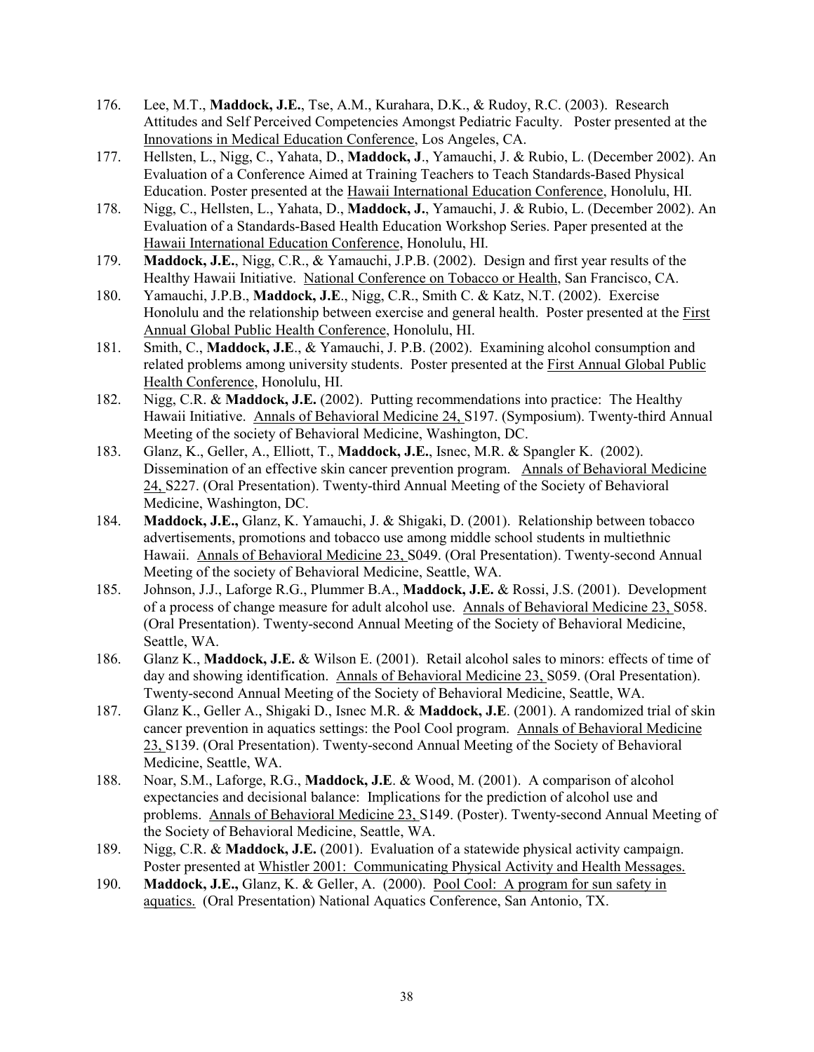176. Lee, M.T., **Maddock, J.E.**, Tse, A.M., Kurahara, D.K., & Rudoy, R.C. (2003). Research Attitudes and Self Perceived Competencies Amongst Pediatric Faculty. Poster presented at the Innovations in Medical Education Conference, Los Angeles, CA.
177. Hellsten, L., Nigg, C., Yahata, D., **Maddock, J**., Yamauchi, J. & Rubio, L. (December 2002). An Evaluation of a Conference Aimed at Training Teachers to Teach Standards-Based Physical Education. Poster presented at the Hawaii International Education Conference, Honolulu, HI.
178. Nigg, C., Hellsten, L., Yahata, D., **Maddock, J.**, Yamauchi, J. & Rubio, L. (December 2002). An Evaluation of a Standards-Based Health Education Workshop Series. Paper presented at the Hawaii International Education Conference, Honolulu, HI.
179. **Maddock, J.E.**, Nigg, C.R., & Yamauchi, J.P.B. (2002). Design and first year results of the Healthy Hawaii Initiative. National Conference on Tobacco or Health, San Francisco, CA.
180. Yamauchi, J.P.B., **Maddock, J.E**., Nigg, C.R., Smith C. & Katz, N.T. (2002). Exercise Honolulu and the relationship between exercise and general health. Poster presented at the First Annual Global Public Health Conference, Honolulu, HI.
181. Smith, C., **Maddock, J.E**., & Yamauchi, J. P.B. (2002). Examining alcohol consumption and related problems among university students. Poster presented at the First Annual Global Public Health Conference, Honolulu, HI.
182. Nigg, C.R. & **Maddock, J.E.** (2002). Putting recommendations into practice: The Healthy Hawaii Initiative. Annals of Behavioral Medicine 24, S197. (Symposium). Twenty-third Annual Meeting of the society of Behavioral Medicine, Washington, DC.
183. Glanz, K., Geller, A., Elliott, T., **Maddock, J.E.**, Isnec, M.R. & Spangler K. (2002). Dissemination of an effective skin cancer prevention program. Annals of Behavioral Medicine 24, S227. (Oral Presentation). Twenty-third Annual Meeting of the Society of Behavioral Medicine, Washington, DC.
184. **Maddock, J.E.,** Glanz, K. Yamauchi, J. & Shigaki, D. (2001). Relationship between tobacco advertisements, promotions and tobacco use among middle school students in multiethnic Hawaii. Annals of Behavioral Medicine 23, S049. (Oral Presentation). Twenty-second Annual Meeting of the society of Behavioral Medicine, Seattle, WA.
185. Johnson, J.J., Laforge R.G., Plummer B.A., **Maddock, J.E.** & Rossi, J.S. (2001). Development of a process of change measure for adult alcohol use. Annals of Behavioral Medicine 23, S058. (Oral Presentation). Twenty-second Annual Meeting of the Society of Behavioral Medicine, Seattle, WA.
186. Glanz K., **Maddock, J.E.** & Wilson E. (2001). Retail alcohol sales to minors: effects of time of day and showing identification. Annals of Behavioral Medicine 23, S059. (Oral Presentation). Twenty-second Annual Meeting of the Society of Behavioral Medicine, Seattle, WA.
187. Glanz K., Geller A., Shigaki D., Isnec M.R. & **Maddock, J.E**. (2001). A randomized trial of skin cancer prevention in aquatics settings: the Pool Cool program. Annals of Behavioral Medicine 23, S139. (Oral Presentation). Twenty-second Annual Meeting of the Society of Behavioral Medicine, Seattle, WA.
188. Noar, S.M., Laforge, R.G., **Maddock, J.E**. & Wood, M. (2001). A comparison of alcohol expectancies and decisional balance: Implications for the prediction of alcohol use and problems. Annals of Behavioral Medicine 23, S149. (Poster). Twenty-second Annual Meeting of the Society of Behavioral Medicine, Seattle, WA.
189. Nigg, C.R. & **Maddock, J.E.** (2001). Evaluation of a statewide physical activity campaign. Poster presented at Whistler 2001: Communicating Physical Activity and Health Messages.
190. **Maddock, J.E.,** Glanz, K. & Geller, A. (2000). Pool Cool: A program for sun safety in aquatics. (Oral Presentation) National Aquatics Conference, San Antonio, TX.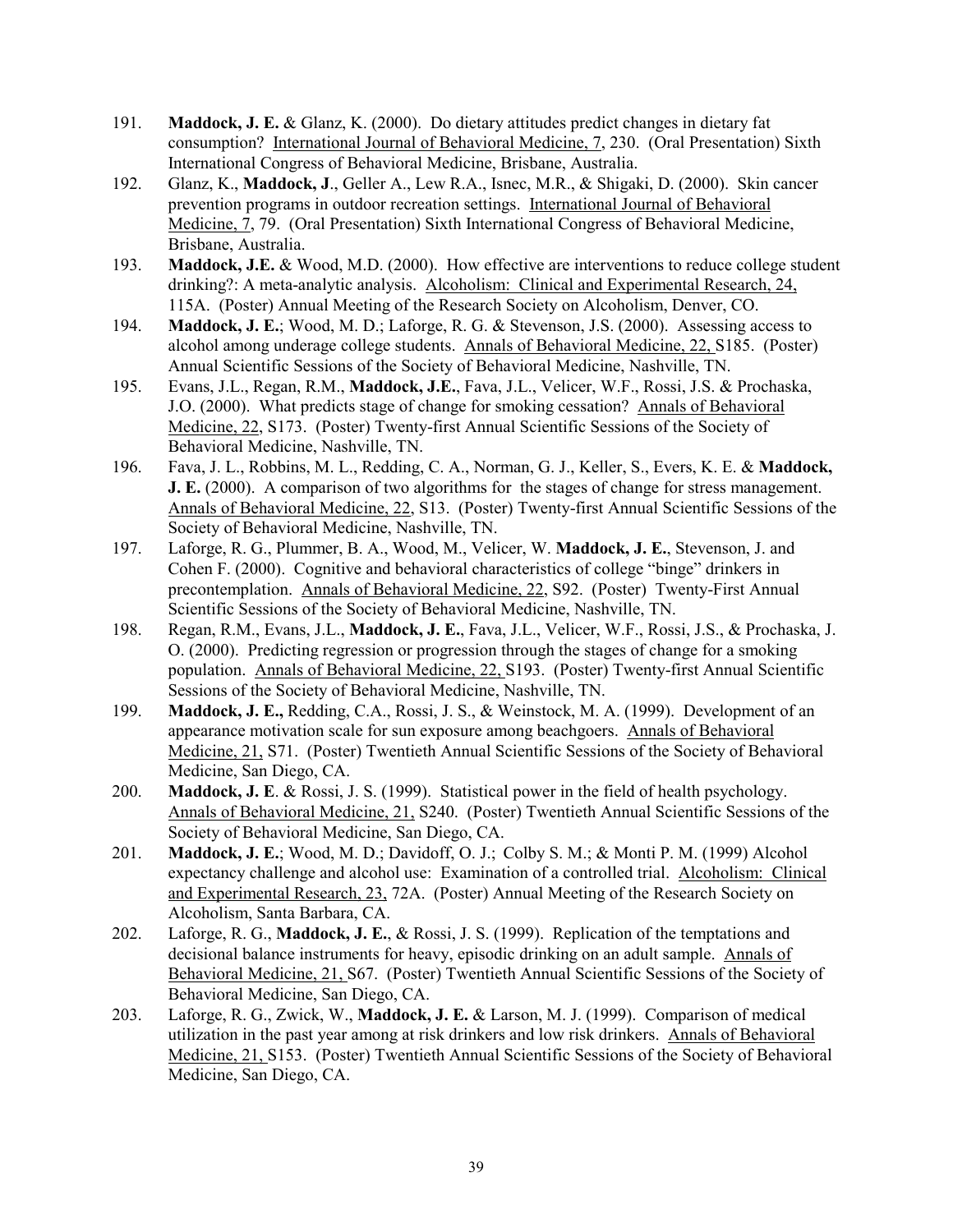191. **Maddock, J. E.** & Glanz, K. (2000). Do dietary attitudes predict changes in dietary fat consumption? International Journal of Behavioral Medicine, 7, 230. (Oral Presentation) Sixth International Congress of Behavioral Medicine, Brisbane, Australia.
192. Glanz, K., **Maddock, J**., Geller A., Lew R.A., Isnec, M.R., & Shigaki, D. (2000). Skin cancer prevention programs in outdoor recreation settings. International Journal of Behavioral Medicine, 7, 79. (Oral Presentation) Sixth International Congress of Behavioral Medicine, Brisbane, Australia.
193. **Maddock, J.E.** & Wood, M.D. (2000). How effective are interventions to reduce college student drinking?: A meta-analytic analysis. Alcoholism: Clinical and Experimental Research, 24, 115A. (Poster) Annual Meeting of the Research Society on Alcoholism, Denver, CO.
194. **Maddock, J. E.**; Wood, M. D.; Laforge, R. G. & Stevenson, J.S. (2000). Assessing access to alcohol among underage college students. Annals of Behavioral Medicine, 22, S185. (Poster) Annual Scientific Sessions of the Society of Behavioral Medicine, Nashville, TN.
195. Evans, J.L., Regan, R.M., **Maddock, J.E.**, Fava, J.L., Velicer, W.F., Rossi, J.S. & Prochaska, J.O. (2000). What predicts stage of change for smoking cessation? Annals of Behavioral Medicine, 22, S173. (Poster) Twenty-first Annual Scientific Sessions of the Society of Behavioral Medicine, Nashville, TN.
196. Fava, J. L., Robbins, M. L., Redding, C. A., Norman, G. J., Keller, S., Evers, K. E. & **Maddock, J. E.** (2000). A comparison of two algorithms for the stages of change for stress management. Annals of Behavioral Medicine, 22, S13. (Poster) Twenty-first Annual Scientific Sessions of the Society of Behavioral Medicine, Nashville, TN.
197. Laforge, R. G., Plummer, B. A., Wood, M., Velicer, W. **Maddock, J. E.**, Stevenson, J. and Cohen F. (2000). Cognitive and behavioral characteristics of college "binge" drinkers in precontemplation. Annals of Behavioral Medicine, 22, S92. (Poster) Twenty-First Annual Scientific Sessions of the Society of Behavioral Medicine, Nashville, TN.
198. Regan, R.M., Evans, J.L., **Maddock, J. E.**, Fava, J.L., Velicer, W.F., Rossi, J.S., & Prochaska, J. O. (2000). Predicting regression or progression through the stages of change for a smoking population. Annals of Behavioral Medicine, 22, S193. (Poster) Twenty-first Annual Scientific Sessions of the Society of Behavioral Medicine, Nashville, TN.
199. **Maddock, J. E.,** Redding, C.A., Rossi, J. S., & Weinstock, M. A. (1999). Development of an appearance motivation scale for sun exposure among beachgoers. Annals of Behavioral Medicine, 21, S71. (Poster) Twentieth Annual Scientific Sessions of the Society of Behavioral Medicine, San Diego, CA.
200. **Maddock, J. E**. & Rossi, J. S. (1999). Statistical power in the field of health psychology. Annals of Behavioral Medicine, 21, S240. (Poster) Twentieth Annual Scientific Sessions of the Society of Behavioral Medicine, San Diego, CA.
201. **Maddock, J. E.**; Wood, M. D.; Davidoff, O. J.; Colby S. M.; & Monti P. M. (1999) Alcohol expectancy challenge and alcohol use: Examination of a controlled trial. Alcoholism: Clinical and Experimental Research, 23, 72A. (Poster) Annual Meeting of the Research Society on Alcoholism, Santa Barbara, CA.
202. Laforge, R. G., **Maddock, J. E.**, & Rossi, J. S. (1999). Replication of the temptations and decisional balance instruments for heavy, episodic drinking on an adult sample. Annals of Behavioral Medicine, 21, S67. (Poster) Twentieth Annual Scientific Sessions of the Society of Behavioral Medicine, San Diego, CA.
203. Laforge, R. G., Zwick, W., **Maddock, J. E.** & Larson, M. J. (1999). Comparison of medical utilization in the past year among at risk drinkers and low risk drinkers. Annals of Behavioral Medicine, 21, S153. (Poster) Twentieth Annual Scientific Sessions of the Society of Behavioral Medicine, San Diego, CA.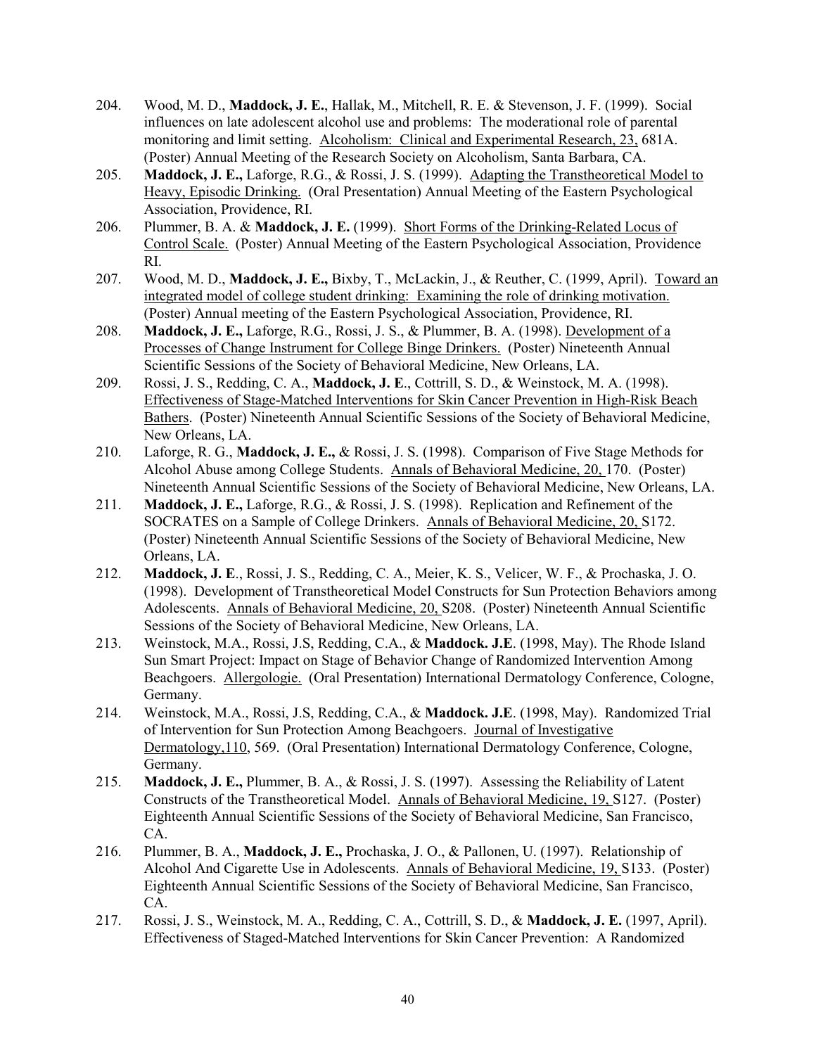204. Wood, M. D., **Maddock, J. E.**, Hallak, M., Mitchell, R. E. & Stevenson, J. F. (1999). Social influences on late adolescent alcohol use and problems: The moderational role of parental monitoring and limit setting. Alcoholism: Clinical and Experimental Research, 23, 681A. (Poster) Annual Meeting of the Research Society on Alcoholism, Santa Barbara, CA.
205. **Maddock, J. E.,** Laforge, R.G., & Rossi, J. S. (1999). Adapting the Transtheoretical Model to Heavy, Episodic Drinking. (Oral Presentation) Annual Meeting of the Eastern Psychological Association, Providence, RI.
206. Plummer, B. A. & **Maddock, J. E.** (1999). Short Forms of the Drinking-Related Locus of Control Scale. (Poster) Annual Meeting of the Eastern Psychological Association, Providence RI.
207. Wood, M. D., **Maddock, J. E.,** Bixby, T., McLackin, J., & Reuther, C. (1999, April). Toward an integrated model of college student drinking: Examining the role of drinking motivation. (Poster) Annual meeting of the Eastern Psychological Association, Providence, RI.
208. **Maddock, J. E.,** Laforge, R.G., Rossi, J. S., & Plummer, B. A. (1998). Development of a Processes of Change Instrument for College Binge Drinkers. (Poster) Nineteenth Annual Scientific Sessions of the Society of Behavioral Medicine, New Orleans, LA.
209. Rossi, J. S., Redding, C. A., **Maddock, J. E**., Cottrill, S. D., & Weinstock, M. A. (1998). Effectiveness of Stage-Matched Interventions for Skin Cancer Prevention in High-Risk Beach Bathers. (Poster) Nineteenth Annual Scientific Sessions of the Society of Behavioral Medicine, New Orleans, LA.
210. Laforge, R. G., **Maddock, J. E.,** & Rossi, J. S. (1998). Comparison of Five Stage Methods for Alcohol Abuse among College Students. Annals of Behavioral Medicine, 20, 170. (Poster) Nineteenth Annual Scientific Sessions of the Society of Behavioral Medicine, New Orleans, LA.
211. **Maddock, J. E.,** Laforge, R.G., & Rossi, J. S. (1998). Replication and Refinement of the SOCRATES on a Sample of College Drinkers. Annals of Behavioral Medicine, 20, S172. (Poster) Nineteenth Annual Scientific Sessions of the Society of Behavioral Medicine, New Orleans, LA.
212. **Maddock, J. E**., Rossi, J. S., Redding, C. A., Meier, K. S., Velicer, W. F., & Prochaska, J. O. (1998). Development of Transtheoretical Model Constructs for Sun Protection Behaviors among Adolescents. Annals of Behavioral Medicine, 20, S208. (Poster) Nineteenth Annual Scientific Sessions of the Society of Behavioral Medicine, New Orleans, LA.
213. Weinstock, M.A., Rossi, J.S, Redding, C.A., & **Maddock. J.E**. (1998, May). The Rhode Island Sun Smart Project: Impact on Stage of Behavior Change of Randomized Intervention Among Beachgoers. Allergologie. (Oral Presentation) International Dermatology Conference, Cologne, Germany.
214. Weinstock, M.A., Rossi, J.S, Redding, C.A., & **Maddock. J.E**. (1998, May). Randomized Trial of Intervention for Sun Protection Among Beachgoers. Journal of Investigative Dermatology,110, 569. (Oral Presentation) International Dermatology Conference, Cologne, Germany.
215. **Maddock, J. E.,** Plummer, B. A., & Rossi, J. S. (1997). Assessing the Reliability of Latent Constructs of the Transtheoretical Model. Annals of Behavioral Medicine, 19, S127. (Poster) Eighteenth Annual Scientific Sessions of the Society of Behavioral Medicine, San Francisco, CA.
216. Plummer, B. A., **Maddock, J. E.,** Prochaska, J. O., & Pallonen, U. (1997). Relationship of Alcohol And Cigarette Use in Adolescents. Annals of Behavioral Medicine, 19, S133. (Poster) Eighteenth Annual Scientific Sessions of the Society of Behavioral Medicine, San Francisco, CA.
217. Rossi, J. S., Weinstock, M. A., Redding, C. A., Cottrill, S. D., & **Maddock, J. E.** (1997, April). Effectiveness of Staged-Matched Interventions for Skin Cancer Prevention: A Randomized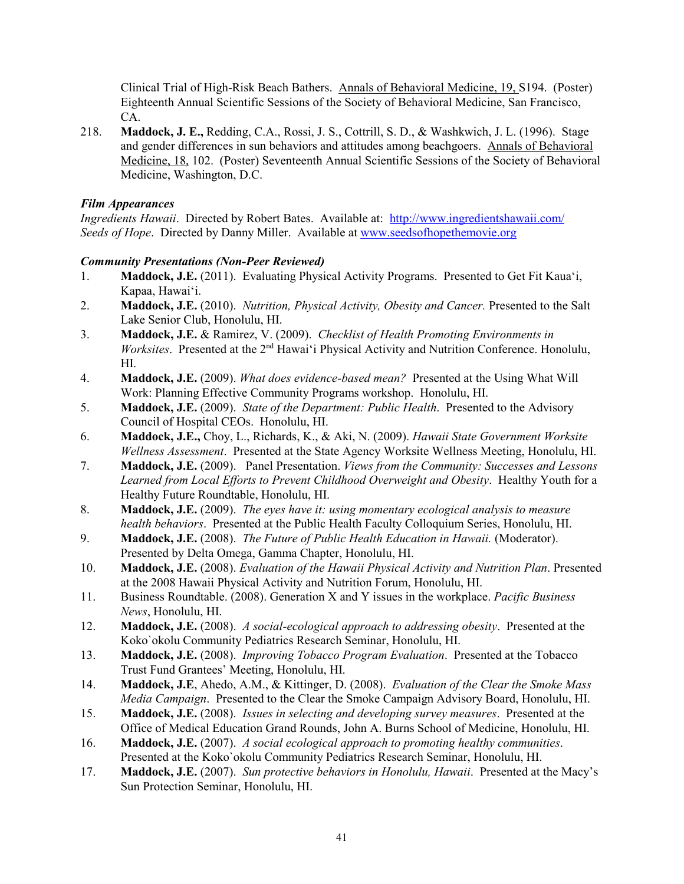Clinical Trial of High-Risk Beach Bathers. Annals of Behavioral Medicine, 19, S194. (Poster) Eighteenth Annual Scientific Sessions of the Society of Behavioral Medicine, San Francisco, CA.

218. **Maddock, J. E.,** Redding, C.A., Rossi, J. S., Cottrill, S. D., & Washkwich, J. L. (1996). Stage and gender differences in sun behaviors and attitudes among beachgoers. Annals of Behavioral Medicine, 18, 102. (Poster) Seventeenth Annual Scientific Sessions of the Society of Behavioral Medicine, Washington, D.C.

***Film Appearances***

*Ingredients Hawaii*. Directed by Robert Bates. Available at: http://www.ingredientshawaii.com/
*Seeds of Hope*. Directed by Danny Miller. Available at www.seedsofhopethemovie.org

***Community Presentations (Non-Peer Reviewed)***

1. **Maddock, J.E.** (2011). Evaluating Physical Activity Programs. Presented to Get Fit Kaua'i, Kapaa, Hawai'i.
2. **Maddock, J.E.** (2010). *Nutrition, Physical Activity, Obesity and Cancer.* Presented to the Salt Lake Senior Club, Honolulu, HI.
3. **Maddock, J.E.** & Ramirez, V. (2009). *Checklist of Health Promoting Environments in Worksites*. Presented at the 2nd Hawai'i Physical Activity and Nutrition Conference. Honolulu, HI.
4. **Maddock, J.E.** (2009). *What does evidence-based mean?* Presented at the Using What Will Work: Planning Effective Community Programs workshop. Honolulu, HI.
5. **Maddock, J.E.** (2009). *State of the Department: Public Health*. Presented to the Advisory Council of Hospital CEOs. Honolulu, HI.
6. **Maddock, J.E.,** Choy, L., Richards, K., & Aki, N. (2009). *Hawaii State Government Worksite Wellness Assessment*. Presented at the State Agency Worksite Wellness Meeting, Honolulu, HI.
7. **Maddock, J.E.** (2009). Panel Presentation. *Views from the Community: Successes and Lessons Learned from Local Efforts to Prevent Childhood Overweight and Obesity*. Healthy Youth for a Healthy Future Roundtable, Honolulu, HI.
8. **Maddock, J.E.** (2009). *The eyes have it: using momentary ecological analysis to measure health behaviors*. Presented at the Public Health Faculty Colloquium Series, Honolulu, HI.
9. **Maddock, J.E.** (2008). *The Future of Public Health Education in Hawaii.* (Moderator). Presented by Delta Omega, Gamma Chapter, Honolulu, HI.
10. **Maddock, J.E.** (2008). *Evaluation of the Hawaii Physical Activity and Nutrition Plan*. Presented at the 2008 Hawaii Physical Activity and Nutrition Forum, Honolulu, HI.
11. Business Roundtable. (2008). Generation X and Y issues in the workplace. *Pacific Business News*, Honolulu, HI.
12. **Maddock, J.E.** (2008). *A social-ecological approach to addressing obesity*. Presented at the Koko`okolu Community Pediatrics Research Seminar, Honolulu, HI.
13. **Maddock, J.E.** (2008). *Improving Tobacco Program Evaluation*. Presented at the Tobacco Trust Fund Grantees' Meeting, Honolulu, HI.
14. **Maddock, J.E**, Ahedo, A.M., & Kittinger, D. (2008). *Evaluation of the Clear the Smoke Mass Media Campaign*. Presented to the Clear the Smoke Campaign Advisory Board, Honolulu, HI.
15. **Maddock, J.E.** (2008). *Issues in selecting and developing survey measures*. Presented at the Office of Medical Education Grand Rounds, John A. Burns School of Medicine, Honolulu, HI.
16. **Maddock, J.E.** (2007). *A social ecological approach to promoting healthy communities*. Presented at the Koko`okolu Community Pediatrics Research Seminar, Honolulu, HI.
17. **Maddock, J.E.** (2007). *Sun protective behaviors in Honolulu, Hawaii*. Presented at the Macy's Sun Protection Seminar, Honolulu, HI.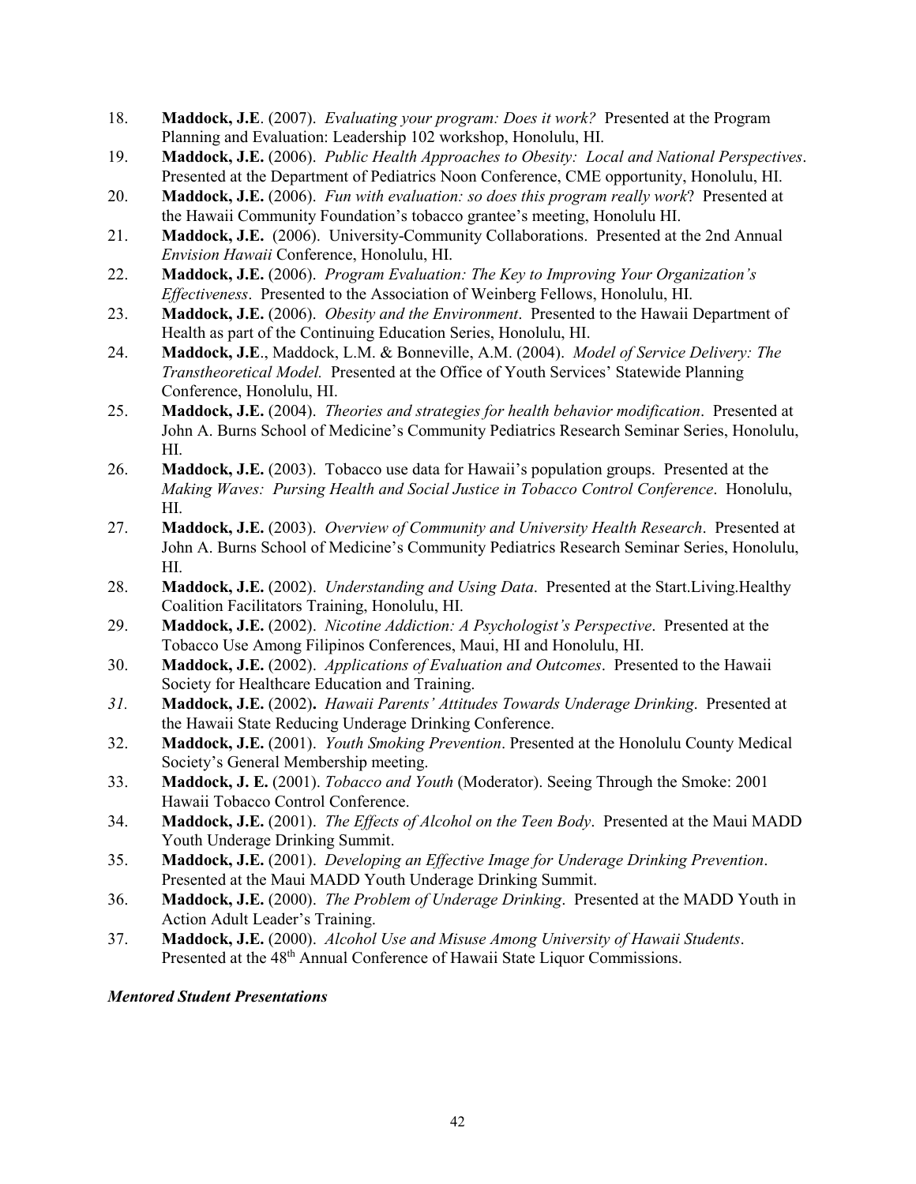18. **Maddock, J.E**. (2007). *Evaluating your program: Does it work?* Presented at the Program Planning and Evaluation: Leadership 102 workshop, Honolulu, HI.
19. **Maddock, J.E.** (2006). *Public Health Approaches to Obesity: Local and National Perspectives*. Presented at the Department of Pediatrics Noon Conference, CME opportunity, Honolulu, HI.
20. **Maddock, J.E.** (2006). *Fun with evaluation: so does this program really work*? Presented at the Hawaii Community Foundation's tobacco grantee's meeting, Honolulu HI.
21. **Maddock, J.E.** (2006). University-Community Collaborations. Presented at the 2nd Annual *Envision Hawaii* Conference, Honolulu, HI.
22. **Maddock, J.E.** (2006). *Program Evaluation: The Key to Improving Your Organization's Effectiveness*. Presented to the Association of Weinberg Fellows, Honolulu, HI.
23. **Maddock, J.E.** (2006). *Obesity and the Environment*. Presented to the Hawaii Department of Health as part of the Continuing Education Series, Honolulu, HI.
24. **Maddock, J.E**., Maddock, L.M. & Bonneville, A.M. (2004). *Model of Service Delivery: The Transtheoretical Model.* Presented at the Office of Youth Services' Statewide Planning Conference, Honolulu, HI.
25. **Maddock, J.E.** (2004). *Theories and strategies for health behavior modification*. Presented at John A. Burns School of Medicine's Community Pediatrics Research Seminar Series, Honolulu, HI.
26. **Maddock, J.E.** (2003). Tobacco use data for Hawaii's population groups. Presented at the *Making Waves: Pursing Health and Social Justice in Tobacco Control Conference*. Honolulu, HI.
27. **Maddock, J.E.** (2003). *Overview of Community and University Health Research*. Presented at John A. Burns School of Medicine's Community Pediatrics Research Seminar Series, Honolulu, HI.
28. **Maddock, J.E.** (2002). *Understanding and Using Data*. Presented at the Start.Living.Healthy Coalition Facilitators Training, Honolulu, HI.
29. **Maddock, J.E.** (2002). *Nicotine Addiction: A Psychologist's Perspective*. Presented at the Tobacco Use Among Filipinos Conferences, Maui, HI and Honolulu, HI.
30. **Maddock, J.E.** (2002). *Applications of Evaluation and Outcomes*. Presented to the Hawaii Society for Healthcare Education and Training.
31. **Maddock, J.E.** (2002)**.** *Hawaii Parents' Attitudes Towards Underage Drinking*. Presented at the Hawaii State Reducing Underage Drinking Conference.
32. **Maddock, J.E.** (2001). *Youth Smoking Prevention*. Presented at the Honolulu County Medical Society's General Membership meeting.
33. **Maddock, J. E.** (2001). *Tobacco and Youth* (Moderator). Seeing Through the Smoke: 2001 Hawaii Tobacco Control Conference.
34. **Maddock, J.E.** (2001). *The Effects of Alcohol on the Teen Body*. Presented at the Maui MADD Youth Underage Drinking Summit.
35. **Maddock, J.E.** (2001). *Developing an Effective Image for Underage Drinking Prevention*. Presented at the Maui MADD Youth Underage Drinking Summit.
36. **Maddock, J.E.** (2000). *The Problem of Underage Drinking*. Presented at the MADD Youth in Action Adult Leader's Training.
37. **Maddock, J.E.** (2000). *Alcohol Use and Misuse Among University of Hawaii Students*. Presented at the 48th Annual Conference of Hawaii State Liquor Commissions.

***Mentored Student Presentations***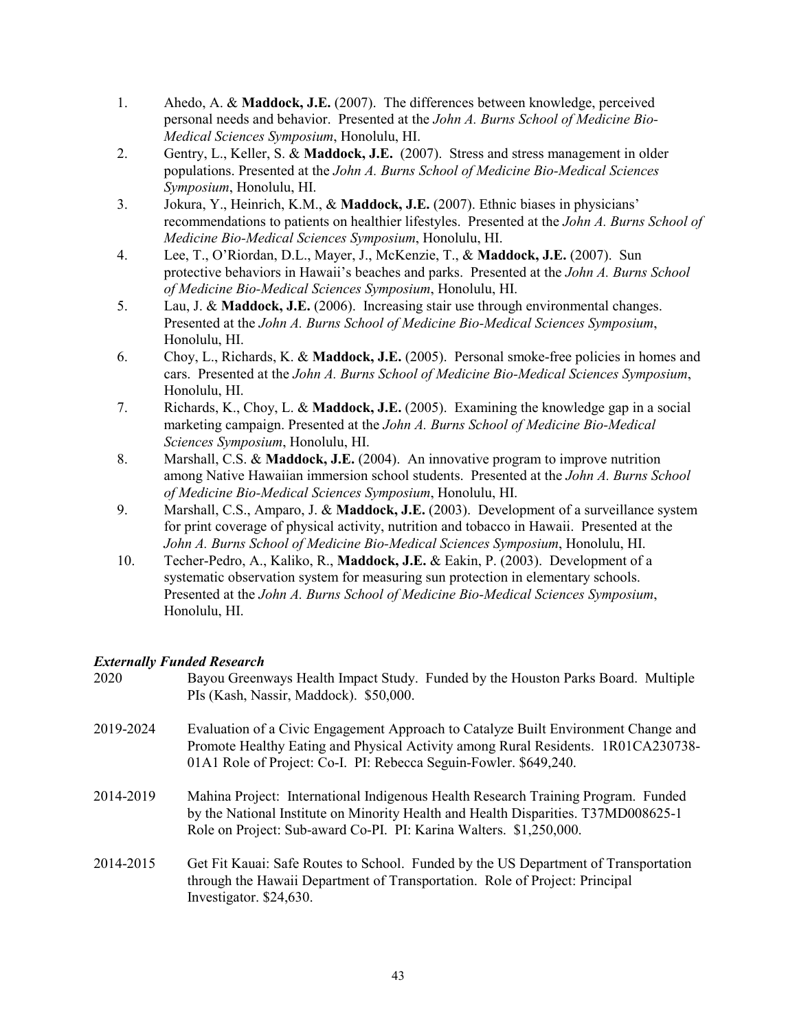1. Ahedo, A. & **Maddock, J.E.** (2007). The differences between knowledge, perceived personal needs and behavior. Presented at the *John A. Burns School of Medicine Bio-Medical Sciences Symposium*, Honolulu, HI.
2. Gentry, L., Keller, S. & **Maddock, J.E.** (2007). Stress and stress management in older populations. Presented at the *John A. Burns School of Medicine Bio-Medical Sciences Symposium*, Honolulu, HI.
3. Jokura, Y., Heinrich, K.M., & **Maddock, J.E.** (2007). Ethnic biases in physicians' recommendations to patients on healthier lifestyles. Presented at the *John A. Burns School of Medicine Bio-Medical Sciences Symposium*, Honolulu, HI.
4. Lee, T., O'Riordan, D.L., Mayer, J., McKenzie, T., & **Maddock, J.E.** (2007). Sun protective behaviors in Hawaii's beaches and parks. Presented at the *John A. Burns School of Medicine Bio-Medical Sciences Symposium*, Honolulu, HI.
5. Lau, J. & **Maddock, J.E.** (2006). Increasing stair use through environmental changes. Presented at the *John A. Burns School of Medicine Bio-Medical Sciences Symposium*, Honolulu, HI.
6. Choy, L., Richards, K. & **Maddock, J.E.** (2005). Personal smoke-free policies in homes and cars. Presented at the *John A. Burns School of Medicine Bio-Medical Sciences Symposium*, Honolulu, HI.
7. Richards, K., Choy, L. & **Maddock, J.E.** (2005). Examining the knowledge gap in a social marketing campaign. Presented at the *John A. Burns School of Medicine Bio-Medical Sciences Symposium*, Honolulu, HI.
8. Marshall, C.S. & **Maddock, J.E.** (2004). An innovative program to improve nutrition among Native Hawaiian immersion school students. Presented at the *John A. Burns School of Medicine Bio-Medical Sciences Symposium*, Honolulu, HI.
9. Marshall, C.S., Amparo, J. & **Maddock, J.E.** (2003). Development of a surveillance system for print coverage of physical activity, nutrition and tobacco in Hawaii. Presented at the *John A. Burns School of Medicine Bio-Medical Sciences Symposium*, Honolulu, HI.
10. Techer-Pedro, A., Kaliko, R., **Maddock, J.E.** & Eakin, P. (2003). Development of a systematic observation system for measuring sun protection in elementary schools. Presented at the *John A. Burns School of Medicine Bio-Medical Sciences Symposium*, Honolulu, HI.

### ***Externally Funded Research***

2020 — Bayou Greenways Health Impact Study. Funded by the Houston Parks Board. Multiple PIs (Kash, Nassir, Maddock). $50,000.

2019-2024 — Evaluation of a Civic Engagement Approach to Catalyze Built Environment Change and Promote Healthy Eating and Physical Activity among Rural Residents. 1R01CA230738-01A1 Role of Project: Co-I. PI: Rebecca Seguin-Fowler. $649,240.

2014-2019 — Mahina Project: International Indigenous Health Research Training Program. Funded by the National Institute on Minority Health and Health Disparities. T37MD008625-1 Role on Project: Sub-award Co-PI. PI: Karina Walters. $1,250,000.

2014-2015 — Get Fit Kauai: Safe Routes to School. Funded by the US Department of Transportation through the Hawaii Department of Transportation. Role of Project: Principal Investigator. $24,630.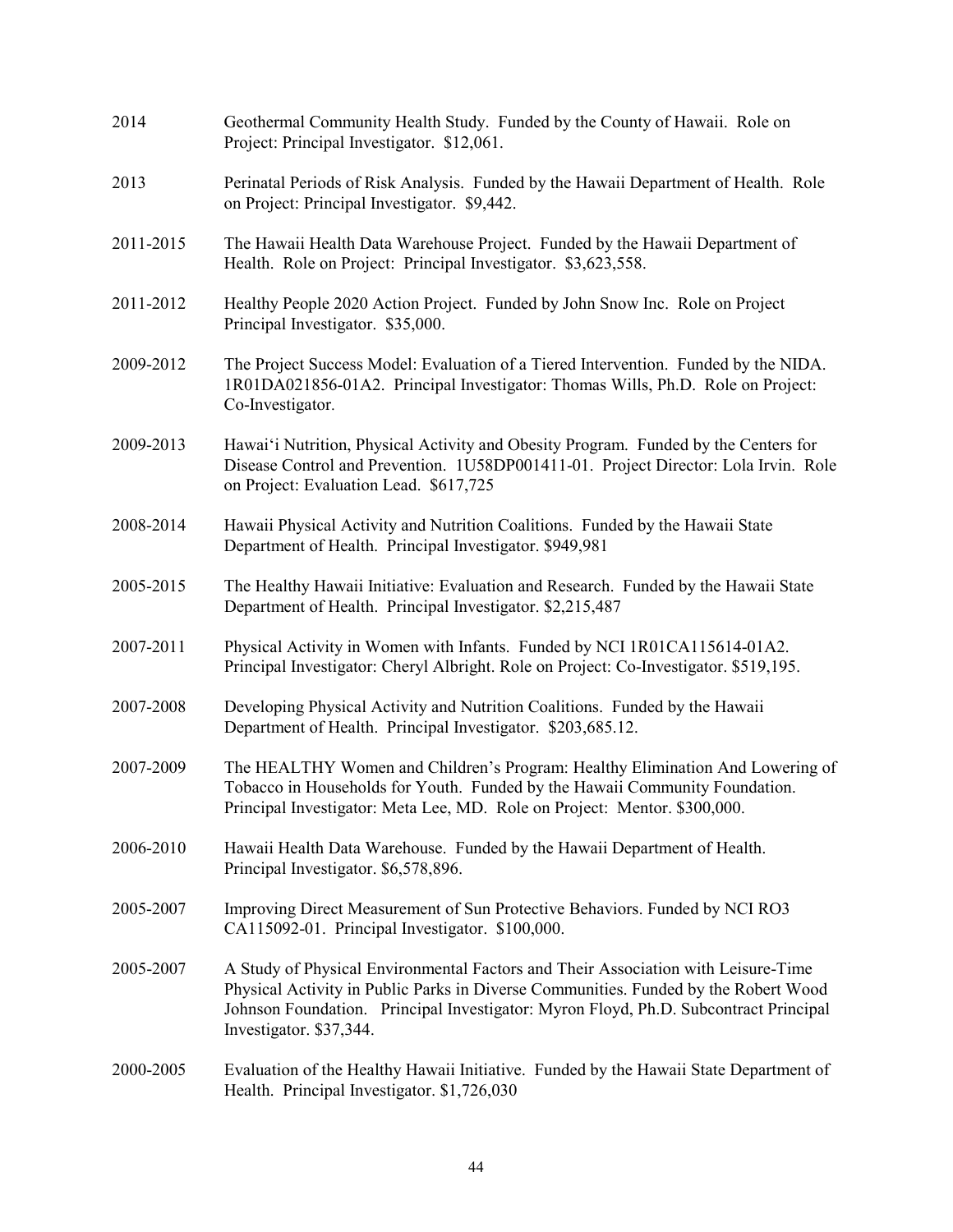2014 Geothermal Community Health Study. Funded by the County of Hawaii. Role on Project: Principal Investigator. $12,061.

2013 Perinatal Periods of Risk Analysis. Funded by the Hawaii Department of Health. Role on Project: Principal Investigator. $9,442.

2011-2015 The Hawaii Health Data Warehouse Project. Funded by the Hawaii Department of Health. Role on Project: Principal Investigator. $3,623,558.

2011-2012 Healthy People 2020 Action Project. Funded by John Snow Inc. Role on Project Principal Investigator. $35,000.

2009-2012 The Project Success Model: Evaluation of a Tiered Intervention. Funded by the NIDA. 1R01DA021856-01A2. Principal Investigator: Thomas Wills, Ph.D. Role on Project: Co-Investigator.

2009-2013 Hawaiʻi Nutrition, Physical Activity and Obesity Program. Funded by the Centers for Disease Control and Prevention. 1U58DP001411-01. Project Director: Lola Irvin. Role on Project: Evaluation Lead. $617,725

2008-2014 Hawaii Physical Activity and Nutrition Coalitions. Funded by the Hawaii State Department of Health. Principal Investigator. $949,981

2005-2015 The Healthy Hawaii Initiative: Evaluation and Research. Funded by the Hawaii State Department of Health. Principal Investigator. $2,215,487

2007-2011 Physical Activity in Women with Infants. Funded by NCI 1R01CA115614-01A2. Principal Investigator: Cheryl Albright. Role on Project: Co-Investigator. $519,195.

2007-2008 Developing Physical Activity and Nutrition Coalitions. Funded by the Hawaii Department of Health. Principal Investigator. $203,685.12.

2007-2009 The HEALTHY Women and Children's Program: Healthy Elimination And Lowering of Tobacco in Households for Youth. Funded by the Hawaii Community Foundation. Principal Investigator: Meta Lee, MD. Role on Project: Mentor. $300,000.

2006-2010 Hawaii Health Data Warehouse. Funded by the Hawaii Department of Health. Principal Investigator. $6,578,896.

2005-2007 Improving Direct Measurement of Sun Protective Behaviors. Funded by NCI RO3 CA115092-01. Principal Investigator. $100,000.

2005-2007 A Study of Physical Environmental Factors and Their Association with Leisure-Time Physical Activity in Public Parks in Diverse Communities. Funded by the Robert Wood Johnson Foundation. Principal Investigator: Myron Floyd, Ph.D. Subcontract Principal Investigator. $37,344.

2000-2005 Evaluation of the Healthy Hawaii Initiative. Funded by the Hawaii State Department of Health. Principal Investigator. $1,726,030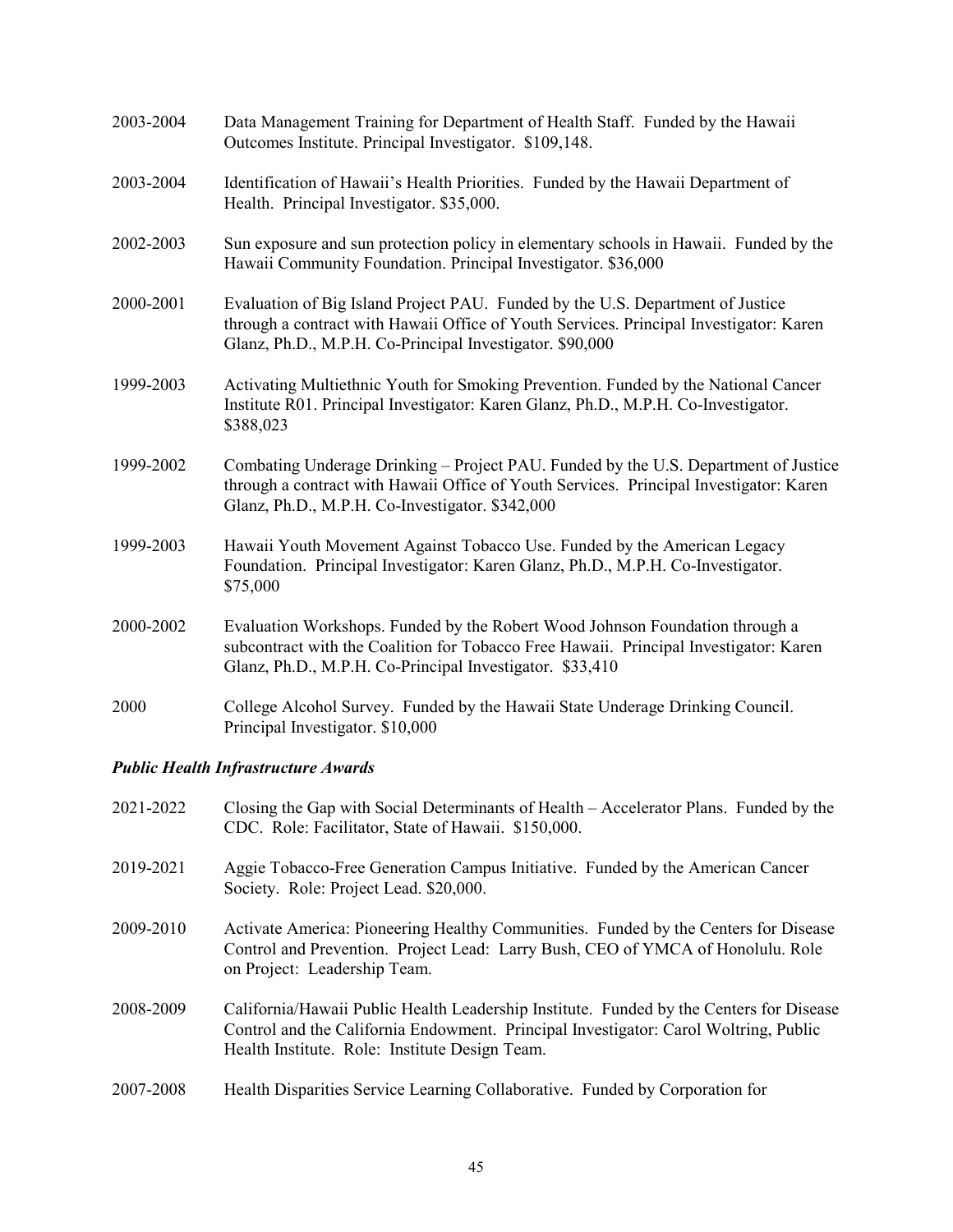2003-2004 Data Management Training for Department of Health Staff. Funded by the Hawaii Outcomes Institute. Principal Investigator. $109,148.

2003-2004 Identification of Hawaii's Health Priorities. Funded by the Hawaii Department of Health. Principal Investigator. $35,000.

2002-2003 Sun exposure and sun protection policy in elementary schools in Hawaii. Funded by the Hawaii Community Foundation. Principal Investigator. $36,000

2000-2001 Evaluation of Big Island Project PAU. Funded by the U.S. Department of Justice through a contract with Hawaii Office of Youth Services. Principal Investigator: Karen Glanz, Ph.D., M.P.H. Co-Principal Investigator. $90,000

1999-2003 Activating Multiethnic Youth for Smoking Prevention. Funded by the National Cancer Institute R01. Principal Investigator: Karen Glanz, Ph.D., M.P.H. Co-Investigator. $388,023

1999-2002 Combating Underage Drinking – Project PAU. Funded by the U.S. Department of Justice through a contract with Hawaii Office of Youth Services. Principal Investigator: Karen Glanz, Ph.D., M.P.H. Co-Investigator. $342,000

1999-2003 Hawaii Youth Movement Against Tobacco Use. Funded by the American Legacy Foundation. Principal Investigator: Karen Glanz, Ph.D., M.P.H. Co-Investigator. $75,000

2000-2002 Evaluation Workshops. Funded by the Robert Wood Johnson Foundation through a subcontract with the Coalition for Tobacco Free Hawaii. Principal Investigator: Karen Glanz, Ph.D., M.P.H. Co-Principal Investigator. $33,410

2000 College Alcohol Survey. Funded by the Hawaii State Underage Drinking Council. Principal Investigator. $10,000

### *Public Health Infrastructure Awards*

2021-2022 Closing the Gap with Social Determinants of Health – Accelerator Plans. Funded by the CDC. Role: Facilitator, State of Hawaii. $150,000.

2019-2021 Aggie Tobacco-Free Generation Campus Initiative. Funded by the American Cancer Society. Role: Project Lead. $20,000.

2009-2010 Activate America: Pioneering Healthy Communities. Funded by the Centers for Disease Control and Prevention. Project Lead: Larry Bush, CEO of YMCA of Honolulu. Role on Project: Leadership Team.

2008-2009 California/Hawaii Public Health Leadership Institute. Funded by the Centers for Disease Control and the California Endowment. Principal Investigator: Carol Woltring, Public Health Institute. Role: Institute Design Team.

2007-2008 Health Disparities Service Learning Collaborative. Funded by Corporation for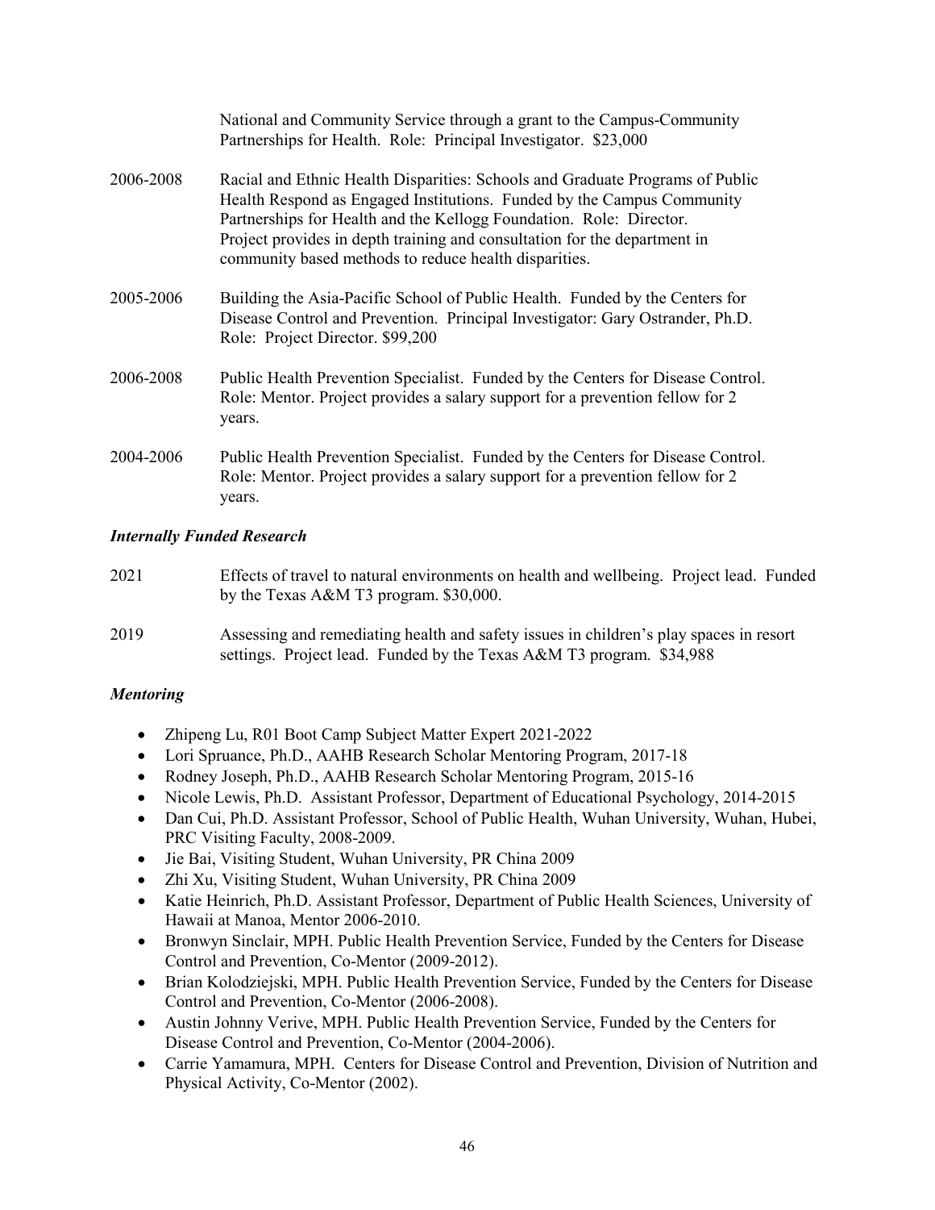National and Community Service through a grant to the Campus-Community Partnerships for Health. Role: Principal Investigator. $23,000

2006-2008 Racial and Ethnic Health Disparities: Schools and Graduate Programs of Public Health Respond as Engaged Institutions. Funded by the Campus Community Partnerships for Health and the Kellogg Foundation. Role: Director. Project provides in depth training and consultation for the department in community based methods to reduce health disparities.

2005-2006 Building the Asia-Pacific School of Public Health. Funded by the Centers for Disease Control and Prevention. Principal Investigator: Gary Ostrander, Ph.D. Role: Project Director. $99,200

2006-2008 Public Health Prevention Specialist. Funded by the Centers for Disease Control. Role: Mentor. Project provides a salary support for a prevention fellow for 2 years.

2004-2006 Public Health Prevention Specialist. Funded by the Centers for Disease Control. Role: Mentor. Project provides a salary support for a prevention fellow for 2 years.

### *Internally Funded Research*

2021 Effects of travel to natural environments on health and wellbeing. Project lead. Funded by the Texas A&M T3 program. $30,000.

2019 Assessing and remediating health and safety issues in children's play spaces in resort settings. Project lead. Funded by the Texas A&M T3 program. $34,988

### *Mentoring*

- Zhipeng Lu, R01 Boot Camp Subject Matter Expert 2021-2022
- Lori Spruance, Ph.D., AAHB Research Scholar Mentoring Program, 2017-18
- Rodney Joseph, Ph.D., AAHB Research Scholar Mentoring Program, 2015-16
- Nicole Lewis, Ph.D. Assistant Professor, Department of Educational Psychology, 2014-2015
- Dan Cui, Ph.D. Assistant Professor, School of Public Health, Wuhan University, Wuhan, Hubei, PRC Visiting Faculty, 2008-2009.
- Jie Bai, Visiting Student, Wuhan University, PR China 2009
- Zhi Xu, Visiting Student, Wuhan University, PR China 2009
- Katie Heinrich, Ph.D. Assistant Professor, Department of Public Health Sciences, University of Hawaii at Manoa, Mentor 2006-2010.
- Bronwyn Sinclair, MPH. Public Health Prevention Service, Funded by the Centers for Disease Control and Prevention, Co-Mentor (2009-2012).
- Brian Kolodziejski, MPH. Public Health Prevention Service, Funded by the Centers for Disease Control and Prevention, Co-Mentor (2006-2008).
- Austin Johnny Verive, MPH. Public Health Prevention Service, Funded by the Centers for Disease Control and Prevention, Co-Mentor (2004-2006).
- Carrie Yamamura, MPH. Centers for Disease Control and Prevention, Division of Nutrition and Physical Activity, Co-Mentor (2002).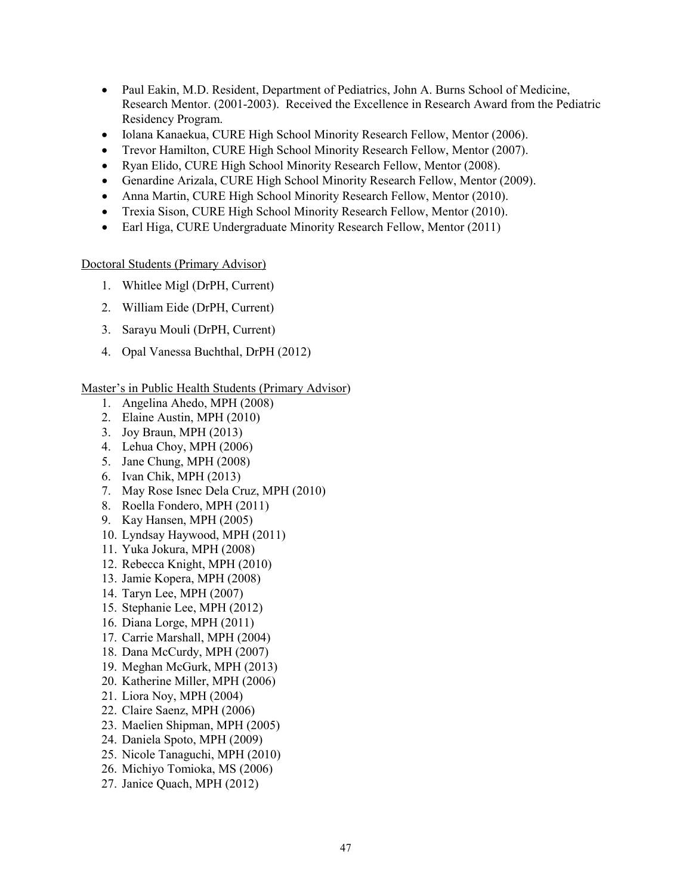- Paul Eakin, M.D. Resident, Department of Pediatrics, John A. Burns School of Medicine, Research Mentor. (2001-2003). Received the Excellence in Research Award from the Pediatric Residency Program.
- Iolana Kanaekua, CURE High School Minority Research Fellow, Mentor (2006).
- Trevor Hamilton, CURE High School Minority Research Fellow, Mentor (2007).
- Ryan Elido, CURE High School Minority Research Fellow, Mentor (2008).
- Genardine Arizala, CURE High School Minority Research Fellow, Mentor (2009).
- Anna Martin, CURE High School Minority Research Fellow, Mentor (2010).
- Trexia Sison, CURE High School Minority Research Fellow, Mentor (2010).
- Earl Higa, CURE Undergraduate Minority Research Fellow, Mentor (2011)

Doctoral Students (Primary Advisor)

1. Whitlee Migl (DrPH, Current)
2. William Eide (DrPH, Current)
3. Sarayu Mouli (DrPH, Current)
4. Opal Vanessa Buchthal, DrPH (2012)

Master's in Public Health Students (Primary Advisor)

1. Angelina Ahedo, MPH (2008)
2. Elaine Austin, MPH (2010)
3. Joy Braun, MPH (2013)
4. Lehua Choy, MPH (2006)
5. Jane Chung, MPH (2008)
6. Ivan Chik, MPH (2013)
7. May Rose Isnec Dela Cruz, MPH (2010)
8. Roella Fondero, MPH (2011)
9. Kay Hansen, MPH (2005)
10. Lyndsay Haywood, MPH (2011)
11. Yuka Jokura, MPH (2008)
12. Rebecca Knight, MPH (2010)
13. Jamie Kopera, MPH (2008)
14. Taryn Lee, MPH (2007)
15. Stephanie Lee, MPH (2012)
16. Diana Lorge, MPH (2011)
17. Carrie Marshall, MPH (2004)
18. Dana McCurdy, MPH (2007)
19. Meghan McGurk, MPH (2013)
20. Katherine Miller, MPH (2006)
21. Liora Noy, MPH (2004)
22. Claire Saenz, MPH (2006)
23. Maelien Shipman, MPH (2005)
24. Daniela Spoto, MPH (2009)
25. Nicole Tanaguchi, MPH (2010)
26. Michiyo Tomioka, MS (2006)
27. Janice Quach, MPH (2012)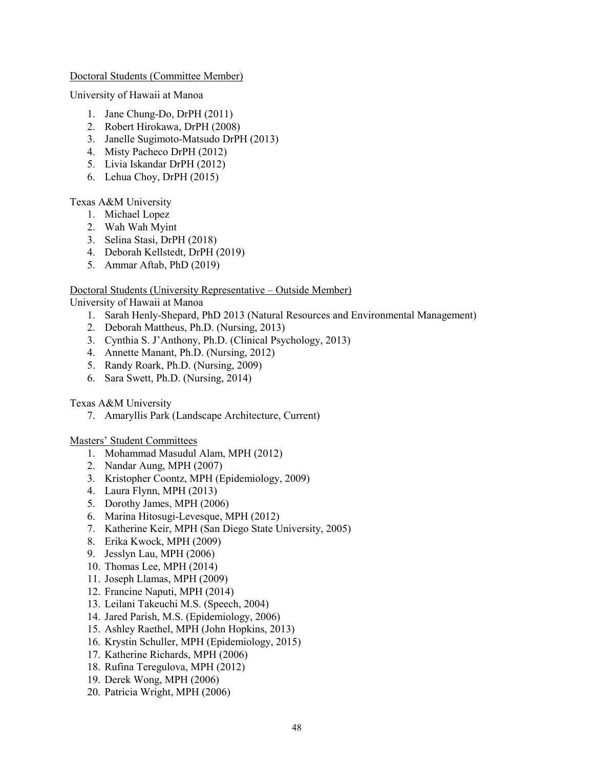Doctoral Students (Committee Member)

University of Hawaii at Manoa

1. Jane Chung-Do, DrPH (2011)
2. Robert Hirokawa, DrPH (2008)
3. Janelle Sugimoto-Matsudo DrPH (2013)
4. Misty Pacheco DrPH (2012)
5. Livia Iskandar DrPH (2012)
6. Lehua Choy, DrPH (2015)

Texas A&M University

1. Michael Lopez
2. Wah Wah Myint
3. Selina Stasi, DrPH (2018)
4. Deborah Kellstedt, DrPH (2019)
5. Ammar Aftab, PhD (2019)

Doctoral Students (University Representative – Outside Member)

University of Hawaii at Manoa

1. Sarah Henly-Shepard, PhD 2013 (Natural Resources and Environmental Management)
2. Deborah Mattheus, Ph.D. (Nursing, 2013)
3. Cynthia S. J'Anthony, Ph.D. (Clinical Psychology, 2013)
4. Annette Manant, Ph.D. (Nursing, 2012)
5. Randy Roark, Ph.D. (Nursing, 2009)
6. Sara Swett, Ph.D. (Nursing, 2014)

Texas A&M University

7. Amaryllis Park (Landscape Architecture, Current)

Masters' Student Committees

1. Mohammad Masudul Alam, MPH (2012)
2. Nandar Aung, MPH (2007)
3. Kristopher Coontz, MPH (Epidemiology, 2009)
4. Laura Flynn, MPH (2013)
5. Dorothy James, MPH (2006)
6. Marina Hitosugi-Levesque, MPH (2012)
7. Katherine Keir, MPH (San Diego State University, 2005)
8. Erika Kwock, MPH (2009)
9. Jesslyn Lau, MPH (2006)
10. Thomas Lee, MPH (2014)
11. Joseph Llamas, MPH (2009)
12. Francine Naputi, MPH (2014)
13. Leilani Takeuchi M.S. (Speech, 2004)
14. Jared Parish, M.S. (Epidemiology, 2006)
15. Ashley Raethel, MPH (John Hopkins, 2013)
16. Krystin Schuller, MPH (Epidemiology, 2015)
17. Katherine Richards, MPH (2006)
18. Rufina Teregulova, MPH (2012)
19. Derek Wong, MPH (2006)
20. Patricia Wright, MPH (2006)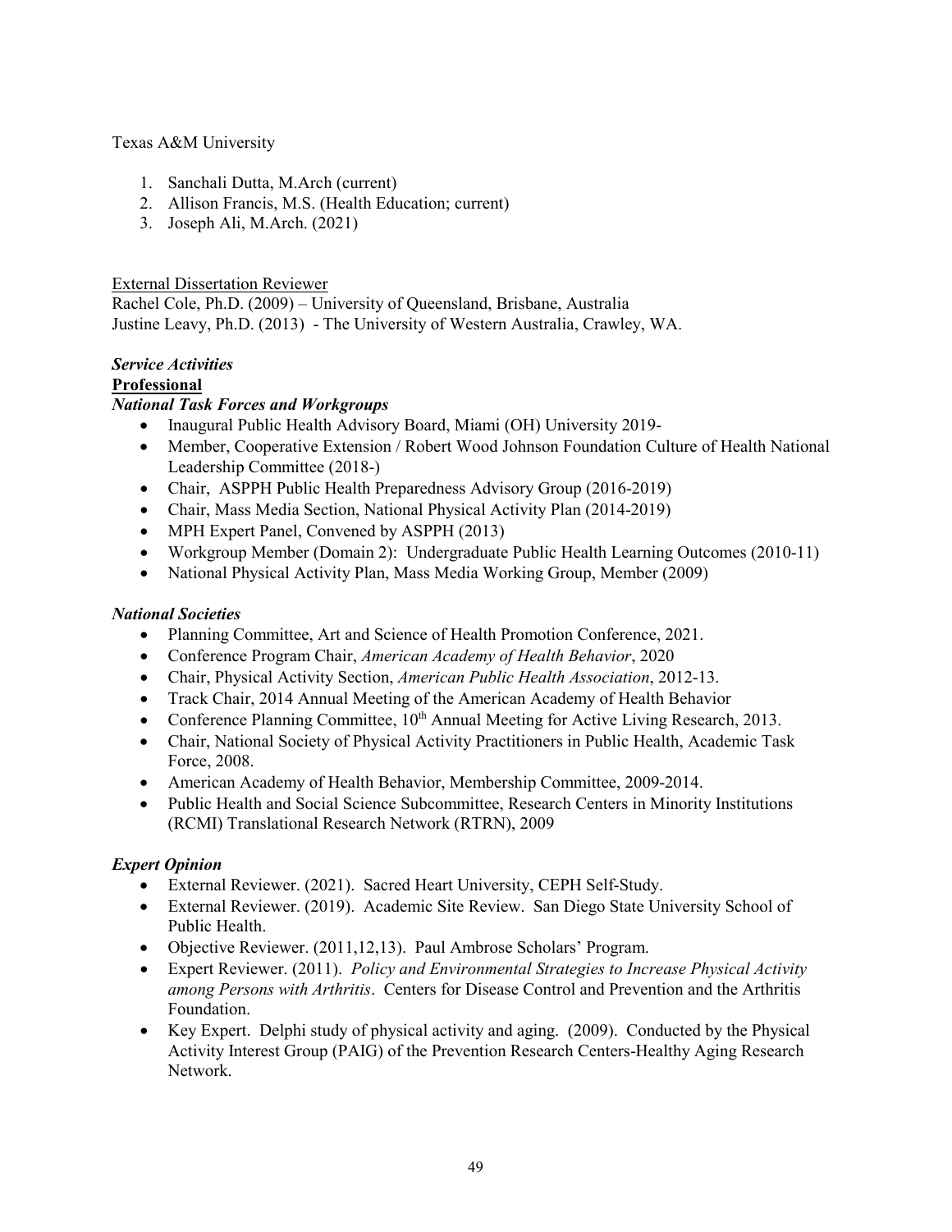Texas A&M University

1. Sanchali Dutta, M.Arch (current)
2. Allison Francis, M.S. (Health Education; current)
3. Joseph Ali, M.Arch. (2021)

External Dissertation Reviewer

Rachel Cole, Ph.D. (2009) – University of Queensland, Brisbane, Australia
Justine Leavy, Ph.D. (2013) - The University of Western Australia, Crawley, WA.

***Service Activities***

**Professional**

***National Task Forces and Workgroups***

- Inaugural Public Health Advisory Board, Miami (OH) University 2019-
- Member, Cooperative Extension / Robert Wood Johnson Foundation Culture of Health National Leadership Committee (2018-)
- Chair, ASPPH Public Health Preparedness Advisory Group (2016-2019)
- Chair, Mass Media Section, National Physical Activity Plan (2014-2019)
- MPH Expert Panel, Convened by ASPPH (2013)
- Workgroup Member (Domain 2): Undergraduate Public Health Learning Outcomes (2010-11)
- National Physical Activity Plan, Mass Media Working Group, Member (2009)

***National Societies***

- Planning Committee, Art and Science of Health Promotion Conference, 2021.
- Conference Program Chair, *American Academy of Health Behavior*, 2020
- Chair, Physical Activity Section, *American Public Health Association*, 2012-13.
- Track Chair, 2014 Annual Meeting of the American Academy of Health Behavior
- Conference Planning Committee, 10th Annual Meeting for Active Living Research, 2013.
- Chair, National Society of Physical Activity Practitioners in Public Health, Academic Task Force, 2008.
- American Academy of Health Behavior, Membership Committee, 2009-2014.
- Public Health and Social Science Subcommittee, Research Centers in Minority Institutions (RCMI) Translational Research Network (RTRN), 2009

***Expert Opinion***

- External Reviewer. (2021). Sacred Heart University, CEPH Self-Study.
- External Reviewer. (2019). Academic Site Review. San Diego State University School of Public Health.
- Objective Reviewer. (2011,12,13). Paul Ambrose Scholars' Program.
- Expert Reviewer. (2011). *Policy and Environmental Strategies to Increase Physical Activity among Persons with Arthritis*. Centers for Disease Control and Prevention and the Arthritis Foundation.
- Key Expert. Delphi study of physical activity and aging. (2009). Conducted by the Physical Activity Interest Group (PAIG) of the Prevention Research Centers-Healthy Aging Research Network.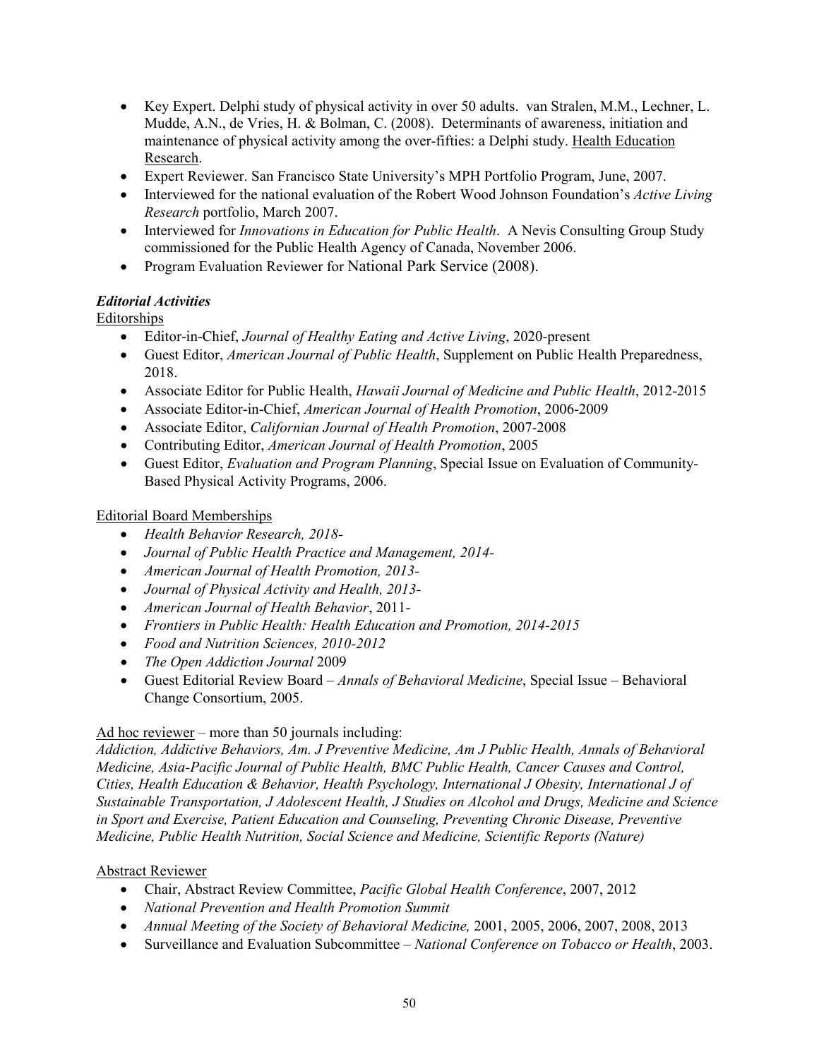- Key Expert. Delphi study of physical activity in over 50 adults. van Stralen, M.M., Lechner, L. Mudde, A.N., de Vries, H. & Bolman, C. (2008). Determinants of awareness, initiation and maintenance of physical activity among the over-fifties: a Delphi study. Health Education Research.
- Expert Reviewer. San Francisco State University's MPH Portfolio Program, June, 2007.
- Interviewed for the national evaluation of the Robert Wood Johnson Foundation's *Active Living Research* portfolio, March 2007.
- Interviewed for *Innovations in Education for Public Health*. A Nevis Consulting Group Study commissioned for the Public Health Agency of Canada, November 2006.
- Program Evaluation Reviewer for National Park Service (2008).

***Editorial Activities***

Editorships

- Editor-in-Chief, *Journal of Healthy Eating and Active Living*, 2020-present
- Guest Editor, *American Journal of Public Health*, Supplement on Public Health Preparedness, 2018.
- Associate Editor for Public Health, *Hawaii Journal of Medicine and Public Health*, 2012-2015
- Associate Editor-in-Chief, *American Journal of Health Promotion*, 2006-2009
- Associate Editor, *Californian Journal of Health Promotion*, 2007-2008
- Contributing Editor, *American Journal of Health Promotion*, 2005
- Guest Editor, *Evaluation and Program Planning*, Special Issue on Evaluation of Community-Based Physical Activity Programs, 2006.

Editorial Board Memberships

- *Health Behavior Research, 2018-*
- *Journal of Public Health Practice and Management, 2014-*
- *American Journal of Health Promotion, 2013-*
- *Journal of Physical Activity and Health, 2013-*
- *American Journal of Health Behavior*, 2011-
- *Frontiers in Public Health: Health Education and Promotion, 2014-2015*
- *Food and Nutrition Sciences, 2010-2012*
- *The Open Addiction Journal* 2009
- Guest Editorial Review Board – *Annals of Behavioral Medicine*, Special Issue – Behavioral Change Consortium, 2005.

Ad hoc reviewer – more than 50 journals including:
*Addiction, Addictive Behaviors, Am. J Preventive Medicine, Am J Public Health, Annals of Behavioral Medicine, Asia-Pacific Journal of Public Health, BMC Public Health, Cancer Causes and Control, Cities, Health Education & Behavior, Health Psychology, International J Obesity, International J of Sustainable Transportation, J Adolescent Health, J Studies on Alcohol and Drugs, Medicine and Science in Sport and Exercise, Patient Education and Counseling, Preventing Chronic Disease, Preventive Medicine, Public Health Nutrition, Social Science and Medicine, Scientific Reports (Nature)*

Abstract Reviewer

- Chair, Abstract Review Committee, *Pacific Global Health Conference*, 2007, 2012
- *National Prevention and Health Promotion Summit*
- *Annual Meeting of the Society of Behavioral Medicine,* 2001, 2005, 2006, 2007, 2008, 2013
- Surveillance and Evaluation Subcommittee – *National Conference on Tobacco or Health*, 2003.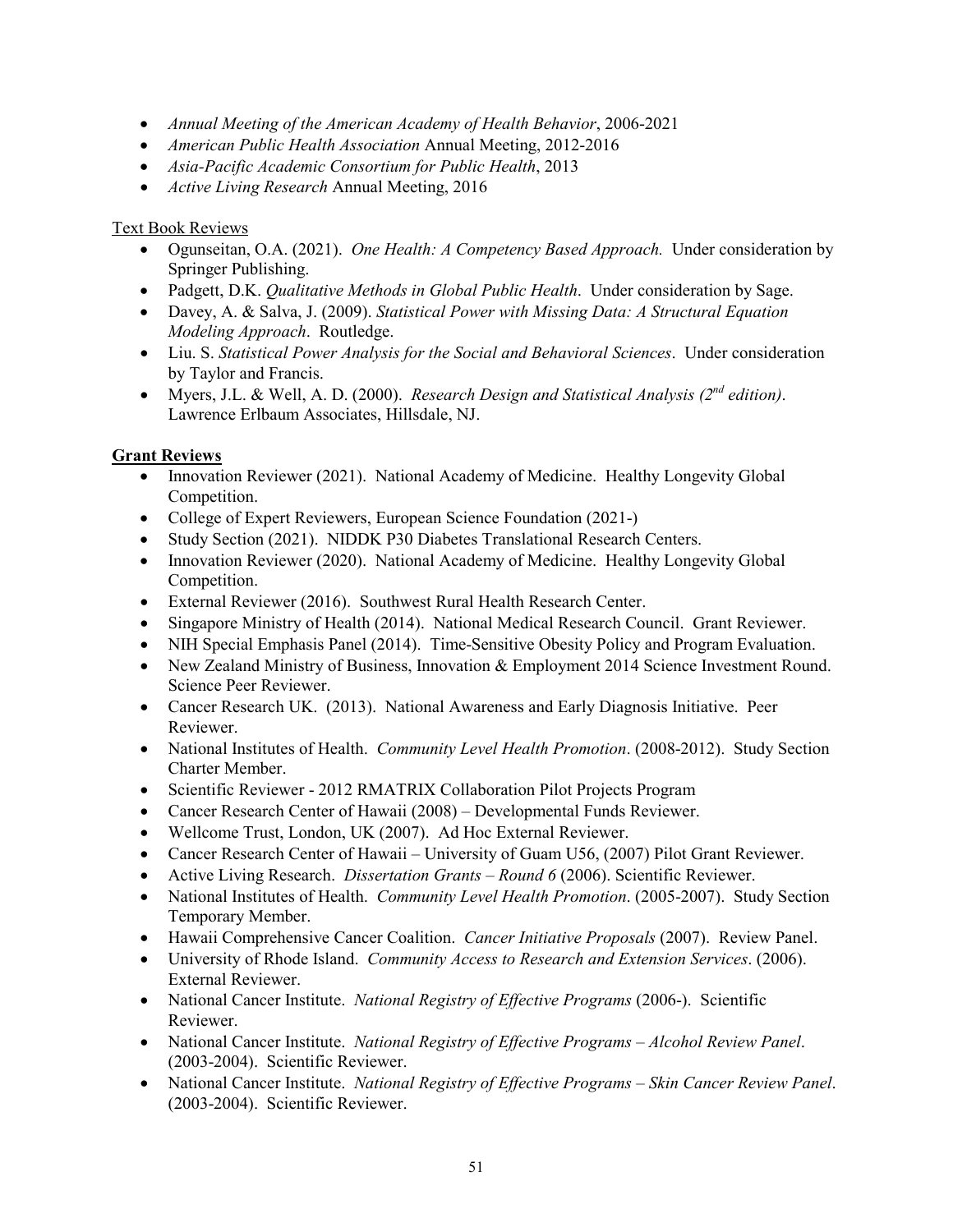- *Annual Meeting of the American Academy of Health Behavior*, 2006-2021
- *American Public Health Association* Annual Meeting, 2012-2016
- *Asia-Pacific Academic Consortium for Public Health*, 2013
- *Active Living Research* Annual Meeting, 2016

Text Book Reviews

- Ogunseitan, O.A. (2021). *One Health: A Competency Based Approach.* Under consideration by Springer Publishing.
- Padgett, D.K. *Qualitative Methods in Global Public Health*. Under consideration by Sage.
- Davey, A. & Salva, J. (2009). *Statistical Power with Missing Data: A Structural Equation Modeling Approach*. Routledge.
- Liu. S. *Statistical Power Analysis for the Social and Behavioral Sciences*. Under consideration by Taylor and Francis.
- Myers, J.L. & Well, A. D. (2000). *Research Design and Statistical Analysis (2nd edition)*. Lawrence Erlbaum Associates, Hillsdale, NJ.

**Grant Reviews**

- Innovation Reviewer (2021). National Academy of Medicine. Healthy Longevity Global Competition.
- College of Expert Reviewers, European Science Foundation (2021-)
- Study Section (2021). NIDDK P30 Diabetes Translational Research Centers.
- Innovation Reviewer (2020). National Academy of Medicine. Healthy Longevity Global Competition.
- External Reviewer (2016). Southwest Rural Health Research Center.
- Singapore Ministry of Health (2014). National Medical Research Council. Grant Reviewer.
- NIH Special Emphasis Panel (2014). Time-Sensitive Obesity Policy and Program Evaluation.
- New Zealand Ministry of Business, Innovation & Employment 2014 Science Investment Round. Science Peer Reviewer.
- Cancer Research UK. (2013). National Awareness and Early Diagnosis Initiative. Peer Reviewer.
- National Institutes of Health. *Community Level Health Promotion*. (2008-2012). Study Section Charter Member.
- Scientific Reviewer - 2012 RMATRIX Collaboration Pilot Projects Program
- Cancer Research Center of Hawaii (2008) – Developmental Funds Reviewer.
- Wellcome Trust, London, UK (2007). Ad Hoc External Reviewer.
- Cancer Research Center of Hawaii – University of Guam U56, (2007) Pilot Grant Reviewer.
- Active Living Research. *Dissertation Grants – Round 6* (2006). Scientific Reviewer.
- National Institutes of Health. *Community Level Health Promotion*. (2005-2007). Study Section Temporary Member.
- Hawaii Comprehensive Cancer Coalition. *Cancer Initiative Proposals* (2007). Review Panel.
- University of Rhode Island. *Community Access to Research and Extension Services*. (2006). External Reviewer.
- National Cancer Institute. *National Registry of Effective Programs* (2006-). Scientific Reviewer.
- National Cancer Institute. *National Registry of Effective Programs – Alcohol Review Panel*. (2003-2004). Scientific Reviewer.
- National Cancer Institute. *National Registry of Effective Programs – Skin Cancer Review Panel*. (2003-2004). Scientific Reviewer.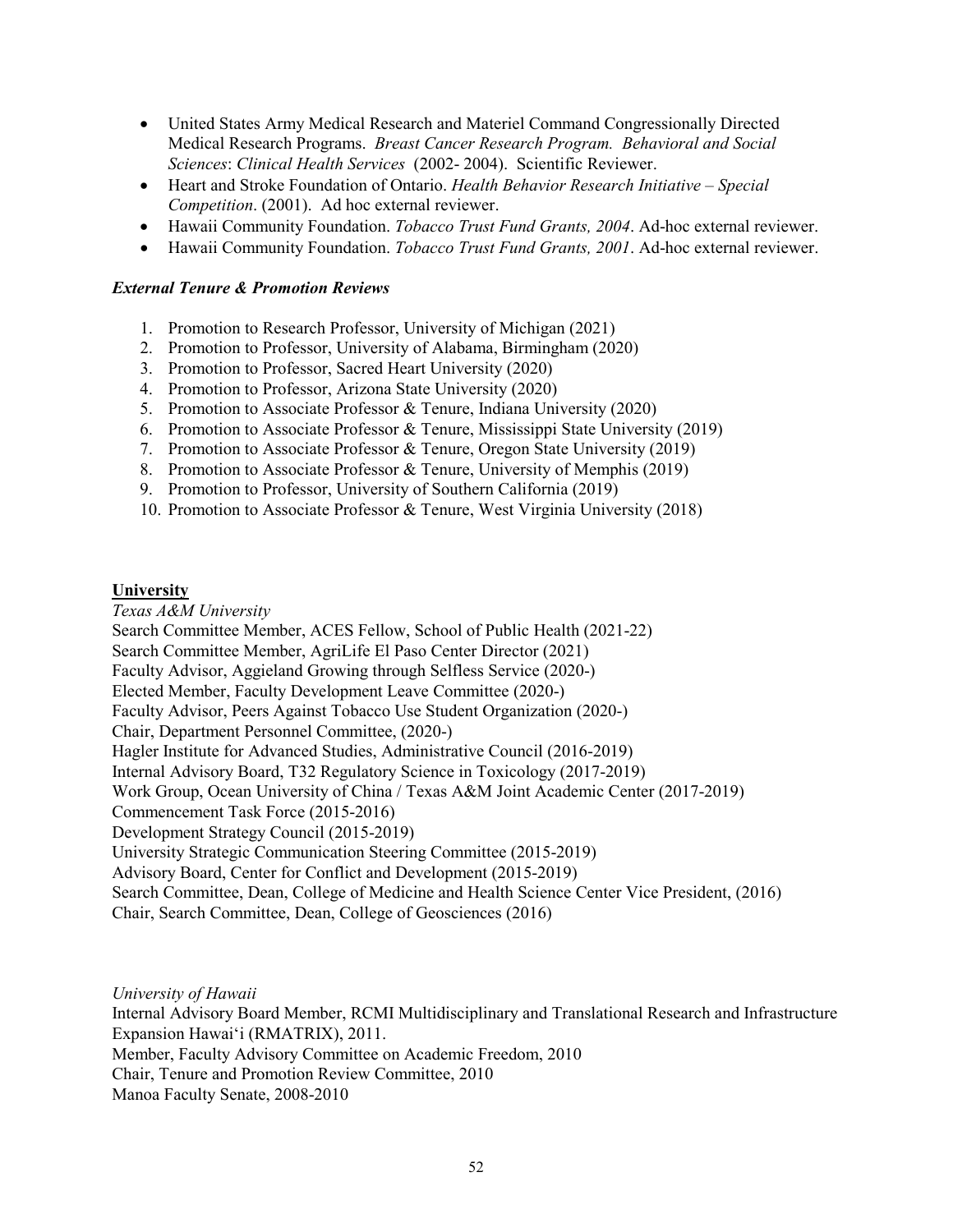- United States Army Medical Research and Materiel Command Congressionally Directed Medical Research Programs. *Breast Cancer Research Program. Behavioral and Social Sciences*: *Clinical Health Services* (2002- 2004). Scientific Reviewer.
- Heart and Stroke Foundation of Ontario. *Health Behavior Research Initiative – Special Competition*. (2001). Ad hoc external reviewer.
- Hawaii Community Foundation. *Tobacco Trust Fund Grants, 2004*. Ad-hoc external reviewer.
- Hawaii Community Foundation. *Tobacco Trust Fund Grants, 2001*. Ad-hoc external reviewer.

***External Tenure & Promotion Reviews***

1. Promotion to Research Professor, University of Michigan (2021)
2. Promotion to Professor, University of Alabama, Birmingham (2020)
3. Promotion to Professor, Sacred Heart University (2020)
4. Promotion to Professor, Arizona State University (2020)
5. Promotion to Associate Professor & Tenure, Indiana University (2020)
6. Promotion to Associate Professor & Tenure, Mississippi State University (2019)
7. Promotion to Associate Professor & Tenure, Oregon State University (2019)
8. Promotion to Associate Professor & Tenure, University of Memphis (2019)
9. Promotion to Professor, University of Southern California (2019)
10. Promotion to Associate Professor & Tenure, West Virginia University (2018)

**University**

*Texas A&M University*

Search Committee Member, ACES Fellow, School of Public Health (2021-22)
Search Committee Member, AgriLife El Paso Center Director (2021)
Faculty Advisor, Aggieland Growing through Selfless Service (2020-)
Elected Member, Faculty Development Leave Committee (2020-)
Faculty Advisor, Peers Against Tobacco Use Student Organization (2020-)
Chair, Department Personnel Committee, (2020-)
Hagler Institute for Advanced Studies, Administrative Council (2016-2019)
Internal Advisory Board, T32 Regulatory Science in Toxicology (2017-2019)
Work Group, Ocean University of China / Texas A&M Joint Academic Center (2017-2019)
Commencement Task Force (2015-2016)
Development Strategy Council (2015-2019)
University Strategic Communication Steering Committee (2015-2019)
Advisory Board, Center for Conflict and Development (2015-2019)
Search Committee, Dean, College of Medicine and Health Science Center Vice President, (2016)
Chair, Search Committee, Dean, College of Geosciences (2016)

*University of Hawaii*

Internal Advisory Board Member, RCMI Multidisciplinary and Translational Research and Infrastructure Expansion Hawai'i (RMATRIX), 2011.
Member, Faculty Advisory Committee on Academic Freedom, 2010
Chair, Tenure and Promotion Review Committee, 2010
Manoa Faculty Senate, 2008-2010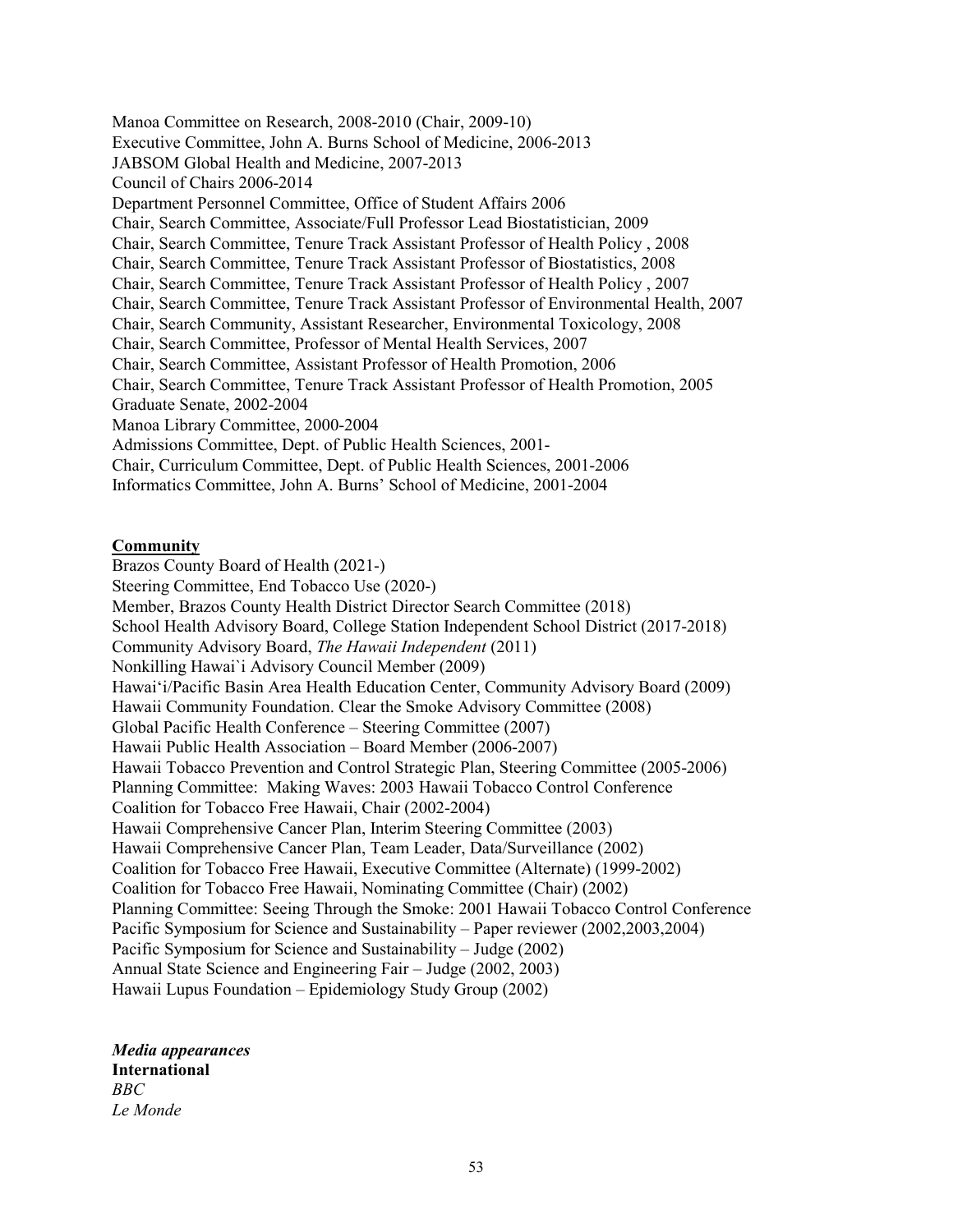Manoa Committee on Research, 2008-2010 (Chair, 2009-10)
Executive Committee, John A. Burns School of Medicine, 2006-2013
JABSOM Global Health and Medicine, 2007-2013
Council of Chairs 2006-2014
Department Personnel Committee, Office of Student Affairs 2006
Chair, Search Committee, Associate/Full Professor Lead Biostatistician, 2009
Chair, Search Committee, Tenure Track Assistant Professor of Health Policy , 2008
Chair, Search Committee, Tenure Track Assistant Professor of Biostatistics, 2008
Chair, Search Committee, Tenure Track Assistant Professor of Health Policy , 2007
Chair, Search Committee, Tenure Track Assistant Professor of Environmental Health, 2007
Chair, Search Community, Assistant Researcher, Environmental Toxicology, 2008
Chair, Search Committee, Professor of Mental Health Services, 2007
Chair, Search Committee, Assistant Professor of Health Promotion, 2006
Chair, Search Committee, Tenure Track Assistant Professor of Health Promotion, 2005
Graduate Senate, 2002-2004
Manoa Library Committee, 2000-2004
Admissions Committee, Dept. of Public Health Sciences, 2001-
Chair, Curriculum Committee, Dept. of Public Health Sciences, 2001-2006
Informatics Committee, John A. Burns' School of Medicine, 2001-2004

**Community**

Brazos County Board of Health (2021-)
Steering Committee, End Tobacco Use (2020-)
Member, Brazos County Health District Director Search Committee (2018)
School Health Advisory Board, College Station Independent School District (2017-2018)
Community Advisory Board, *The Hawaii Independent* (2011)
Nonkilling Hawai`i Advisory Council Member (2009)
Hawai'i/Pacific Basin Area Health Education Center, Community Advisory Board (2009)
Hawaii Community Foundation. Clear the Smoke Advisory Committee (2008)
Global Pacific Health Conference – Steering Committee (2007)
Hawaii Public Health Association – Board Member (2006-2007)
Hawaii Tobacco Prevention and Control Strategic Plan, Steering Committee (2005-2006)
Planning Committee: Making Waves: 2003 Hawaii Tobacco Control Conference
Coalition for Tobacco Free Hawaii, Chair (2002-2004)
Hawaii Comprehensive Cancer Plan, Interim Steering Committee (2003)
Hawaii Comprehensive Cancer Plan, Team Leader, Data/Surveillance (2002)
Coalition for Tobacco Free Hawaii, Executive Committee (Alternate) (1999-2002)
Coalition for Tobacco Free Hawaii, Nominating Committee (Chair) (2002)
Planning Committee: Seeing Through the Smoke: 2001 Hawaii Tobacco Control Conference
Pacific Symposium for Science and Sustainability – Paper reviewer (2002,2003,2004)
Pacific Symposium for Science and Sustainability – Judge (2002)
Annual State Science and Engineering Fair – Judge (2002, 2003)
Hawaii Lupus Foundation – Epidemiology Study Group (2002)

***Media appearances***

**International**

*BBC*
*Le Monde*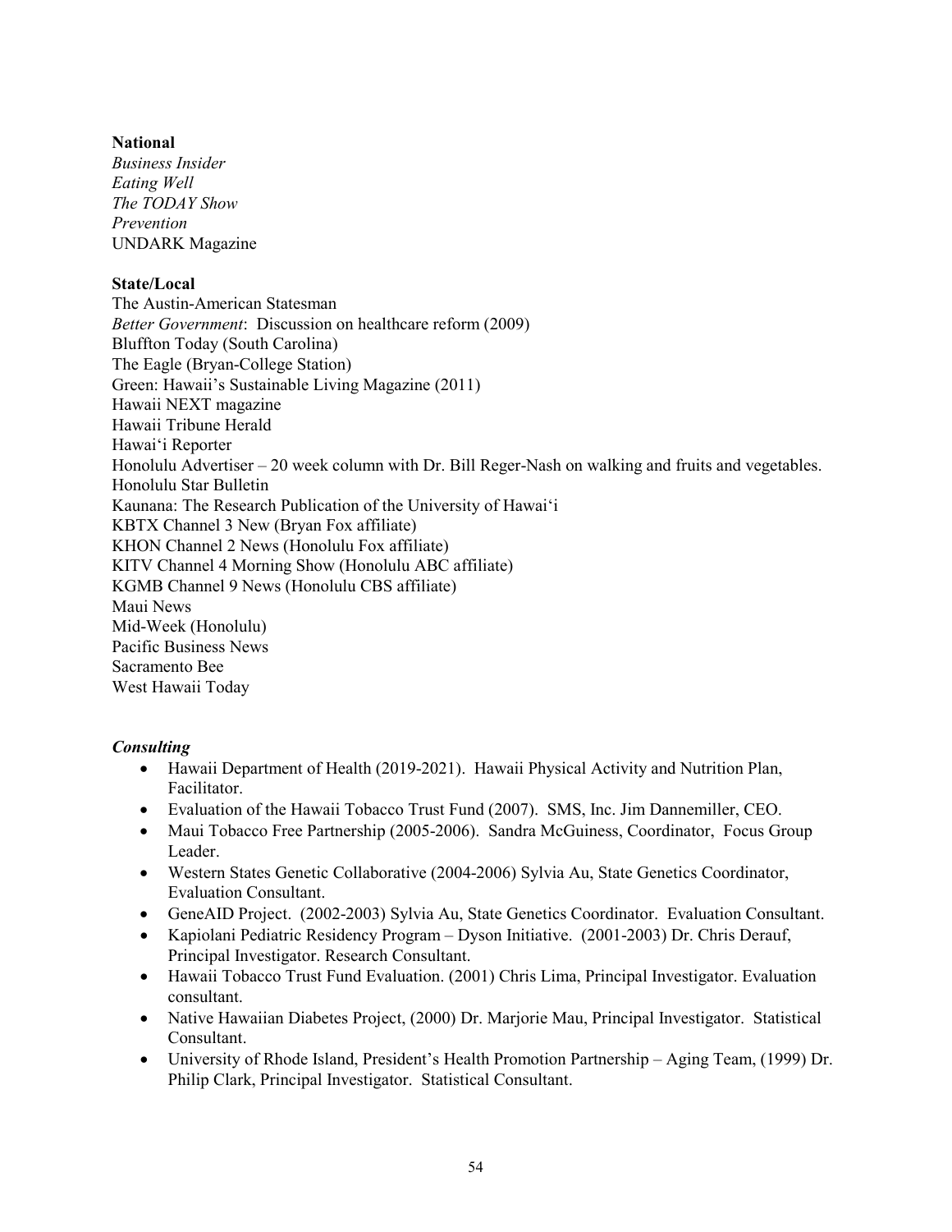**National**

*Business Insider*
*Eating Well*
*The TODAY Show*
*Prevention*
UNDARK Magazine

**State/Local**

The Austin-American Statesman
*Better Government*: Discussion on healthcare reform (2009)
Bluffton Today (South Carolina)
The Eagle (Bryan-College Station)
Green: Hawaii's Sustainable Living Magazine (2011)
Hawaii NEXT magazine
Hawaii Tribune Herald
Hawai'i Reporter
Honolulu Advertiser – 20 week column with Dr. Bill Reger-Nash on walking and fruits and vegetables.
Honolulu Star Bulletin
Kaunana: The Research Publication of the University of Hawai'i
KBTX Channel 3 New (Bryan Fox affiliate)
KHON Channel 2 News (Honolulu Fox affiliate)
KITV Channel 4 Morning Show (Honolulu ABC affiliate)
KGMB Channel 9 News (Honolulu CBS affiliate)
Maui News
Mid-Week (Honolulu)
Pacific Business News
Sacramento Bee
West Hawaii Today

***Consulting***

- Hawaii Department of Health (2019-2021). Hawaii Physical Activity and Nutrition Plan, Facilitator.
- Evaluation of the Hawaii Tobacco Trust Fund (2007). SMS, Inc. Jim Dannemiller, CEO.
- Maui Tobacco Free Partnership (2005-2006). Sandra McGuiness, Coordinator, Focus Group Leader.
- Western States Genetic Collaborative (2004-2006) Sylvia Au, State Genetics Coordinator, Evaluation Consultant.
- GeneAID Project. (2002-2003) Sylvia Au, State Genetics Coordinator. Evaluation Consultant.
- Kapiolani Pediatric Residency Program – Dyson Initiative. (2001-2003) Dr. Chris Derauf, Principal Investigator. Research Consultant.
- Hawaii Tobacco Trust Fund Evaluation. (2001) Chris Lima, Principal Investigator. Evaluation consultant.
- Native Hawaiian Diabetes Project, (2000) Dr. Marjorie Mau, Principal Investigator. Statistical Consultant.
- University of Rhode Island, President's Health Promotion Partnership – Aging Team, (1999) Dr. Philip Clark, Principal Investigator. Statistical Consultant.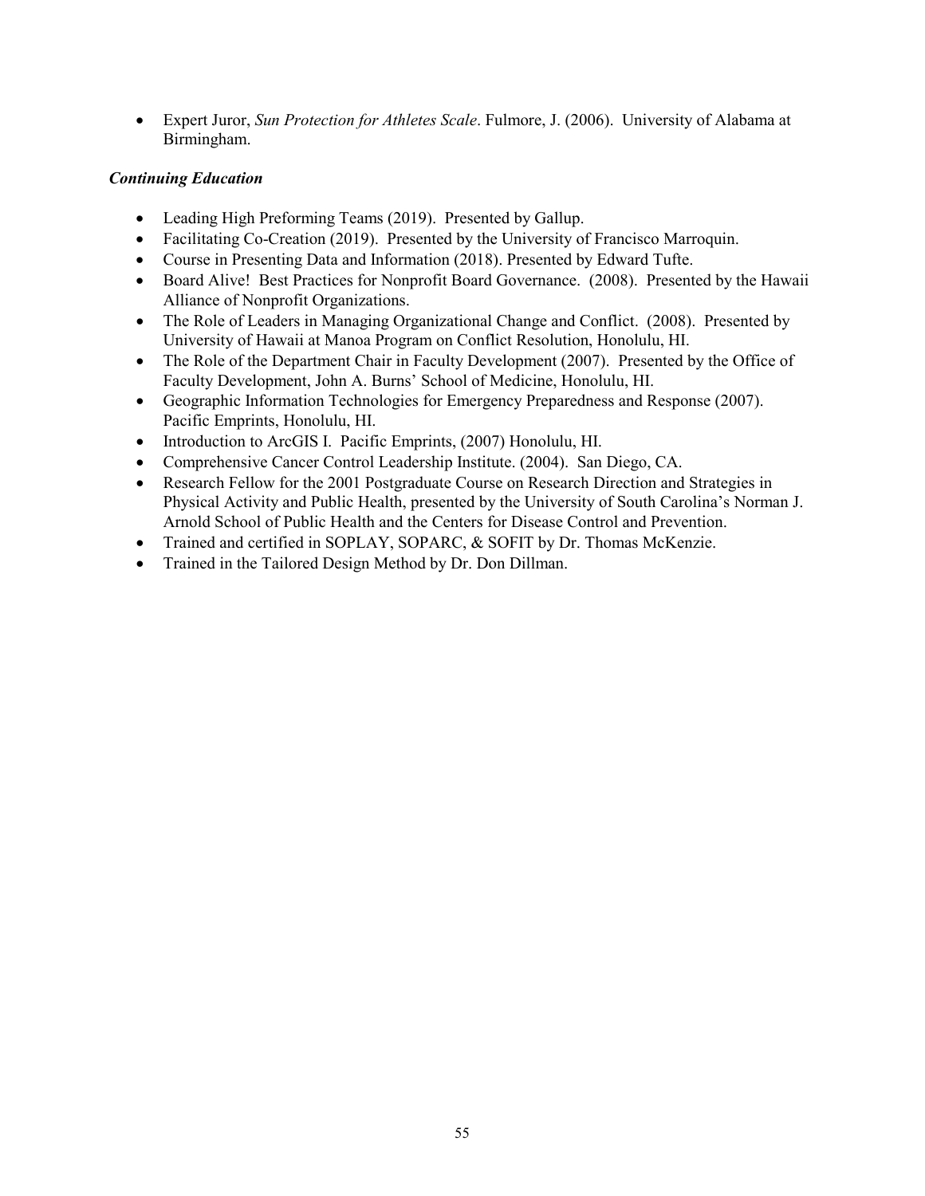- Expert Juror, *Sun Protection for Athletes Scale*. Fulmore, J. (2006). University of Alabama at Birmingham.

***Continuing Education***

- Leading High Preforming Teams (2019). Presented by Gallup.
- Facilitating Co-Creation (2019). Presented by the University of Francisco Marroquin.
- Course in Presenting Data and Information (2018). Presented by Edward Tufte.
- Board Alive! Best Practices for Nonprofit Board Governance. (2008). Presented by the Hawaii Alliance of Nonprofit Organizations.
- The Role of Leaders in Managing Organizational Change and Conflict. (2008). Presented by University of Hawaii at Manoa Program on Conflict Resolution, Honolulu, HI.
- The Role of the Department Chair in Faculty Development (2007). Presented by the Office of Faculty Development, John A. Burns' School of Medicine, Honolulu, HI.
- Geographic Information Technologies for Emergency Preparedness and Response (2007). Pacific Emprints, Honolulu, HI.
- Introduction to ArcGIS I. Pacific Emprints, (2007) Honolulu, HI.
- Comprehensive Cancer Control Leadership Institute. (2004). San Diego, CA.
- Research Fellow for the 2001 Postgraduate Course on Research Direction and Strategies in Physical Activity and Public Health, presented by the University of South Carolina's Norman J. Arnold School of Public Health and the Centers for Disease Control and Prevention.
- Trained and certified in SOPLAY, SOPARC, & SOFIT by Dr. Thomas McKenzie.
- Trained in the Tailored Design Method by Dr. Don Dillman.